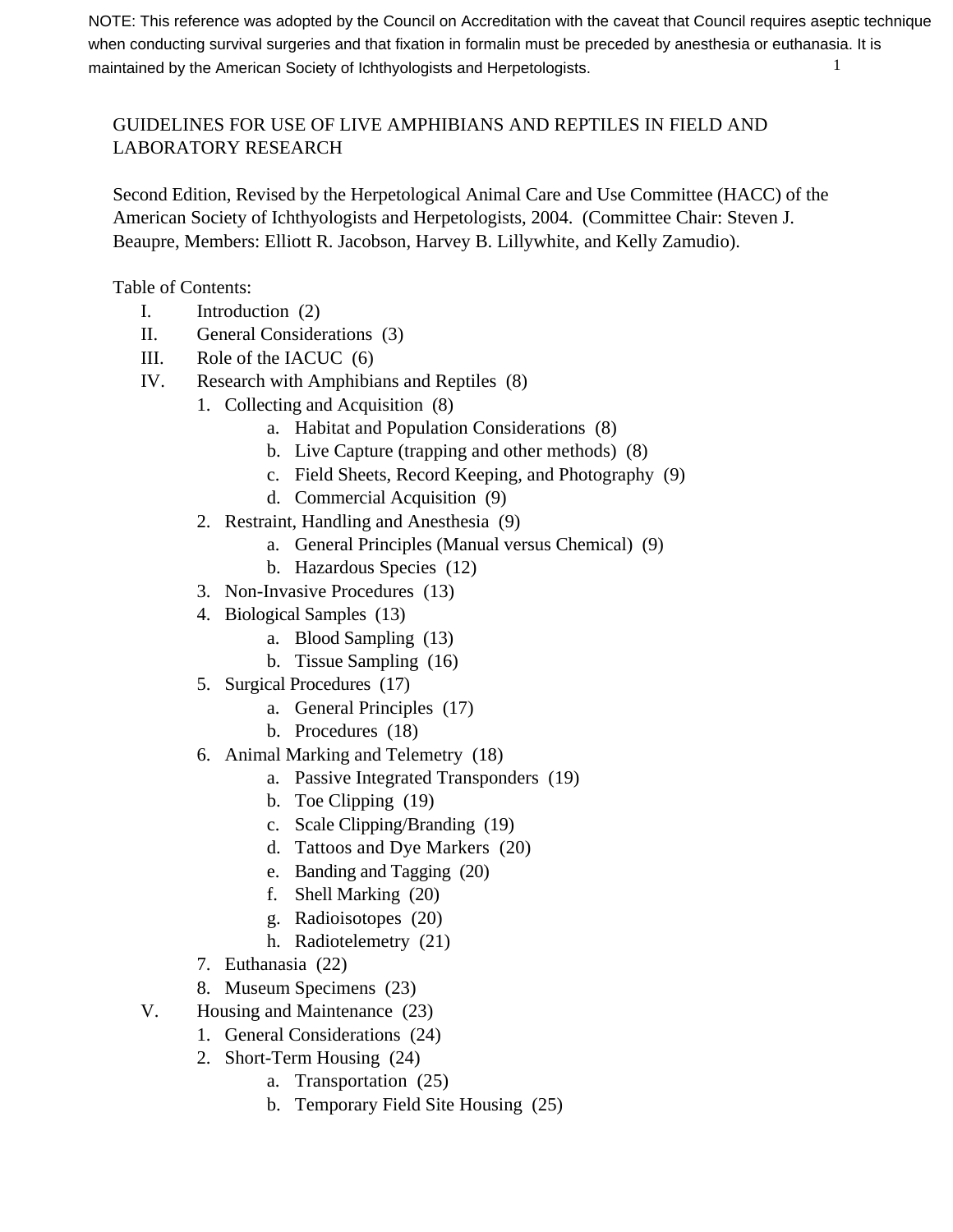NOTE: This reference was adopted by the Council on Accreditation with the caveat that Council requires aseptic technique when conducting survival surgeries and that fixation in formalin must be preceded by anesthesia or euthanasia. It is maintained by the American Society of Ichthyologists and Herpetologists.

# GUIDELINES FOR USE OF LIVE AMPHIBIANS AND REPTILES IN FIELD AND LABORATORY RESEARCH

Second Edition, Revised by the Herpetological Animal Care and Use Committee (HACC) of the American Society of Ichthyologists and Herpetologists, 2004. (Committee Chair: Steven J. Beaupre, Members: Elliott R. Jacobson, Harvey B. Lillywhite, and Kelly Zamudio).

Table of Contents:

- I. Introduction (2)
- II. General Considerations (3)
- III. Role of the IACUC (6)
- IV. Research with Amphibians and Reptiles (8)
  1. Collecting and Acquisition (8)
     - a. Habitat and Population Considerations (8)
     - b. Live Capture (trapping and other methods) (8)
     - c. Field Sheets, Record Keeping, and Photography (9)
     - d. Commercial Acquisition (9)
  2. Restraint, Handling and Anesthesia (9)
     - a. General Principles (Manual versus Chemical) (9)
     - b. Hazardous Species (12)
  3. Non-Invasive Procedures (13)
  4. Biological Samples (13)
     - a. Blood Sampling (13)
     - b. Tissue Sampling (16)
  5. Surgical Procedures (17)
     - a. General Principles (17)
     - b. Procedures (18)
  6. Animal Marking and Telemetry (18)
     - a. Passive Integrated Transponders (19)
     - b. Toe Clipping (19)
     - c. Scale Clipping/Branding (19)
     - d. Tattoos and Dye Markers (20)
     - e. Banding and Tagging (20)
     - f. Shell Marking (20)
     - g. Radioisotopes (20)
     - h. Radiotelemetry (21)
  7. Euthanasia (22)
  8. Museum Specimens (23)
- V. Housing and Maintenance (23)
  1. General Considerations (24)
  2. Short-Term Housing (24)
     - a. Transportation (25)
     - b. Temporary Field Site Housing (25)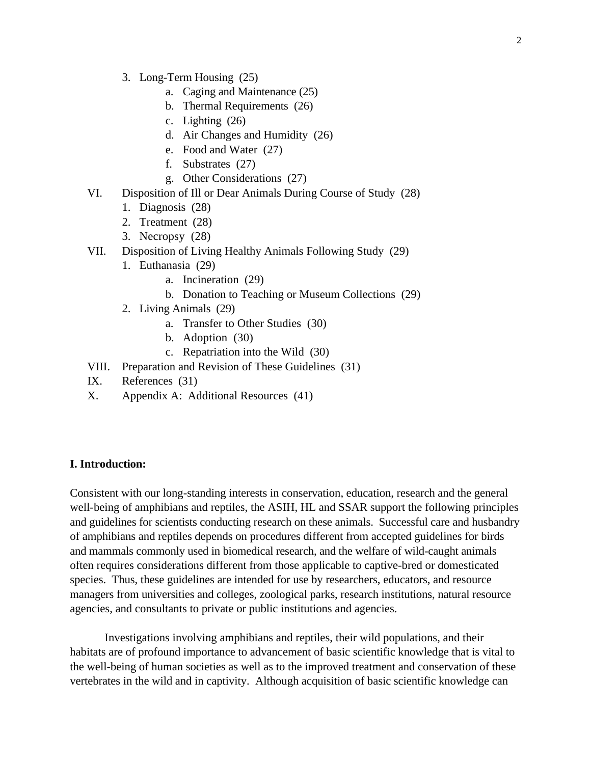3. Long-Term Housing (25)
    a. Caging and Maintenance (25)
    b. Thermal Requirements (26)
    c. Lighting (26)
    d. Air Changes and Humidity (26)
    e. Food and Water (27)
    f. Substrates (27)
    g. Other Considerations (27)

VI. Disposition of Ill or Dear Animals During Course of Study (28)
  1. Diagnosis (28)
  2. Treatment (28)
  3. Necropsy (28)

VII. Disposition of Living Healthy Animals Following Study (29)
  1. Euthanasia (29)
    a. Incineration (29)
    b. Donation to Teaching or Museum Collections (29)
  2. Living Animals (29)
    a. Transfer to Other Studies (30)
    b. Adoption (30)
    c. Repatriation into the Wild (30)

VIII. Preparation and Revision of These Guidelines (31)

IX. References (31)

X. Appendix A: Additional Resources (41)

## I. Introduction:

Consistent with our long-standing interests in conservation, education, research and the general well-being of amphibians and reptiles, the ASIH, HL and SSAR support the following principles and guidelines for scientists conducting research on these animals. Successful care and husbandry of amphibians and reptiles depends on procedures different from accepted guidelines for birds and mammals commonly used in biomedical research, and the welfare of wild-caught animals often requires considerations different from those applicable to captive-bred or domesticated species. Thus, these guidelines are intended for use by researchers, educators, and resource managers from universities and colleges, zoological parks, research institutions, natural resource agencies, and consultants to private or public institutions and agencies.

Investigations involving amphibians and reptiles, their wild populations, and their habitats are of profound importance to advancement of basic scientific knowledge that is vital to the well-being of human societies as well as to the improved treatment and conservation of these vertebrates in the wild and in captivity. Although acquisition of basic scientific knowledge can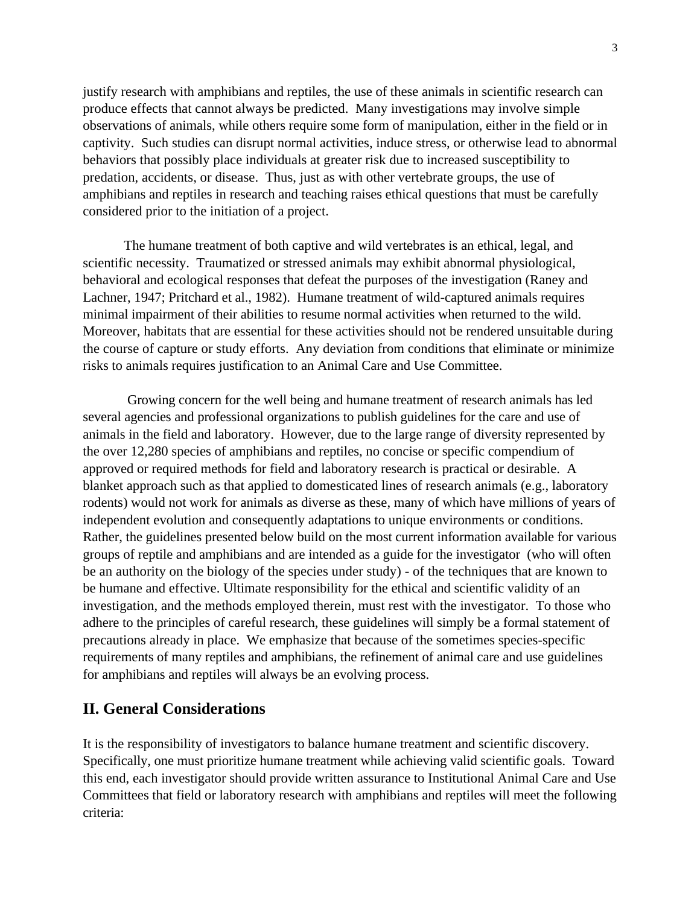justify research with amphibians and reptiles, the use of these animals in scientific research can produce effects that cannot always be predicted. Many investigations may involve simple observations of animals, while others require some form of manipulation, either in the field or in captivity. Such studies can disrupt normal activities, induce stress, or otherwise lead to abnormal behaviors that possibly place individuals at greater risk due to increased susceptibility to predation, accidents, or disease. Thus, just as with other vertebrate groups, the use of amphibians and reptiles in research and teaching raises ethical questions that must be carefully considered prior to the initiation of a project.

The humane treatment of both captive and wild vertebrates is an ethical, legal, and scientific necessity. Traumatized or stressed animals may exhibit abnormal physiological, behavioral and ecological responses that defeat the purposes of the investigation (Raney and Lachner, 1947; Pritchard et al., 1982). Humane treatment of wild-captured animals requires minimal impairment of their abilities to resume normal activities when returned to the wild. Moreover, habitats that are essential for these activities should not be rendered unsuitable during the course of capture or study efforts. Any deviation from conditions that eliminate or minimize risks to animals requires justification to an Animal Care and Use Committee.

Growing concern for the well being and humane treatment of research animals has led several agencies and professional organizations to publish guidelines for the care and use of animals in the field and laboratory. However, due to the large range of diversity represented by the over 12,280 species of amphibians and reptiles, no concise or specific compendium of approved or required methods for field and laboratory research is practical or desirable. A blanket approach such as that applied to domesticated lines of research animals (e.g., laboratory rodents) would not work for animals as diverse as these, many of which have millions of years of independent evolution and consequently adaptations to unique environments or conditions. Rather, the guidelines presented below build on the most current information available for various groups of reptile and amphibians and are intended as a guide for the investigator (who will often be an authority on the biology of the species under study) - of the techniques that are known to be humane and effective. Ultimate responsibility for the ethical and scientific validity of an investigation, and the methods employed therein, must rest with the investigator. To those who adhere to the principles of careful research, these guidelines will simply be a formal statement of precautions already in place. We emphasize that because of the sometimes species-specific requirements of many reptiles and amphibians, the refinement of animal care and use guidelines for amphibians and reptiles will always be an evolving process.

## II. General Considerations

It is the responsibility of investigators to balance humane treatment and scientific discovery. Specifically, one must prioritize humane treatment while achieving valid scientific goals. Toward this end, each investigator should provide written assurance to Institutional Animal Care and Use Committees that field or laboratory research with amphibians and reptiles will meet the following criteria: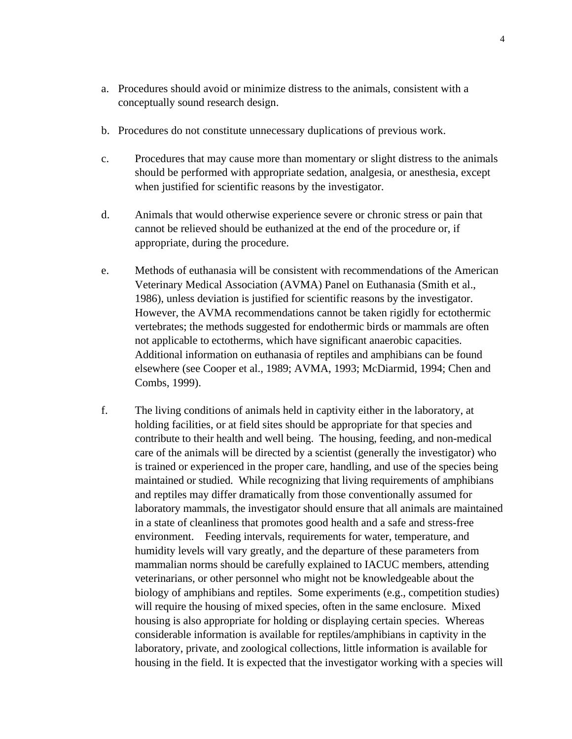a. Procedures should avoid or minimize distress to the animals, consistent with a conceptually sound research design.

b. Procedures do not constitute unnecessary duplications of previous work.

c. Procedures that may cause more than momentary or slight distress to the animals should be performed with appropriate sedation, analgesia, or anesthesia, except when justified for scientific reasons by the investigator.

d. Animals that would otherwise experience severe or chronic stress or pain that cannot be relieved should be euthanized at the end of the procedure or, if appropriate, during the procedure.

e. Methods of euthanasia will be consistent with recommendations of the American Veterinary Medical Association (AVMA) Panel on Euthanasia (Smith et al., 1986), unless deviation is justified for scientific reasons by the investigator. However, the AVMA recommendations cannot be taken rigidly for ectothermic vertebrates; the methods suggested for endothermic birds or mammals are often not applicable to ectotherms, which have significant anaerobic capacities. Additional information on euthanasia of reptiles and amphibians can be found elsewhere (see Cooper et al., 1989; AVMA, 1993; McDiarmid, 1994; Chen and Combs, 1999).

f. The living conditions of animals held in captivity either in the laboratory, at holding facilities, or at field sites should be appropriate for that species and contribute to their health and well being. The housing, feeding, and non-medical care of the animals will be directed by a scientist (generally the investigator) who is trained or experienced in the proper care, handling, and use of the species being maintained or studied. While recognizing that living requirements of amphibians and reptiles may differ dramatically from those conventionally assumed for laboratory mammals, the investigator should ensure that all animals are maintained in a state of cleanliness that promotes good health and a safe and stress-free environment. Feeding intervals, requirements for water, temperature, and humidity levels will vary greatly, and the departure of these parameters from mammalian norms should be carefully explained to IACUC members, attending veterinarians, or other personnel who might not be knowledgeable about the biology of amphibians and reptiles. Some experiments (e.g., competition studies) will require the housing of mixed species, often in the same enclosure. Mixed housing is also appropriate for holding or displaying certain species. Whereas considerable information is available for reptiles/amphibians in captivity in the laboratory, private, and zoological collections, little information is available for housing in the field. It is expected that the investigator working with a species will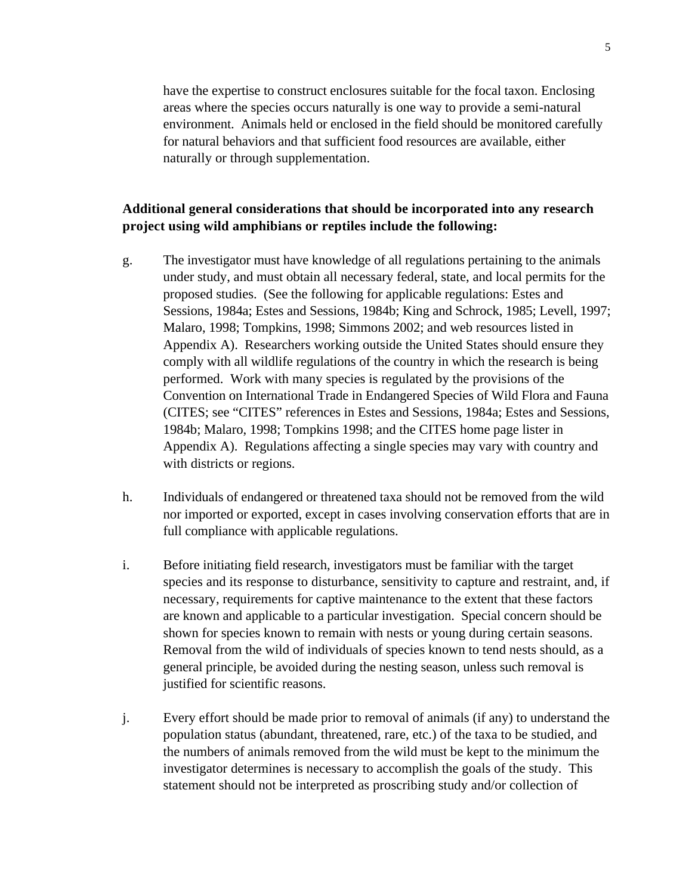have the expertise to construct enclosures suitable for the focal taxon. Enclosing areas where the species occurs naturally is one way to provide a semi-natural environment. Animals held or enclosed in the field should be monitored carefully for natural behaviors and that sufficient food resources are available, either naturally or through supplementation.

**Additional general considerations that should be incorporated into any research project using wild amphibians or reptiles include the following:**

g. The investigator must have knowledge of all regulations pertaining to the animals under study, and must obtain all necessary federal, state, and local permits for the proposed studies. (See the following for applicable regulations: Estes and Sessions, 1984a; Estes and Sessions, 1984b; King and Schrock, 1985; Levell, 1997; Malaro, 1998; Tompkins, 1998; Simmons 2002; and web resources listed in Appendix A). Researchers working outside the United States should ensure they comply with all wildlife regulations of the country in which the research is being performed. Work with many species is regulated by the provisions of the Convention on International Trade in Endangered Species of Wild Flora and Fauna (CITES; see "CITES" references in Estes and Sessions, 1984a; Estes and Sessions, 1984b; Malaro, 1998; Tompkins 1998; and the CITES home page lister in Appendix A). Regulations affecting a single species may vary with country and with districts or regions.

h. Individuals of endangered or threatened taxa should not be removed from the wild nor imported or exported, except in cases involving conservation efforts that are in full compliance with applicable regulations.

i. Before initiating field research, investigators must be familiar with the target species and its response to disturbance, sensitivity to capture and restraint, and, if necessary, requirements for captive maintenance to the extent that these factors are known and applicable to a particular investigation. Special concern should be shown for species known to remain with nests or young during certain seasons. Removal from the wild of individuals of species known to tend nests should, as a general principle, be avoided during the nesting season, unless such removal is justified for scientific reasons.

j. Every effort should be made prior to removal of animals (if any) to understand the population status (abundant, threatened, rare, etc.) of the taxa to be studied, and the numbers of animals removed from the wild must be kept to the minimum the investigator determines is necessary to accomplish the goals of the study. This statement should not be interpreted as proscribing study and/or collection of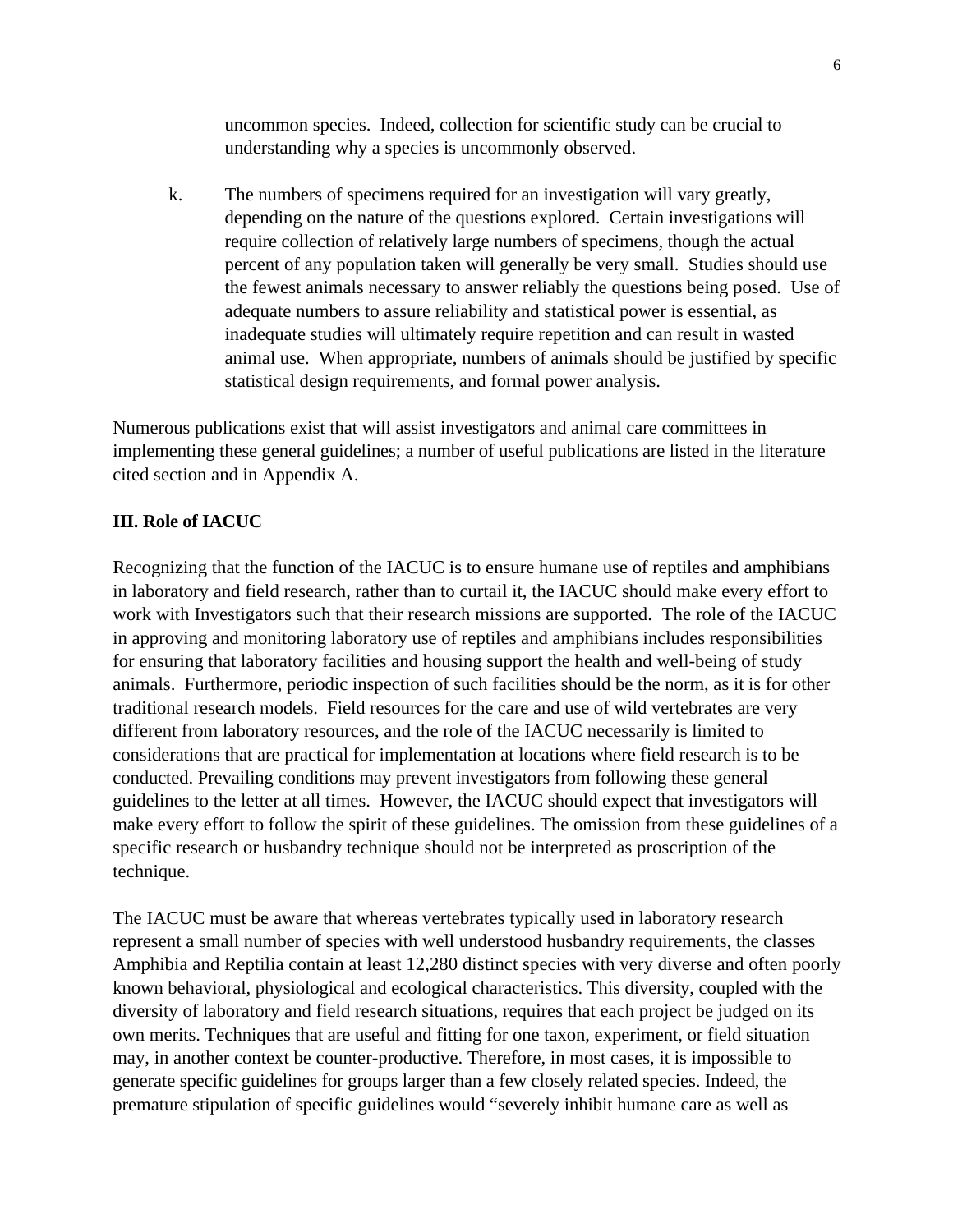uncommon species. Indeed, collection for scientific study can be crucial to understanding why a species is uncommonly observed.

k. The numbers of specimens required for an investigation will vary greatly, depending on the nature of the questions explored. Certain investigations will require collection of relatively large numbers of specimens, though the actual percent of any population taken will generally be very small. Studies should use the fewest animals necessary to answer reliably the questions being posed. Use of adequate numbers to assure reliability and statistical power is essential, as inadequate studies will ultimately require repetition and can result in wasted animal use. When appropriate, numbers of animals should be justified by specific statistical design requirements, and formal power analysis.

Numerous publications exist that will assist investigators and animal care committees in implementing these general guidelines; a number of useful publications are listed in the literature cited section and in Appendix A.

## III. Role of IACUC

Recognizing that the function of the IACUC is to ensure humane use of reptiles and amphibians in laboratory and field research, rather than to curtail it, the IACUC should make every effort to work with Investigators such that their research missions are supported. The role of the IACUC in approving and monitoring laboratory use of reptiles and amphibians includes responsibilities for ensuring that laboratory facilities and housing support the health and well-being of study animals. Furthermore, periodic inspection of such facilities should be the norm, as it is for other traditional research models. Field resources for the care and use of wild vertebrates are very different from laboratory resources, and the role of the IACUC necessarily is limited to considerations that are practical for implementation at locations where field research is to be conducted. Prevailing conditions may prevent investigators from following these general guidelines to the letter at all times. However, the IACUC should expect that investigators will make every effort to follow the spirit of these guidelines. The omission from these guidelines of a specific research or husbandry technique should not be interpreted as proscription of the technique.

The IACUC must be aware that whereas vertebrates typically used in laboratory research represent a small number of species with well understood husbandry requirements, the classes Amphibia and Reptilia contain at least 12,280 distinct species with very diverse and often poorly known behavioral, physiological and ecological characteristics. This diversity, coupled with the diversity of laboratory and field research situations, requires that each project be judged on its own merits. Techniques that are useful and fitting for one taxon, experiment, or field situation may, in another context be counter-productive. Therefore, in most cases, it is impossible to generate specific guidelines for groups larger than a few closely related species. Indeed, the premature stipulation of specific guidelines would "severely inhibit humane care as well as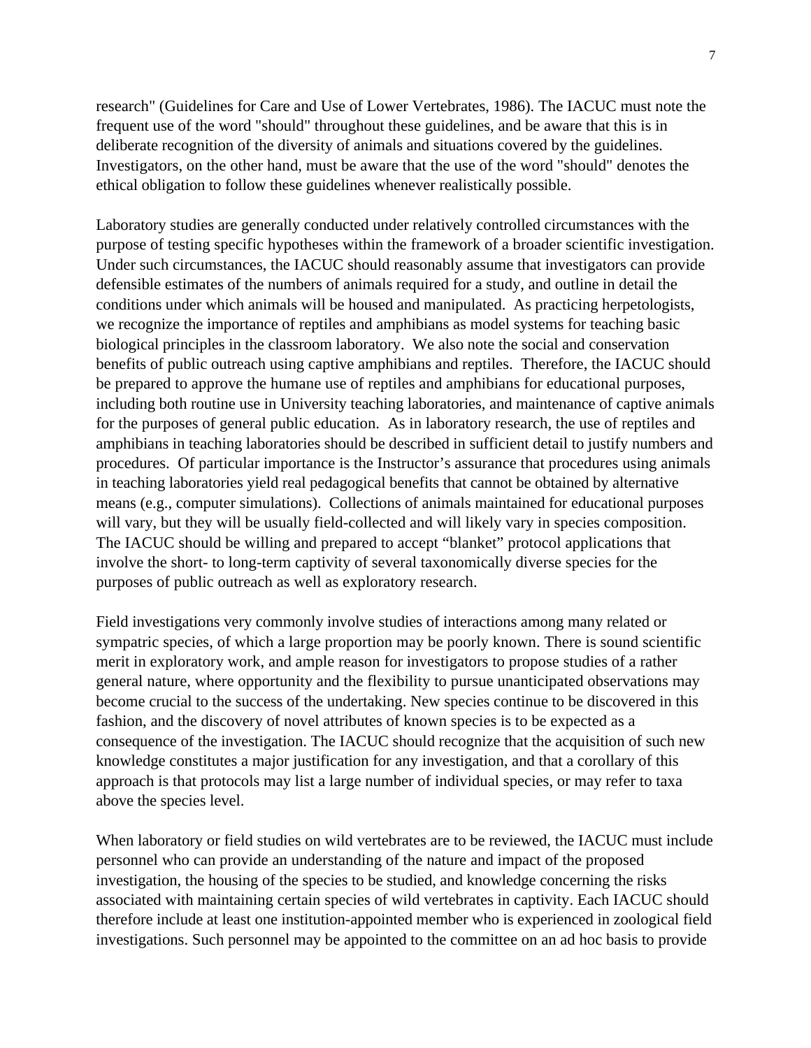research" (Guidelines for Care and Use of Lower Vertebrates, 1986). The IACUC must note the frequent use of the word "should" throughout these guidelines, and be aware that this is in deliberate recognition of the diversity of animals and situations covered by the guidelines. Investigators, on the other hand, must be aware that the use of the word "should" denotes the ethical obligation to follow these guidelines whenever realistically possible.

Laboratory studies are generally conducted under relatively controlled circumstances with the purpose of testing specific hypotheses within the framework of a broader scientific investigation. Under such circumstances, the IACUC should reasonably assume that investigators can provide defensible estimates of the numbers of animals required for a study, and outline in detail the conditions under which animals will be housed and manipulated. As practicing herpetologists, we recognize the importance of reptiles and amphibians as model systems for teaching basic biological principles in the classroom laboratory. We also note the social and conservation benefits of public outreach using captive amphibians and reptiles. Therefore, the IACUC should be prepared to approve the humane use of reptiles and amphibians for educational purposes, including both routine use in University teaching laboratories, and maintenance of captive animals for the purposes of general public education. As in laboratory research, the use of reptiles and amphibians in teaching laboratories should be described in sufficient detail to justify numbers and procedures. Of particular importance is the Instructor's assurance that procedures using animals in teaching laboratories yield real pedagogical benefits that cannot be obtained by alternative means (e.g., computer simulations). Collections of animals maintained for educational purposes will vary, but they will be usually field-collected and will likely vary in species composition. The IACUC should be willing and prepared to accept "blanket" protocol applications that involve the short- to long-term captivity of several taxonomically diverse species for the purposes of public outreach as well as exploratory research.

Field investigations very commonly involve studies of interactions among many related or sympatric species, of which a large proportion may be poorly known. There is sound scientific merit in exploratory work, and ample reason for investigators to propose studies of a rather general nature, where opportunity and the flexibility to pursue unanticipated observations may become crucial to the success of the undertaking. New species continue to be discovered in this fashion, and the discovery of novel attributes of known species is to be expected as a consequence of the investigation. The IACUC should recognize that the acquisition of such new knowledge constitutes a major justification for any investigation, and that a corollary of this approach is that protocols may list a large number of individual species, or may refer to taxa above the species level.

When laboratory or field studies on wild vertebrates are to be reviewed, the IACUC must include personnel who can provide an understanding of the nature and impact of the proposed investigation, the housing of the species to be studied, and knowledge concerning the risks associated with maintaining certain species of wild vertebrates in captivity. Each IACUC should therefore include at least one institution-appointed member who is experienced in zoological field investigations. Such personnel may be appointed to the committee on an ad hoc basis to provide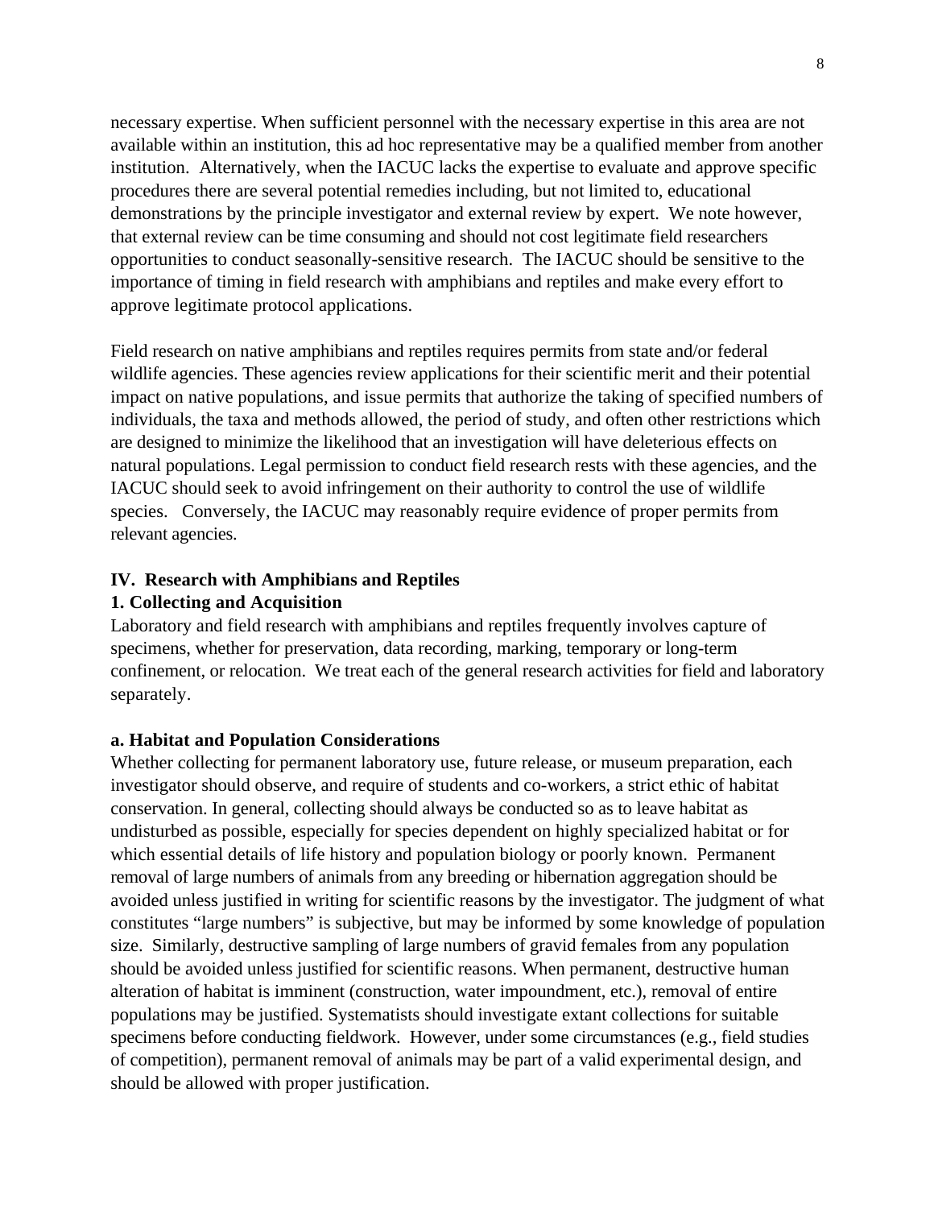necessary expertise. When sufficient personnel with the necessary expertise in this area are not available within an institution, this ad hoc representative may be a qualified member from another institution. Alternatively, when the IACUC lacks the expertise to evaluate and approve specific procedures there are several potential remedies including, but not limited to, educational demonstrations by the principle investigator and external review by expert. We note however, that external review can be time consuming and should not cost legitimate field researchers opportunities to conduct seasonally-sensitive research. The IACUC should be sensitive to the importance of timing in field research with amphibians and reptiles and make every effort to approve legitimate protocol applications.

Field research on native amphibians and reptiles requires permits from state and/or federal wildlife agencies. These agencies review applications for their scientific merit and their potential impact on native populations, and issue permits that authorize the taking of specified numbers of individuals, the taxa and methods allowed, the period of study, and often other restrictions which are designed to minimize the likelihood that an investigation will have deleterious effects on natural populations. Legal permission to conduct field research rests with these agencies, and the IACUC should seek to avoid infringement on their authority to control the use of wildlife species. Conversely, the IACUC may reasonably require evidence of proper permits from relevant agencies.

## IV. Research with Amphibians and Reptiles

### 1. Collecting and Acquisition

Laboratory and field research with amphibians and reptiles frequently involves capture of specimens, whether for preservation, data recording, marking, temporary or long-term confinement, or relocation. We treat each of the general research activities for field and laboratory separately.

#### a. Habitat and Population Considerations

Whether collecting for permanent laboratory use, future release, or museum preparation, each investigator should observe, and require of students and co-workers, a strict ethic of habitat conservation. In general, collecting should always be conducted so as to leave habitat as undisturbed as possible, especially for species dependent on highly specialized habitat or for which essential details of life history and population biology or poorly known. Permanent removal of large numbers of animals from any breeding or hibernation aggregation should be avoided unless justified in writing for scientific reasons by the investigator. The judgment of what constitutes "large numbers" is subjective, but may be informed by some knowledge of population size. Similarly, destructive sampling of large numbers of gravid females from any population should be avoided unless justified for scientific reasons. When permanent, destructive human alteration of habitat is imminent (construction, water impoundment, etc.), removal of entire populations may be justified. Systematists should investigate extant collections for suitable specimens before conducting fieldwork. However, under some circumstances (e.g., field studies of competition), permanent removal of animals may be part of a valid experimental design, and should be allowed with proper justification.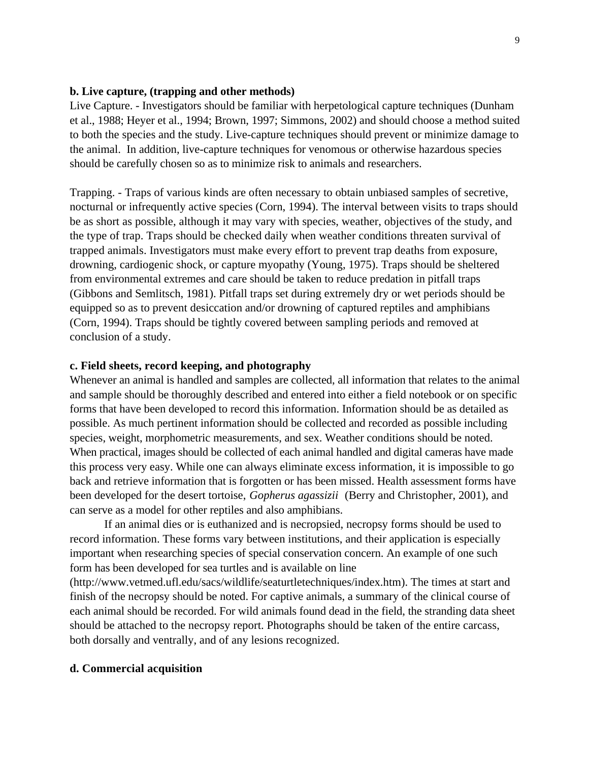**b. Live capture, (trapping and other methods)**

Live Capture. - Investigators should be familiar with herpetological capture techniques (Dunham et al., 1988; Heyer et al., 1994; Brown, 1997; Simmons, 2002) and should choose a method suited to both the species and the study. Live-capture techniques should prevent or minimize damage to the animal. In addition, live-capture techniques for venomous or otherwise hazardous species should be carefully chosen so as to minimize risk to animals and researchers.

Trapping. - Traps of various kinds are often necessary to obtain unbiased samples of secretive, nocturnal or infrequently active species (Corn, 1994). The interval between visits to traps should be as short as possible, although it may vary with species, weather, objectives of the study, and the type of trap. Traps should be checked daily when weather conditions threaten survival of trapped animals. Investigators must make every effort to prevent trap deaths from exposure, drowning, cardiogenic shock, or capture myopathy (Young, 1975). Traps should be sheltered from environmental extremes and care should be taken to reduce predation in pitfall traps (Gibbons and Semlitsch, 1981). Pitfall traps set during extremely dry or wet periods should be equipped so as to prevent desiccation and/or drowning of captured reptiles and amphibians (Corn, 1994). Traps should be tightly covered between sampling periods and removed at conclusion of a study.

**c. Field sheets, record keeping, and photography**

Whenever an animal is handled and samples are collected, all information that relates to the animal and sample should be thoroughly described and entered into either a field notebook or on specific forms that have been developed to record this information. Information should be as detailed as possible. As much pertinent information should be collected and recorded as possible including species, weight, morphometric measurements, and sex. Weather conditions should be noted. When practical, images should be collected of each animal handled and digital cameras have made this process very easy. While one can always eliminate excess information, it is impossible to go back and retrieve information that is forgotten or has been missed. Health assessment forms have been developed for the desert tortoise, *Gopherus agassizii* (Berry and Christopher, 2001), and can serve as a model for other reptiles and also amphibians.

If an animal dies or is euthanized and is necropsied, necropsy forms should be used to record information. These forms vary between institutions, and their application is especially important when researching species of special conservation concern. An example of one such form has been developed for sea turtles and is available on line (http://www.vetmed.ufl.edu/sacs/wildlife/seaturtletechniques/index.htm). The times at start and finish of the necropsy should be noted. For captive animals, a summary of the clinical course of each animal should be recorded. For wild animals found dead in the field, the stranding data sheet should be attached to the necropsy report. Photographs should be taken of the entire carcass, both dorsally and ventrally, and of any lesions recognized.

**d. Commercial acquisition**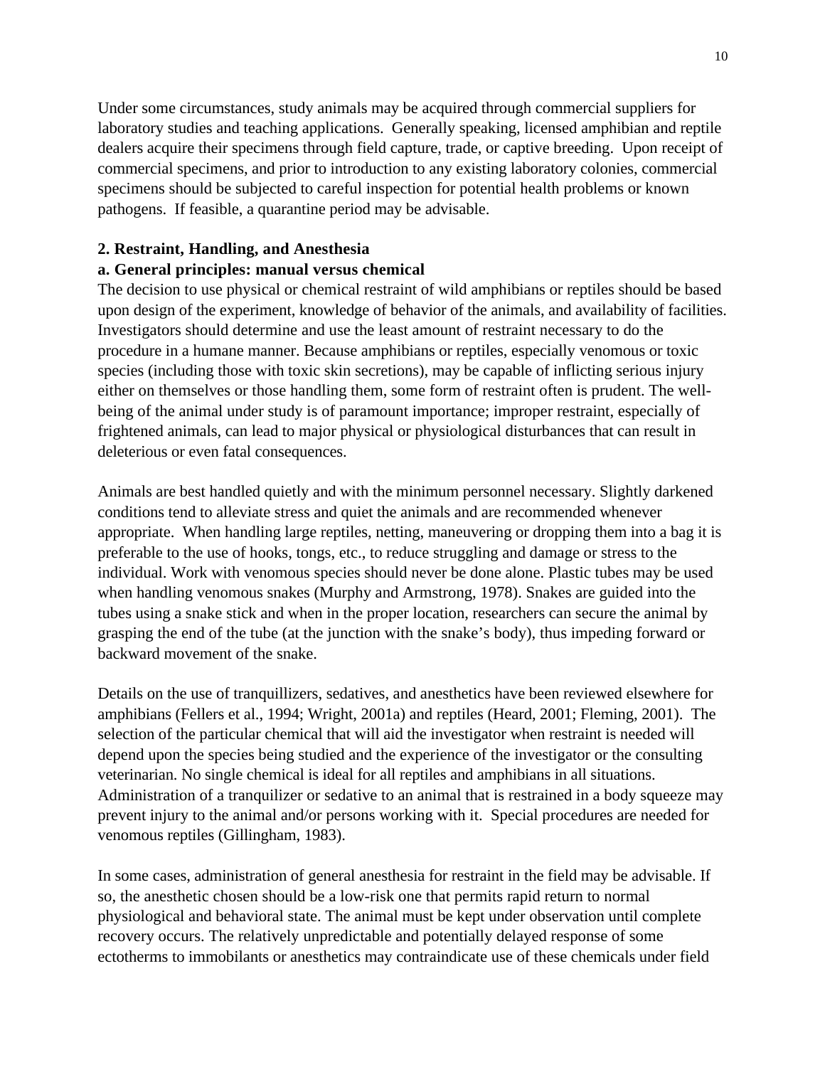Under some circumstances, study animals may be acquired through commercial suppliers for laboratory studies and teaching applications. Generally speaking, licensed amphibian and reptile dealers acquire their specimens through field capture, trade, or captive breeding. Upon receipt of commercial specimens, and prior to introduction to any existing laboratory colonies, commercial specimens should be subjected to careful inspection for potential health problems or known pathogens. If feasible, a quarantine period may be advisable.

## 2. Restraint, Handling, and Anesthesia

### a. General principles: manual versus chemical

The decision to use physical or chemical restraint of wild amphibians or reptiles should be based upon design of the experiment, knowledge of behavior of the animals, and availability of facilities. Investigators should determine and use the least amount of restraint necessary to do the procedure in a humane manner. Because amphibians or reptiles, especially venomous or toxic species (including those with toxic skin secretions), may be capable of inflicting serious injury either on themselves or those handling them, some form of restraint often is prudent. The well-being of the animal under study is of paramount importance; improper restraint, especially of frightened animals, can lead to major physical or physiological disturbances that can result in deleterious or even fatal consequences.

Animals are best handled quietly and with the minimum personnel necessary. Slightly darkened conditions tend to alleviate stress and quiet the animals and are recommended whenever appropriate. When handling large reptiles, netting, maneuvering or dropping them into a bag it is preferable to the use of hooks, tongs, etc., to reduce struggling and damage or stress to the individual. Work with venomous species should never be done alone. Plastic tubes may be used when handling venomous snakes (Murphy and Armstrong, 1978). Snakes are guided into the tubes using a snake stick and when in the proper location, researchers can secure the animal by grasping the end of the tube (at the junction with the snake's body), thus impeding forward or backward movement of the snake.

Details on the use of tranquillizers, sedatives, and anesthetics have been reviewed elsewhere for amphibians (Fellers et al., 1994; Wright, 2001a) and reptiles (Heard, 2001; Fleming, 2001). The selection of the particular chemical that will aid the investigator when restraint is needed will depend upon the species being studied and the experience of the investigator or the consulting veterinarian. No single chemical is ideal for all reptiles and amphibians in all situations. Administration of a tranquilizer or sedative to an animal that is restrained in a body squeeze may prevent injury to the animal and/or persons working with it. Special procedures are needed for venomous reptiles (Gillingham, 1983).

In some cases, administration of general anesthesia for restraint in the field may be advisable. If so, the anesthetic chosen should be a low-risk one that permits rapid return to normal physiological and behavioral state. The animal must be kept under observation until complete recovery occurs. The relatively unpredictable and potentially delayed response of some ectotherms to immobilants or anesthetics may contraindicate use of these chemicals under field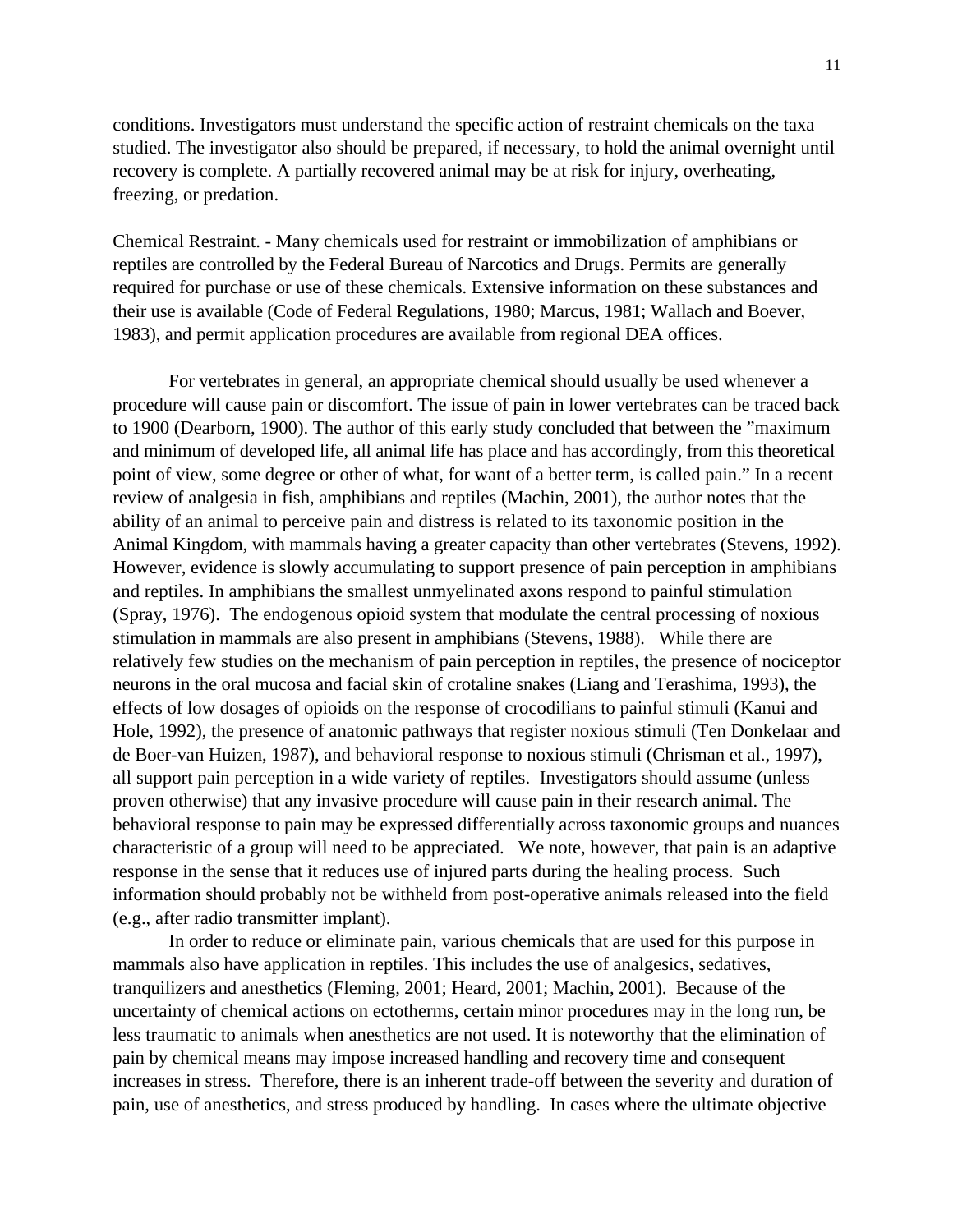conditions. Investigators must understand the specific action of restraint chemicals on the taxa studied. The investigator also should be prepared, if necessary, to hold the animal overnight until recovery is complete. A partially recovered animal may be at risk for injury, overheating, freezing, or predation.

Chemical Restraint. - Many chemicals used for restraint or immobilization of amphibians or reptiles are controlled by the Federal Bureau of Narcotics and Drugs. Permits are generally required for purchase or use of these chemicals. Extensive information on these substances and their use is available (Code of Federal Regulations, 1980; Marcus, 1981; Wallach and Boever, 1983), and permit application procedures are available from regional DEA offices.

For vertebrates in general, an appropriate chemical should usually be used whenever a procedure will cause pain or discomfort. The issue of pain in lower vertebrates can be traced back to 1900 (Dearborn, 1900). The author of this early study concluded that between the "maximum and minimum of developed life, all animal life has place and has accordingly, from this theoretical point of view, some degree or other of what, for want of a better term, is called pain." In a recent review of analgesia in fish, amphibians and reptiles (Machin, 2001), the author notes that the ability of an animal to perceive pain and distress is related to its taxonomic position in the Animal Kingdom, with mammals having a greater capacity than other vertebrates (Stevens, 1992). However, evidence is slowly accumulating to support presence of pain perception in amphibians and reptiles. In amphibians the smallest unmyelinated axons respond to painful stimulation (Spray, 1976). The endogenous opioid system that modulate the central processing of noxious stimulation in mammals are also present in amphibians (Stevens, 1988). While there are relatively few studies on the mechanism of pain perception in reptiles, the presence of nociceptor neurons in the oral mucosa and facial skin of crotaline snakes (Liang and Terashima, 1993), the effects of low dosages of opioids on the response of crocodilians to painful stimuli (Kanui and Hole, 1992), the presence of anatomic pathways that register noxious stimuli (Ten Donkelaar and de Boer-van Huizen, 1987), and behavioral response to noxious stimuli (Chrisman et al., 1997), all support pain perception in a wide variety of reptiles. Investigators should assume (unless proven otherwise) that any invasive procedure will cause pain in their research animal. The behavioral response to pain may be expressed differentially across taxonomic groups and nuances characteristic of a group will need to be appreciated. We note, however, that pain is an adaptive response in the sense that it reduces use of injured parts during the healing process. Such information should probably not be withheld from post-operative animals released into the field (e.g., after radio transmitter implant).

In order to reduce or eliminate pain, various chemicals that are used for this purpose in mammals also have application in reptiles. This includes the use of analgesics, sedatives, tranquilizers and anesthetics (Fleming, 2001; Heard, 2001; Machin, 2001). Because of the uncertainty of chemical actions on ectotherms, certain minor procedures may in the long run, be less traumatic to animals when anesthetics are not used. It is noteworthy that the elimination of pain by chemical means may impose increased handling and recovery time and consequent increases in stress. Therefore, there is an inherent trade-off between the severity and duration of pain, use of anesthetics, and stress produced by handling. In cases where the ultimate objective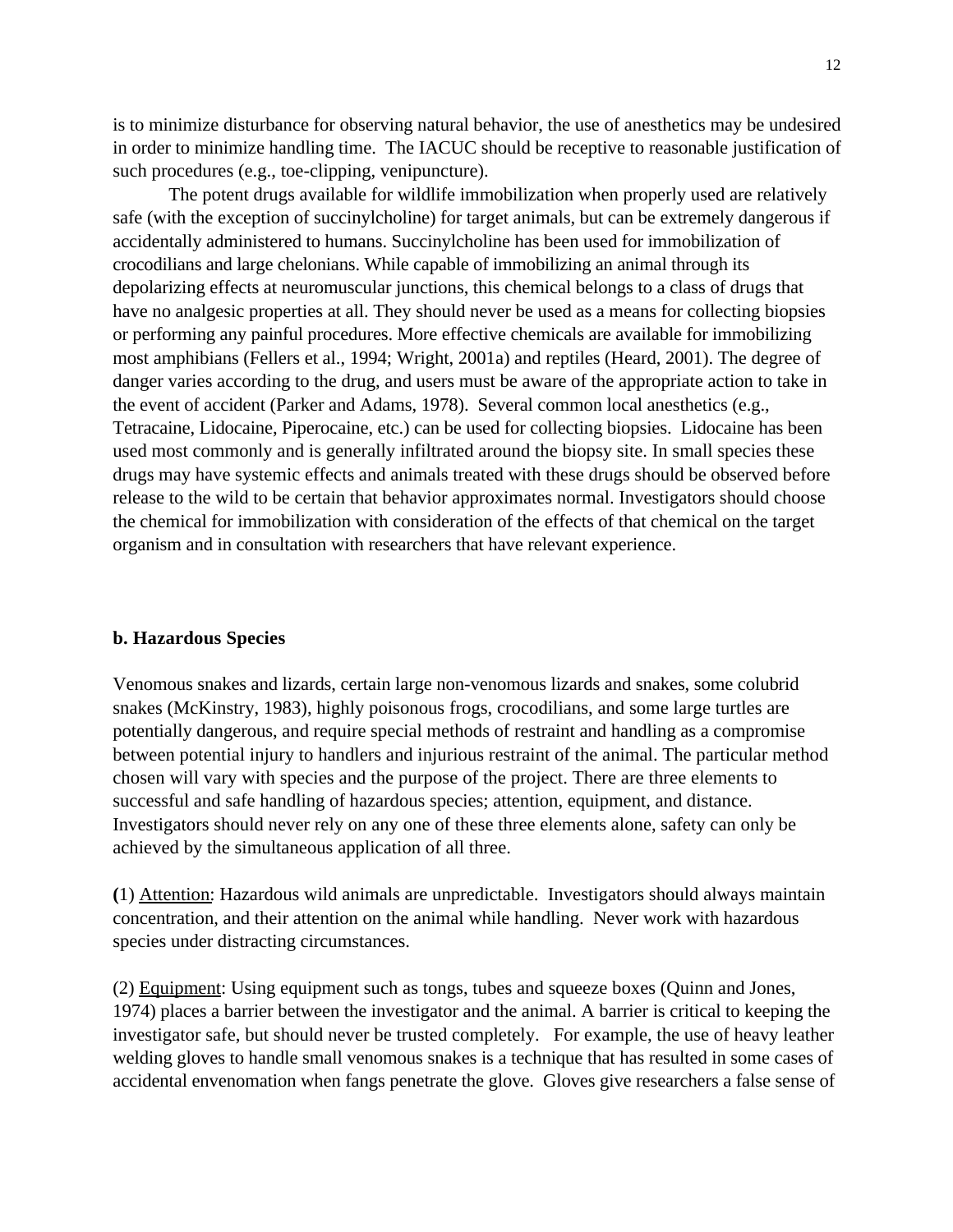is to minimize disturbance for observing natural behavior, the use of anesthetics may be undesired in order to minimize handling time. The IACUC should be receptive to reasonable justification of such procedures (e.g., toe-clipping, venipuncture).

The potent drugs available for wildlife immobilization when properly used are relatively safe (with the exception of succinylcholine) for target animals, but can be extremely dangerous if accidentally administered to humans. Succinylcholine has been used for immobilization of crocodilians and large chelonians. While capable of immobilizing an animal through its depolarizing effects at neuromuscular junctions, this chemical belongs to a class of drugs that have no analgesic properties at all. They should never be used as a means for collecting biopsies or performing any painful procedures. More effective chemicals are available for immobilizing most amphibians (Fellers et al., 1994; Wright, 2001a) and reptiles (Heard, 2001). The degree of danger varies according to the drug, and users must be aware of the appropriate action to take in the event of accident (Parker and Adams, 1978). Several common local anesthetics (e.g., Tetracaine, Lidocaine, Piperocaine, etc.) can be used for collecting biopsies. Lidocaine has been used most commonly and is generally infiltrated around the biopsy site. In small species these drugs may have systemic effects and animals treated with these drugs should be observed before release to the wild to be certain that behavior approximates normal. Investigators should choose the chemical for immobilization with consideration of the effects of that chemical on the target organism and in consultation with researchers that have relevant experience.

### b. Hazardous Species

Venomous snakes and lizards, certain large non-venomous lizards and snakes, some colubrid snakes (McKinstry, 1983), highly poisonous frogs, crocodilians, and some large turtles are potentially dangerous, and require special methods of restraint and handling as a compromise between potential injury to handlers and injurious restraint of the animal. The particular method chosen will vary with species and the purpose of the project. There are three elements to successful and safe handling of hazardous species; attention, equipment, and distance. Investigators should never rely on any one of these three elements alone, safety can only be achieved by the simultaneous application of all three.

(1) Attention: Hazardous wild animals are unpredictable. Investigators should always maintain concentration, and their attention on the animal while handling. Never work with hazardous species under distracting circumstances.

(2) Equipment: Using equipment such as tongs, tubes and squeeze boxes (Quinn and Jones, 1974) places a barrier between the investigator and the animal. A barrier is critical to keeping the investigator safe, but should never be trusted completely. For example, the use of heavy leather welding gloves to handle small venomous snakes is a technique that has resulted in some cases of accidental envenomation when fangs penetrate the glove. Gloves give researchers a false sense of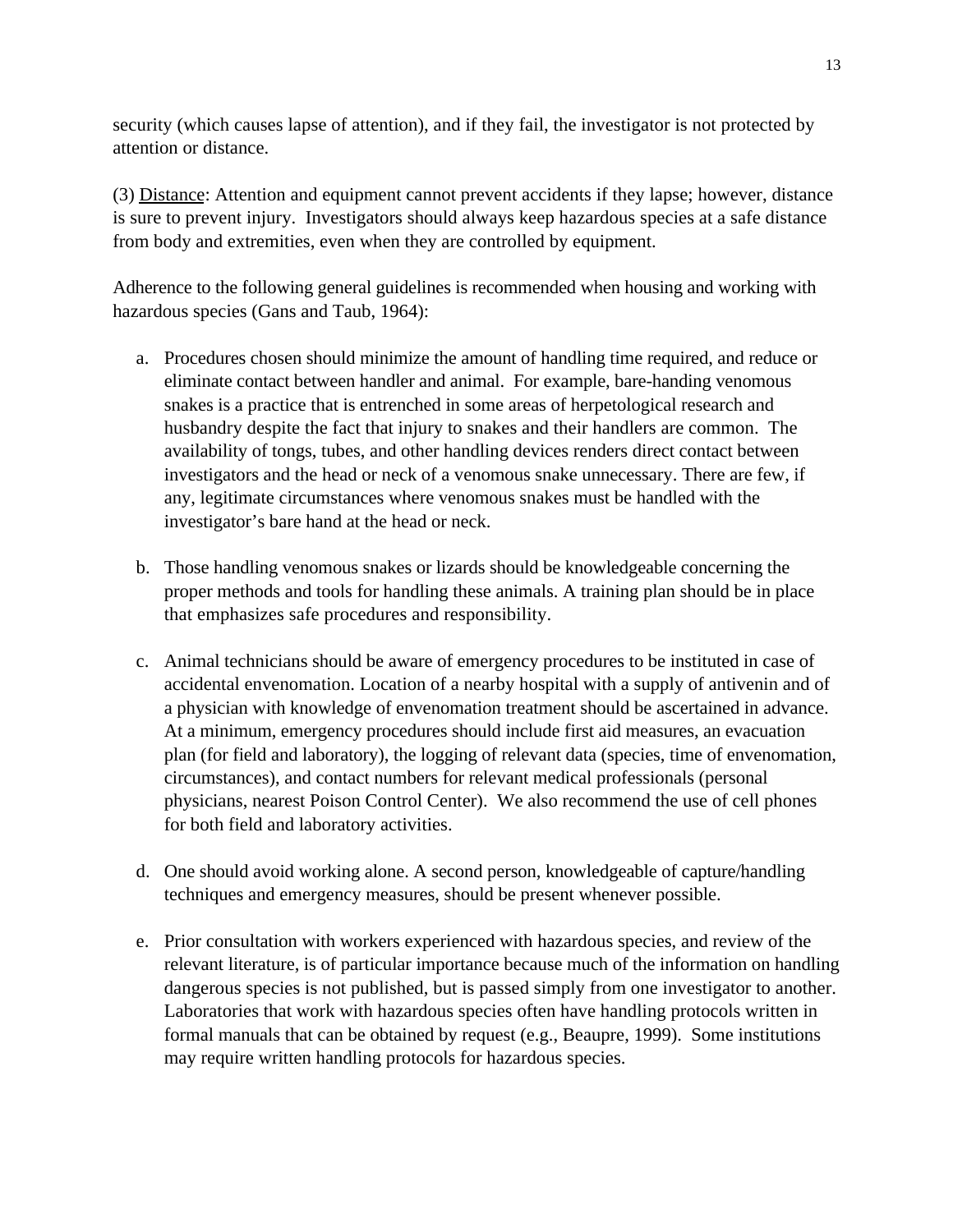security (which causes lapse of attention), and if they fail, the investigator is not protected by attention or distance.

(3) <u>Distance</u>: Attention and equipment cannot prevent accidents if they lapse; however, distance is sure to prevent injury. Investigators should always keep hazardous species at a safe distance from body and extremities, even when they are controlled by equipment.

Adherence to the following general guidelines is recommended when housing and working with hazardous species (Gans and Taub, 1964):

a. Procedures chosen should minimize the amount of handling time required, and reduce or eliminate contact between handler and animal. For example, bare-handing venomous snakes is a practice that is entrenched in some areas of herpetological research and husbandry despite the fact that injury to snakes and their handlers are common. The availability of tongs, tubes, and other handling devices renders direct contact between investigators and the head or neck of a venomous snake unnecessary. There are few, if any, legitimate circumstances where venomous snakes must be handled with the investigator's bare hand at the head or neck.

b. Those handling venomous snakes or lizards should be knowledgeable concerning the proper methods and tools for handling these animals. A training plan should be in place that emphasizes safe procedures and responsibility.

c. Animal technicians should be aware of emergency procedures to be instituted in case of accidental envenomation. Location of a nearby hospital with a supply of antivenin and of a physician with knowledge of envenomation treatment should be ascertained in advance. At a minimum, emergency procedures should include first aid measures, an evacuation plan (for field and laboratory), the logging of relevant data (species, time of envenomation, circumstances), and contact numbers for relevant medical professionals (personal physicians, nearest Poison Control Center). We also recommend the use of cell phones for both field and laboratory activities.

d. One should avoid working alone. A second person, knowledgeable of capture/handling techniques and emergency measures, should be present whenever possible.

e. Prior consultation with workers experienced with hazardous species, and review of the relevant literature, is of particular importance because much of the information on handling dangerous species is not published, but is passed simply from one investigator to another. Laboratories that work with hazardous species often have handling protocols written in formal manuals that can be obtained by request (e.g., Beaupre, 1999). Some institutions may require written handling protocols for hazardous species.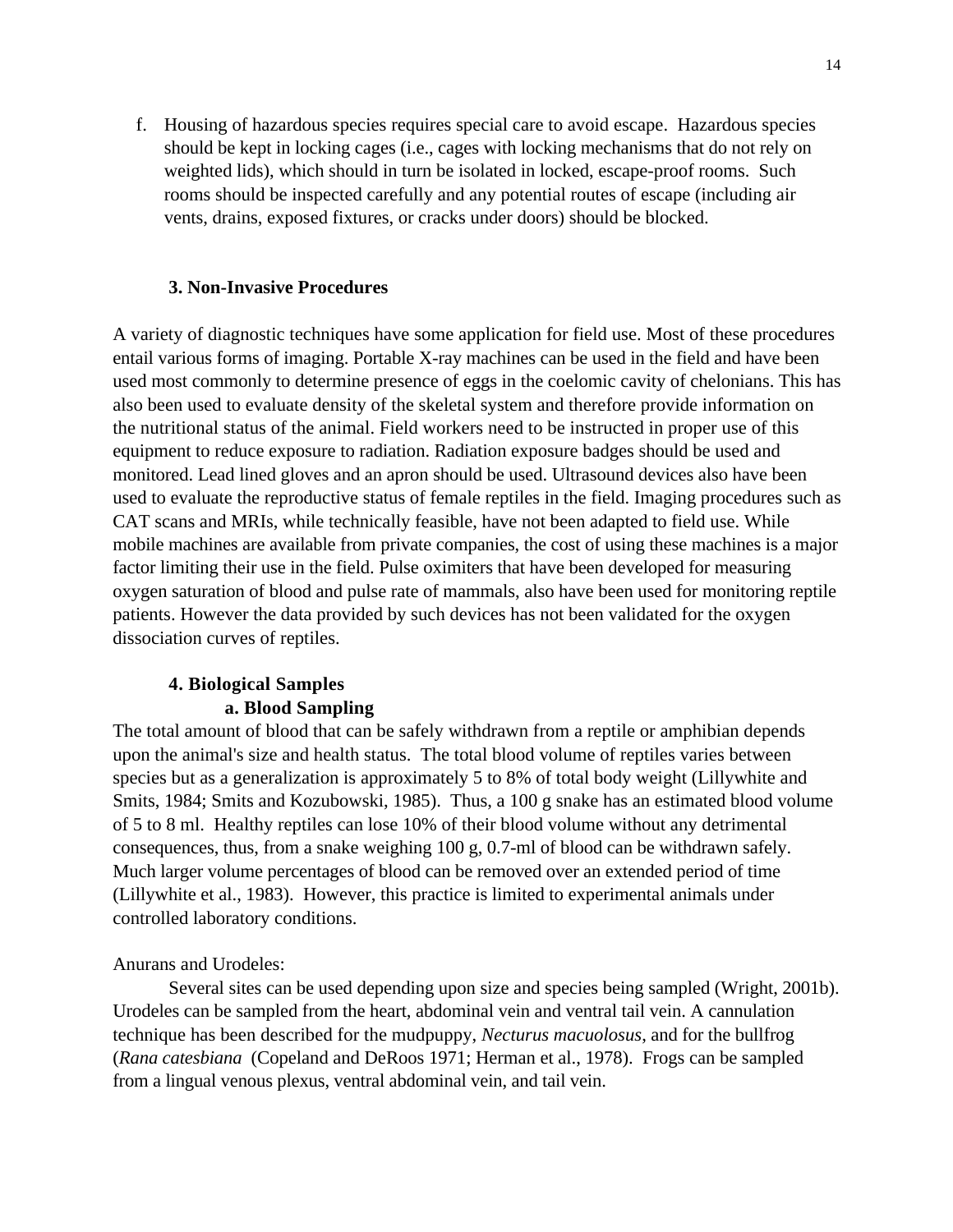f. Housing of hazardous species requires special care to avoid escape. Hazardous species should be kept in locking cages (i.e., cages with locking mechanisms that do not rely on weighted lids), which should in turn be isolated in locked, escape-proof rooms. Such rooms should be inspected carefully and any potential routes of escape (including air vents, drains, exposed fixtures, or cracks under doors) should be blocked.

### 3. Non-Invasive Procedures

A variety of diagnostic techniques have some application for field use. Most of these procedures entail various forms of imaging. Portable X-ray machines can be used in the field and have been used most commonly to determine presence of eggs in the coelomic cavity of chelonians. This has also been used to evaluate density of the skeletal system and therefore provide information on the nutritional status of the animal. Field workers need to be instructed in proper use of this equipment to reduce exposure to radiation. Radiation exposure badges should be used and monitored. Lead lined gloves and an apron should be used. Ultrasound devices also have been used to evaluate the reproductive status of female reptiles in the field. Imaging procedures such as CAT scans and MRIs, while technically feasible, have not been adapted to field use. While mobile machines are available from private companies, the cost of using these machines is a major factor limiting their use in the field. Pulse oximiters that have been developed for measuring oxygen saturation of blood and pulse rate of mammals, also have been used for monitoring reptile patients. However the data provided by such devices has not been validated for the oxygen dissociation curves of reptiles.

### 4. Biological Samples

#### a. Blood Sampling

The total amount of blood that can be safely withdrawn from a reptile or amphibian depends upon the animal's size and health status. The total blood volume of reptiles varies between species but as a generalization is approximately 5 to 8% of total body weight (Lillywhite and Smits, 1984; Smits and Kozubowski, 1985). Thus, a 100 g snake has an estimated blood volume of 5 to 8 ml. Healthy reptiles can lose 10% of their blood volume without any detrimental consequences, thus, from a snake weighing 100 g, 0.7-ml of blood can be withdrawn safely. Much larger volume percentages of blood can be removed over an extended period of time (Lillywhite et al., 1983). However, this practice is limited to experimental animals under controlled laboratory conditions.

Anurans and Urodeles:

Several sites can be used depending upon size and species being sampled (Wright, 2001b). Urodeles can be sampled from the heart, abdominal vein and ventral tail vein. A cannulation technique has been described for the mudpuppy, *Necturus macuolosus*, and for the bullfrog (*Rana catesbiana* (Copeland and DeRoos 1971; Herman et al., 1978). Frogs can be sampled from a lingual venous plexus, ventral abdominal vein, and tail vein.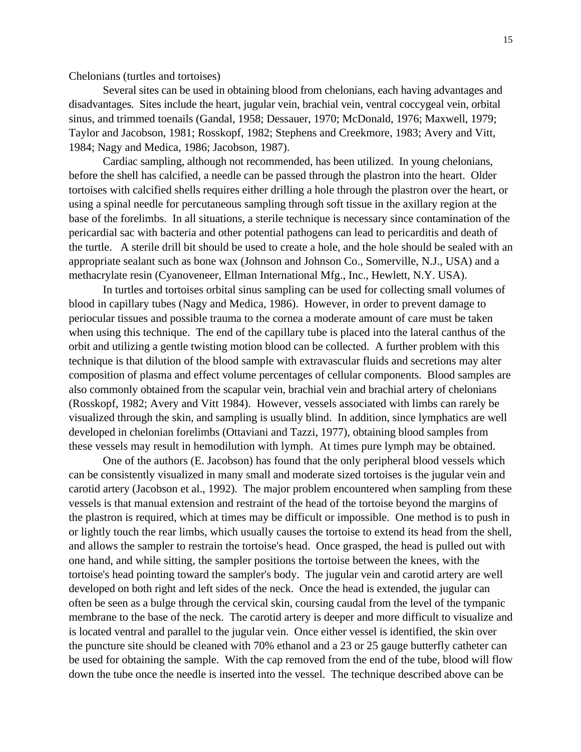Chelonians (turtles and tortoises)

Several sites can be used in obtaining blood from chelonians, each having advantages and disadvantages. Sites include the heart, jugular vein, brachial vein, ventral coccygeal vein, orbital sinus, and trimmed toenails (Gandal, 1958; Dessauer, 1970; McDonald, 1976; Maxwell, 1979; Taylor and Jacobson, 1981; Rosskopf, 1982; Stephens and Creekmore, 1983; Avery and Vitt, 1984; Nagy and Medica, 1986; Jacobson, 1987).

Cardiac sampling, although not recommended, has been utilized. In young chelonians, before the shell has calcified, a needle can be passed through the plastron into the heart. Older tortoises with calcified shells requires either drilling a hole through the plastron over the heart, or using a spinal needle for percutaneous sampling through soft tissue in the axillary region at the base of the forelimbs. In all situations, a sterile technique is necessary since contamination of the pericardial sac with bacteria and other potential pathogens can lead to pericarditis and death of the turtle. A sterile drill bit should be used to create a hole, and the hole should be sealed with an appropriate sealant such as bone wax (Johnson and Johnson Co., Somerville, N.J., USA) and a methacrylate resin (Cyanoveneer, Ellman International Mfg., Inc., Hewlett, N.Y. USA).

In turtles and tortoises orbital sinus sampling can be used for collecting small volumes of blood in capillary tubes (Nagy and Medica, 1986). However, in order to prevent damage to periocular tissues and possible trauma to the cornea a moderate amount of care must be taken when using this technique. The end of the capillary tube is placed into the lateral canthus of the orbit and utilizing a gentle twisting motion blood can be collected. A further problem with this technique is that dilution of the blood sample with extravascular fluids and secretions may alter composition of plasma and effect volume percentages of cellular components. Blood samples are also commonly obtained from the scapular vein, brachial vein and brachial artery of chelonians (Rosskopf, 1982; Avery and Vitt 1984). However, vessels associated with limbs can rarely be visualized through the skin, and sampling is usually blind. In addition, since lymphatics are well developed in chelonian forelimbs (Ottaviani and Tazzi, 1977), obtaining blood samples from these vessels may result in hemodilution with lymph. At times pure lymph may be obtained.

One of the authors (E. Jacobson) has found that the only peripheral blood vessels which can be consistently visualized in many small and moderate sized tortoises is the jugular vein and carotid artery (Jacobson et al., 1992). The major problem encountered when sampling from these vessels is that manual extension and restraint of the head of the tortoise beyond the margins of the plastron is required, which at times may be difficult or impossible. One method is to push in or lightly touch the rear limbs, which usually causes the tortoise to extend its head from the shell, and allows the sampler to restrain the tortoise's head. Once grasped, the head is pulled out with one hand, and while sitting, the sampler positions the tortoise between the knees, with the tortoise's head pointing toward the sampler's body. The jugular vein and carotid artery are well developed on both right and left sides of the neck. Once the head is extended, the jugular can often be seen as a bulge through the cervical skin, coursing caudal from the level of the tympanic membrane to the base of the neck. The carotid artery is deeper and more difficult to visualize and is located ventral and parallel to the jugular vein. Once either vessel is identified, the skin over the puncture site should be cleaned with 70% ethanol and a 23 or 25 gauge butterfly catheter can be used for obtaining the sample. With the cap removed from the end of the tube, blood will flow down the tube once the needle is inserted into the vessel. The technique described above can be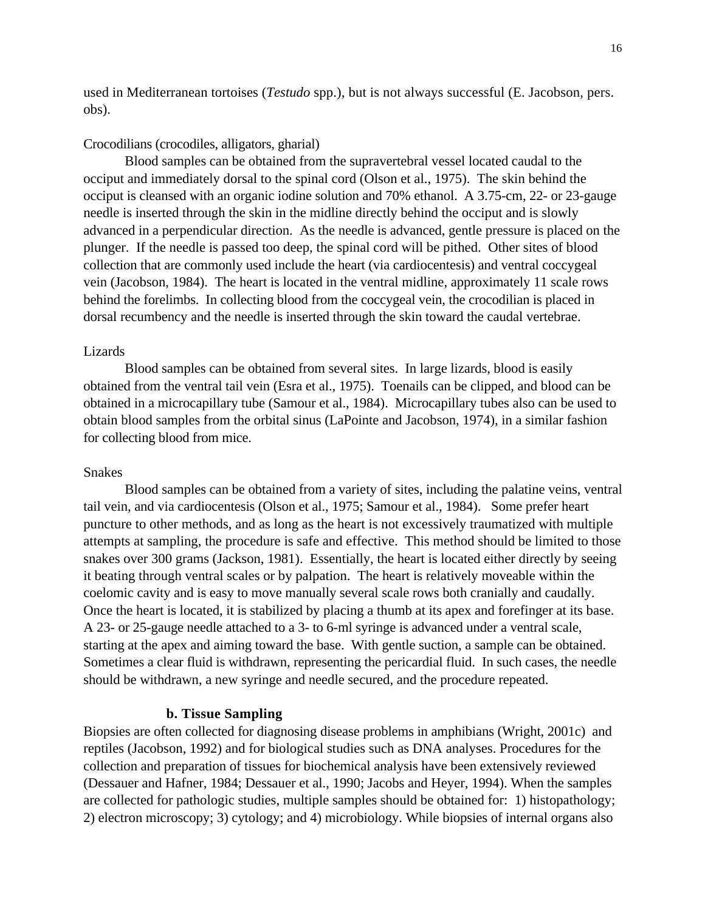used in Mediterranean tortoises (*Testudo* spp.), but is not always successful (E. Jacobson, pers. obs).

Crocodilians (crocodiles, alligators, gharial)

Blood samples can be obtained from the supravertebral vessel located caudal to the occiput and immediately dorsal to the spinal cord (Olson et al., 1975). The skin behind the occiput is cleansed with an organic iodine solution and 70% ethanol. A 3.75-cm, 22- or 23-gauge needle is inserted through the skin in the midline directly behind the occiput and is slowly advanced in a perpendicular direction. As the needle is advanced, gentle pressure is placed on the plunger. If the needle is passed too deep, the spinal cord will be pithed. Other sites of blood collection that are commonly used include the heart (via cardiocentesis) and ventral coccygeal vein (Jacobson, 1984). The heart is located in the ventral midline, approximately 11 scale rows behind the forelimbs. In collecting blood from the coccygeal vein, the crocodilian is placed in dorsal recumbency and the needle is inserted through the skin toward the caudal vertebrae.

Lizards

Blood samples can be obtained from several sites. In large lizards, blood is easily obtained from the ventral tail vein (Esra et al., 1975). Toenails can be clipped, and blood can be obtained in a microcapillary tube (Samour et al., 1984). Microcapillary tubes also can be used to obtain blood samples from the orbital sinus (LaPointe and Jacobson, 1974), in a similar fashion for collecting blood from mice.

Snakes

Blood samples can be obtained from a variety of sites, including the palatine veins, ventral tail vein, and via cardiocentesis (Olson et al., 1975; Samour et al., 1984). Some prefer heart puncture to other methods, and as long as the heart is not excessively traumatized with multiple attempts at sampling, the procedure is safe and effective. This method should be limited to those snakes over 300 grams (Jackson, 1981). Essentially, the heart is located either directly by seeing it beating through ventral scales or by palpation. The heart is relatively moveable within the coelomic cavity and is easy to move manually several scale rows both cranially and caudally. Once the heart is located, it is stabilized by placing a thumb at its apex and forefinger at its base. A 23- or 25-gauge needle attached to a 3- to 6-ml syringe is advanced under a ventral scale, starting at the apex and aiming toward the base. With gentle suction, a sample can be obtained. Sometimes a clear fluid is withdrawn, representing the pericardial fluid. In such cases, the needle should be withdrawn, a new syringe and needle secured, and the procedure repeated.

**b. Tissue Sampling**

Biopsies are often collected for diagnosing disease problems in amphibians (Wright, 2001c) and reptiles (Jacobson, 1992) and for biological studies such as DNA analyses. Procedures for the collection and preparation of tissues for biochemical analysis have been extensively reviewed (Dessauer and Hafner, 1984; Dessauer et al., 1990; Jacobs and Heyer, 1994). When the samples are collected for pathologic studies, multiple samples should be obtained for: 1) histopathology; 2) electron microscopy; 3) cytology; and 4) microbiology. While biopsies of internal organs also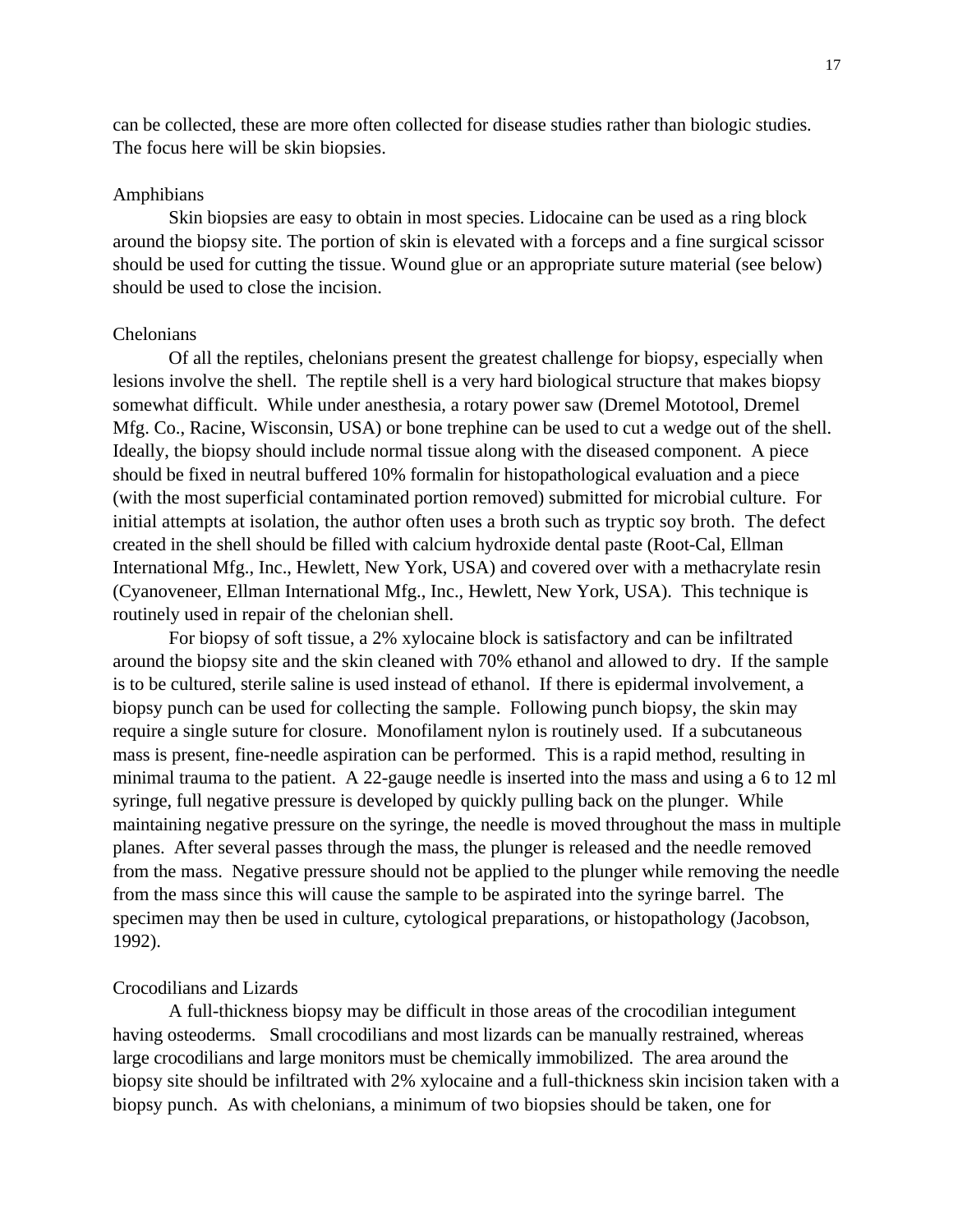can be collected, these are more often collected for disease studies rather than biologic studies. The focus here will be skin biopsies.

### Amphibians

Skin biopsies are easy to obtain in most species. Lidocaine can be used as a ring block around the biopsy site. The portion of skin is elevated with a forceps and a fine surgical scissor should be used for cutting the tissue. Wound glue or an appropriate suture material (see below) should be used to close the incision.

### Chelonians

Of all the reptiles, chelonians present the greatest challenge for biopsy, especially when lesions involve the shell. The reptile shell is a very hard biological structure that makes biopsy somewhat difficult. While under anesthesia, a rotary power saw (Dremel Mototool, Dremel Mfg. Co., Racine, Wisconsin, USA) or bone trephine can be used to cut a wedge out of the shell. Ideally, the biopsy should include normal tissue along with the diseased component. A piece should be fixed in neutral buffered 10% formalin for histopathological evaluation and a piece (with the most superficial contaminated portion removed) submitted for microbial culture. For initial attempts at isolation, the author often uses a broth such as tryptic soy broth. The defect created in the shell should be filled with calcium hydroxide dental paste (Root-Cal, Ellman International Mfg., Inc., Hewlett, New York, USA) and covered over with a methacrylate resin (Cyanoveneer, Ellman International Mfg., Inc., Hewlett, New York, USA). This technique is routinely used in repair of the chelonian shell.

For biopsy of soft tissue, a 2% xylocaine block is satisfactory and can be infiltrated around the biopsy site and the skin cleaned with 70% ethanol and allowed to dry. If the sample is to be cultured, sterile saline is used instead of ethanol. If there is epidermal involvement, a biopsy punch can be used for collecting the sample. Following punch biopsy, the skin may require a single suture for closure. Monofilament nylon is routinely used. If a subcutaneous mass is present, fine-needle aspiration can be performed. This is a rapid method, resulting in minimal trauma to the patient. A 22-gauge needle is inserted into the mass and using a 6 to 12 ml syringe, full negative pressure is developed by quickly pulling back on the plunger. While maintaining negative pressure on the syringe, the needle is moved throughout the mass in multiple planes. After several passes through the mass, the plunger is released and the needle removed from the mass. Negative pressure should not be applied to the plunger while removing the needle from the mass since this will cause the sample to be aspirated into the syringe barrel. The specimen may then be used in culture, cytological preparations, or histopathology (Jacobson, 1992).

### Crocodilians and Lizards

A full-thickness biopsy may be difficult in those areas of the crocodilian integument having osteoderms. Small crocodilians and most lizards can be manually restrained, whereas large crocodilians and large monitors must be chemically immobilized. The area around the biopsy site should be infiltrated with 2% xylocaine and a full-thickness skin incision taken with a biopsy punch. As with chelonians, a minimum of two biopsies should be taken, one for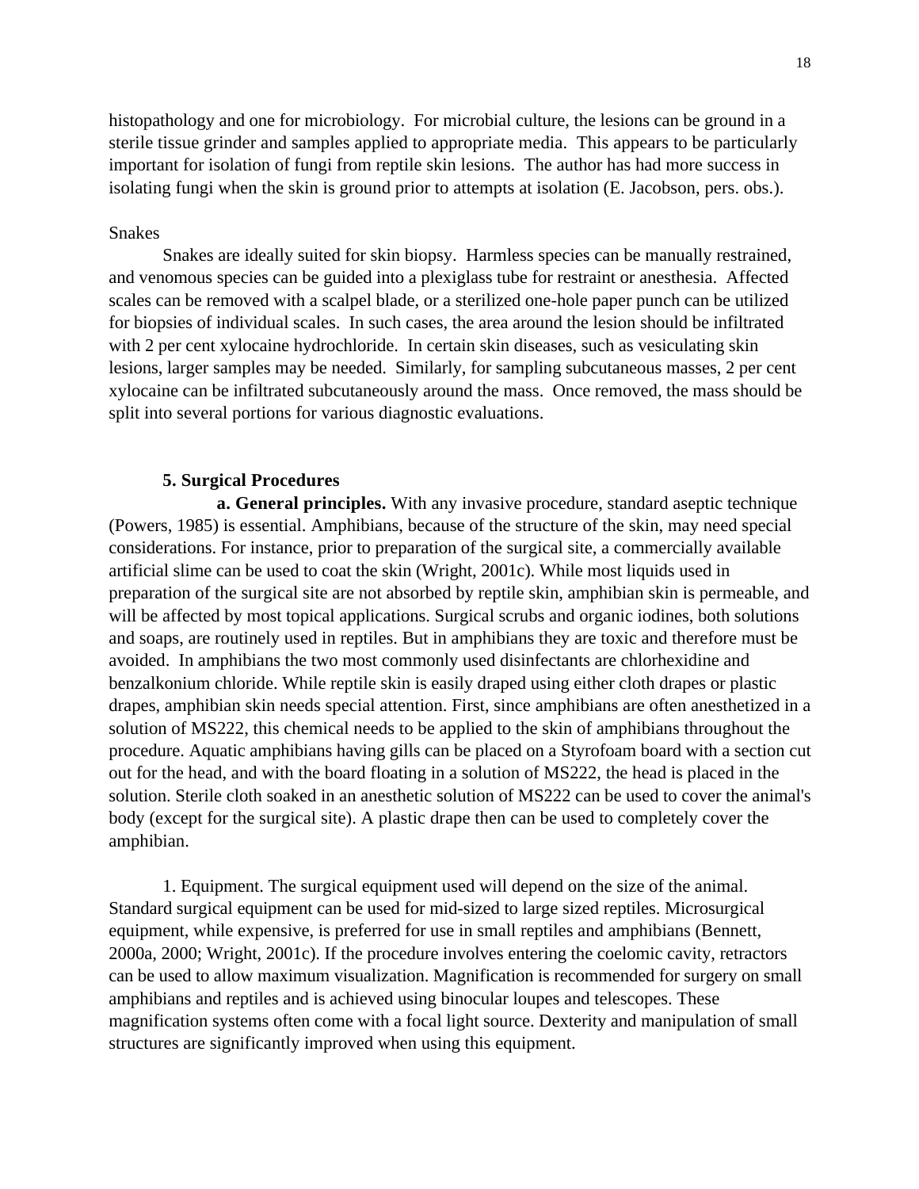histopathology and one for microbiology. For microbial culture, the lesions can be ground in a sterile tissue grinder and samples applied to appropriate media. This appears to be particularly important for isolation of fungi from reptile skin lesions. The author has had more success in isolating fungi when the skin is ground prior to attempts at isolation (E. Jacobson, pers. obs.).

Snakes

Snakes are ideally suited for skin biopsy. Harmless species can be manually restrained, and venomous species can be guided into a plexiglass tube for restraint or anesthesia. Affected scales can be removed with a scalpel blade, or a sterilized one-hole paper punch can be utilized for biopsies of individual scales. In such cases, the area around the lesion should be infiltrated with 2 per cent xylocaine hydrochloride. In certain skin diseases, such as vesiculating skin lesions, larger samples may be needed. Similarly, for sampling subcutaneous masses, 2 per cent xylocaine can be infiltrated subcutaneously around the mass. Once removed, the mass should be split into several portions for various diagnostic evaluations.

### 5. Surgical Procedures

**a. General principles.** With any invasive procedure, standard aseptic technique (Powers, 1985) is essential. Amphibians, because of the structure of the skin, may need special considerations. For instance, prior to preparation of the surgical site, a commercially available artificial slime can be used to coat the skin (Wright, 2001c). While most liquids used in preparation of the surgical site are not absorbed by reptile skin, amphibian skin is permeable, and will be affected by most topical applications. Surgical scrubs and organic iodines, both solutions and soaps, are routinely used in reptiles. But in amphibians they are toxic and therefore must be avoided. In amphibians the two most commonly used disinfectants are chlorhexidine and benzalkonium chloride. While reptile skin is easily draped using either cloth drapes or plastic drapes, amphibian skin needs special attention. First, since amphibians are often anesthetized in a solution of MS222, this chemical needs to be applied to the skin of amphibians throughout the procedure. Aquatic amphibians having gills can be placed on a Styrofoam board with a section cut out for the head, and with the board floating in a solution of MS222, the head is placed in the solution. Sterile cloth soaked in an anesthetic solution of MS222 can be used to cover the animal's body (except for the surgical site). A plastic drape then can be used to completely cover the amphibian.

1. Equipment. The surgical equipment used will depend on the size of the animal. Standard surgical equipment can be used for mid-sized to large sized reptiles. Microsurgical equipment, while expensive, is preferred for use in small reptiles and amphibians (Bennett, 2000a, 2000; Wright, 2001c). If the procedure involves entering the coelomic cavity, retractors can be used to allow maximum visualization. Magnification is recommended for surgery on small amphibians and reptiles and is achieved using binocular loupes and telescopes. These magnification systems often come with a focal light source. Dexterity and manipulation of small structures are significantly improved when using this equipment.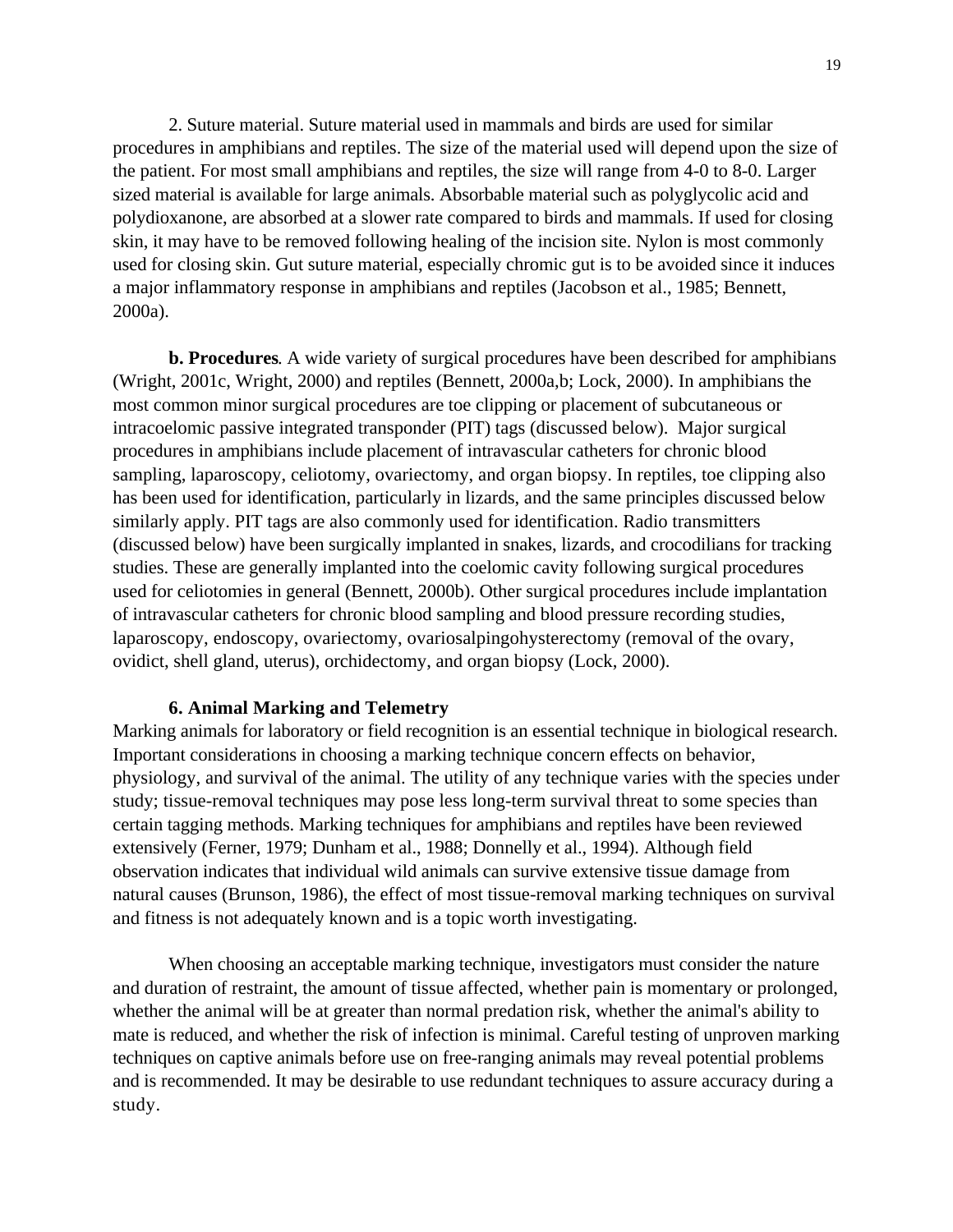2. Suture material. Suture material used in mammals and birds are used for similar procedures in amphibians and reptiles. The size of the material used will depend upon the size of the patient. For most small amphibians and reptiles, the size will range from 4-0 to 8-0. Larger sized material is available for large animals. Absorbable material such as polyglycolic acid and polydioxanone, are absorbed at a slower rate compared to birds and mammals. If used for closing skin, it may have to be removed following healing of the incision site. Nylon is most commonly used for closing skin. Gut suture material, especially chromic gut is to be avoided since it induces a major inflammatory response in amphibians and reptiles (Jacobson et al., 1985; Bennett, 2000a).

**b. Procedures**. A wide variety of surgical procedures have been described for amphibians (Wright, 2001c, Wright, 2000) and reptiles (Bennett, 2000a,b; Lock, 2000). In amphibians the most common minor surgical procedures are toe clipping or placement of subcutaneous or intracoelomic passive integrated transponder (PIT) tags (discussed below). Major surgical procedures in amphibians include placement of intravascular catheters for chronic blood sampling, laparoscopy, celiotomy, ovariectomy, and organ biopsy. In reptiles, toe clipping also has been used for identification, particularly in lizards, and the same principles discussed below similarly apply. PIT tags are also commonly used for identification. Radio transmitters (discussed below) have been surgically implanted in snakes, lizards, and crocodilians for tracking studies. These are generally implanted into the coelomic cavity following surgical procedures used for celiotomies in general (Bennett, 2000b). Other surgical procedures include implantation of intravascular catheters for chronic blood sampling and blood pressure recording studies, laparoscopy, endoscopy, ovariectomy, ovariosalpingohysterectomy (removal of the ovary, ovidict, shell gland, uterus), orchidectomy, and organ biopsy (Lock, 2000).

### 6. Animal Marking and Telemetry

Marking animals for laboratory or field recognition is an essential technique in biological research. Important considerations in choosing a marking technique concern effects on behavior, physiology, and survival of the animal. The utility of any technique varies with the species under study; tissue-removal techniques may pose less long-term survival threat to some species than certain tagging methods. Marking techniques for amphibians and reptiles have been reviewed extensively (Ferner, 1979; Dunham et al., 1988; Donnelly et al., 1994). Although field observation indicates that individual wild animals can survive extensive tissue damage from natural causes (Brunson, 1986), the effect of most tissue-removal marking techniques on survival and fitness is not adequately known and is a topic worth investigating.

When choosing an acceptable marking technique, investigators must consider the nature and duration of restraint, the amount of tissue affected, whether pain is momentary or prolonged, whether the animal will be at greater than normal predation risk, whether the animal's ability to mate is reduced, and whether the risk of infection is minimal. Careful testing of unproven marking techniques on captive animals before use on free-ranging animals may reveal potential problems and is recommended. It may be desirable to use redundant techniques to assure accuracy during a study.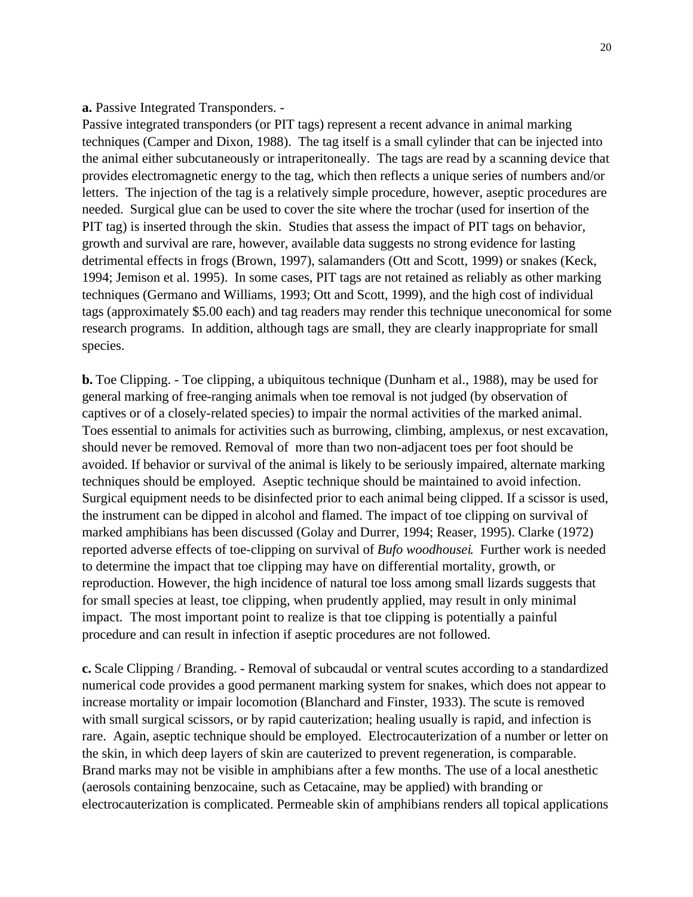**a.** Passive Integrated Transponders. -

Passive integrated transponders (or PIT tags) represent a recent advance in animal marking techniques (Camper and Dixon, 1988). The tag itself is a small cylinder that can be injected into the animal either subcutaneously or intraperitoneally. The tags are read by a scanning device that provides electromagnetic energy to the tag, which then reflects a unique series of numbers and/or letters. The injection of the tag is a relatively simple procedure, however, aseptic procedures are needed. Surgical glue can be used to cover the site where the trochar (used for insertion of the PIT tag) is inserted through the skin. Studies that assess the impact of PIT tags on behavior, growth and survival are rare, however, available data suggests no strong evidence for lasting detrimental effects in frogs (Brown, 1997), salamanders (Ott and Scott, 1999) or snakes (Keck, 1994; Jemison et al. 1995). In some cases, PIT tags are not retained as reliably as other marking techniques (Germano and Williams, 1993; Ott and Scott, 1999), and the high cost of individual tags (approximately $5.00 each) and tag readers may render this technique uneconomical for some research programs. In addition, although tags are small, they are clearly inappropriate for small species.

**b.** Toe Clipping. - Toe clipping, a ubiquitous technique (Dunham et al., 1988), may be used for general marking of free-ranging animals when toe removal is not judged (by observation of captives or of a closely-related species) to impair the normal activities of the marked animal. Toes essential to animals for activities such as burrowing, climbing, amplexus, or nest excavation, should never be removed. Removal of more than two non-adjacent toes per foot should be avoided. If behavior or survival of the animal is likely to be seriously impaired, alternate marking techniques should be employed. Aseptic technique should be maintained to avoid infection. Surgical equipment needs to be disinfected prior to each animal being clipped. If a scissor is used, the instrument can be dipped in alcohol and flamed. The impact of toe clipping on survival of marked amphibians has been discussed (Golay and Durrer, 1994; Reaser, 1995). Clarke (1972) reported adverse effects of toe-clipping on survival of *Bufo woodhousei*. Further work is needed to determine the impact that toe clipping may have on differential mortality, growth, or reproduction. However, the high incidence of natural toe loss among small lizards suggests that for small species at least, toe clipping, when prudently applied, may result in only minimal impact. The most important point to realize is that toe clipping is potentially a painful procedure and can result in infection if aseptic procedures are not followed.

**c.** Scale Clipping / Branding. - Removal of subcaudal or ventral scutes according to a standardized numerical code provides a good permanent marking system for snakes, which does not appear to increase mortality or impair locomotion (Blanchard and Finster, 1933). The scute is removed with small surgical scissors, or by rapid cauterization; healing usually is rapid, and infection is rare. Again, aseptic technique should be employed. Electrocauterization of a number or letter on the skin, in which deep layers of skin are cauterized to prevent regeneration, is comparable. Brand marks may not be visible in amphibians after a few months. The use of a local anesthetic (aerosols containing benzocaine, such as Cetacaine, may be applied) with branding or electrocauterization is complicated. Permeable skin of amphibians renders all topical applications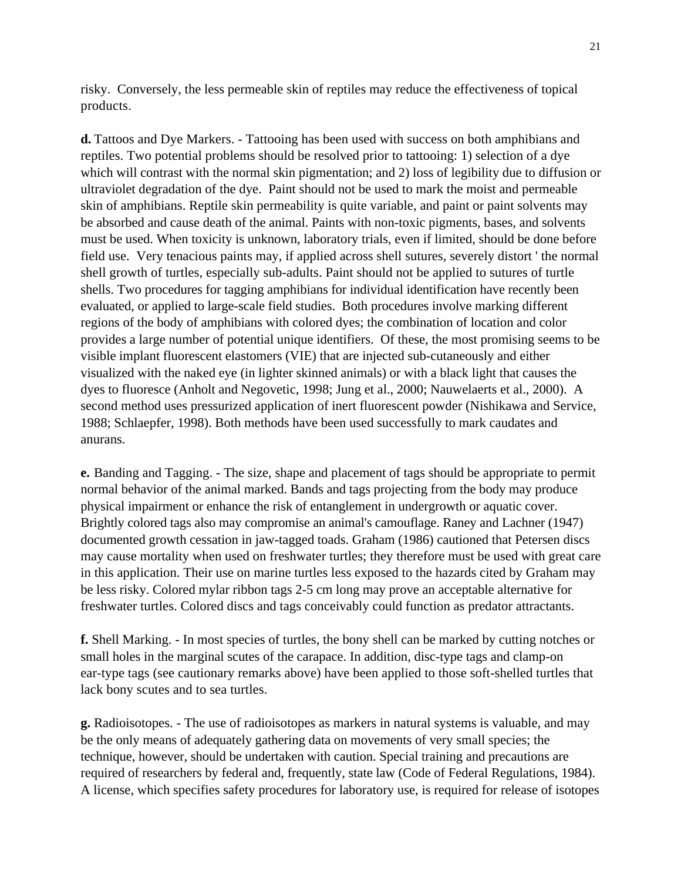risky. Conversely, the less permeable skin of reptiles may reduce the effectiveness of topical products.

**d.** Tattoos and Dye Markers. - Tattooing has been used with success on both amphibians and reptiles. Two potential problems should be resolved prior to tattooing: 1) selection of a dye which will contrast with the normal skin pigmentation; and 2) loss of legibility due to diffusion or ultraviolet degradation of the dye. Paint should not be used to mark the moist and permeable skin of amphibians. Reptile skin permeability is quite variable, and paint or paint solvents may be absorbed and cause death of the animal. Paints with non-toxic pigments, bases, and solvents must be used. When toxicity is unknown, laboratory trials, even if limited, should be done before field use. Very tenacious paints may, if applied across shell sutures, severely distort ' the normal shell growth of turtles, especially sub-adults. Paint should not be applied to sutures of turtle shells. Two procedures for tagging amphibians for individual identification have recently been evaluated, or applied to large-scale field studies. Both procedures involve marking different regions of the body of amphibians with colored dyes; the combination of location and color provides a large number of potential unique identifiers. Of these, the most promising seems to be visible implant fluorescent elastomers (VIE) that are injected sub-cutaneously and either visualized with the naked eye (in lighter skinned animals) or with a black light that causes the dyes to fluoresce (Anholt and Negovetic, 1998; Jung et al., 2000; Nauwelaerts et al., 2000). A second method uses pressurized application of inert fluorescent powder (Nishikawa and Service, 1988; Schlaepfer, 1998). Both methods have been used successfully to mark caudates and anurans.

**e.** Banding and Tagging. - The size, shape and placement of tags should be appropriate to permit normal behavior of the animal marked. Bands and tags projecting from the body may produce physical impairment or enhance the risk of entanglement in undergrowth or aquatic cover. Brightly colored tags also may compromise an animal's camouflage. Raney and Lachner (1947) documented growth cessation in jaw-tagged toads. Graham (1986) cautioned that Petersen discs may cause mortality when used on freshwater turtles; they therefore must be used with great care in this application. Their use on marine turtles less exposed to the hazards cited by Graham may be less risky. Colored mylar ribbon tags 2-5 cm long may prove an acceptable alternative for freshwater turtles. Colored discs and tags conceivably could function as predator attractants.

**f.** Shell Marking. - In most species of turtles, the bony shell can be marked by cutting notches or small holes in the marginal scutes of the carapace. In addition, disc-type tags and clamp-on ear-type tags (see cautionary remarks above) have been applied to those soft-shelled turtles that lack bony scutes and to sea turtles.

**g.** Radioisotopes. - The use of radioisotopes as markers in natural systems is valuable, and may be the only means of adequately gathering data on movements of very small species; the technique, however, should be undertaken with caution. Special training and precautions are required of researchers by federal and, frequently, state law (Code of Federal Regulations, 1984). A license, which specifies safety procedures for laboratory use, is required for release of isotopes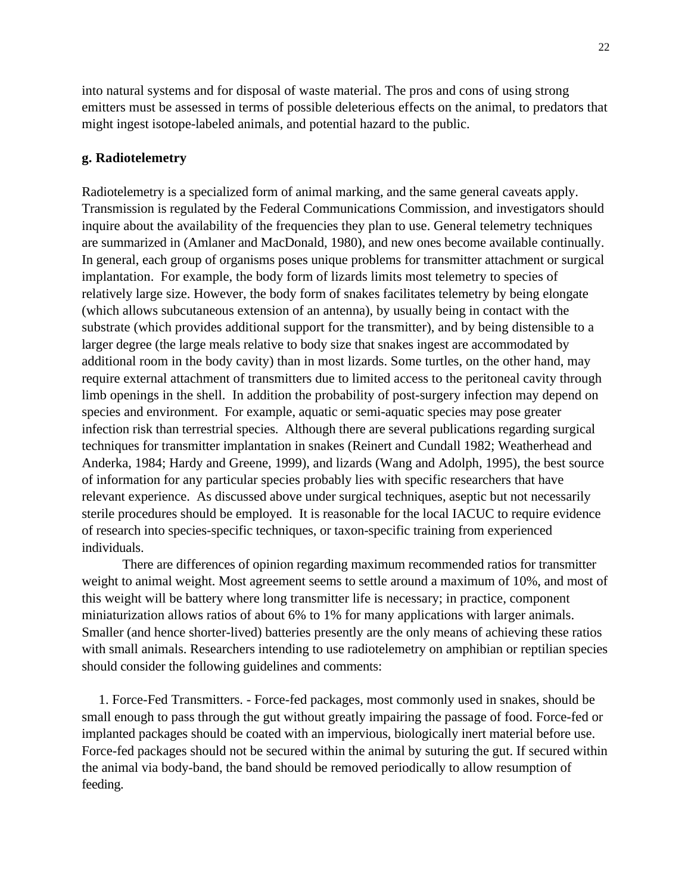into natural systems and for disposal of waste material. The pros and cons of using strong emitters must be assessed in terms of possible deleterious effects on the animal, to predators that might ingest isotope-labeled animals, and potential hazard to the public.

### g. Radiotelemetry

Radiotelemetry is a specialized form of animal marking, and the same general caveats apply. Transmission is regulated by the Federal Communications Commission, and investigators should inquire about the availability of the frequencies they plan to use. General telemetry techniques are summarized in (Amlaner and MacDonald, 1980), and new ones become available continually. In general, each group of organisms poses unique problems for transmitter attachment or surgical implantation. For example, the body form of lizards limits most telemetry to species of relatively large size. However, the body form of snakes facilitates telemetry by being elongate (which allows subcutaneous extension of an antenna), by usually being in contact with the substrate (which provides additional support for the transmitter), and by being distensible to a larger degree (the large meals relative to body size that snakes ingest are accommodated by additional room in the body cavity) than in most lizards. Some turtles, on the other hand, may require external attachment of transmitters due to limited access to the peritoneal cavity through limb openings in the shell. In addition the probability of post-surgery infection may depend on species and environment. For example, aquatic or semi-aquatic species may pose greater infection risk than terrestrial species. Although there are several publications regarding surgical techniques for transmitter implantation in snakes (Reinert and Cundall 1982; Weatherhead and Anderka, 1984; Hardy and Greene, 1999), and lizards (Wang and Adolph, 1995), the best source of information for any particular species probably lies with specific researchers that have relevant experience. As discussed above under surgical techniques, aseptic but not necessarily sterile procedures should be employed. It is reasonable for the local IACUC to require evidence of research into species-specific techniques, or taxon-specific training from experienced individuals.

There are differences of opinion regarding maximum recommended ratios for transmitter weight to animal weight. Most agreement seems to settle around a maximum of 10%, and most of this weight will be battery where long transmitter life is necessary; in practice, component miniaturization allows ratios of about 6% to 1% for many applications with larger animals. Smaller (and hence shorter-lived) batteries presently are the only means of achieving these ratios with small animals. Researchers intending to use radiotelemetry on amphibian or reptilian species should consider the following guidelines and comments:

1. Force-Fed Transmitters. - Force-fed packages, most commonly used in snakes, should be small enough to pass through the gut without greatly impairing the passage of food. Force-fed or implanted packages should be coated with an impervious, biologically inert material before use. Force-fed packages should not be secured within the animal by suturing the gut. If secured within the animal via body-band, the band should be removed periodically to allow resumption of feeding.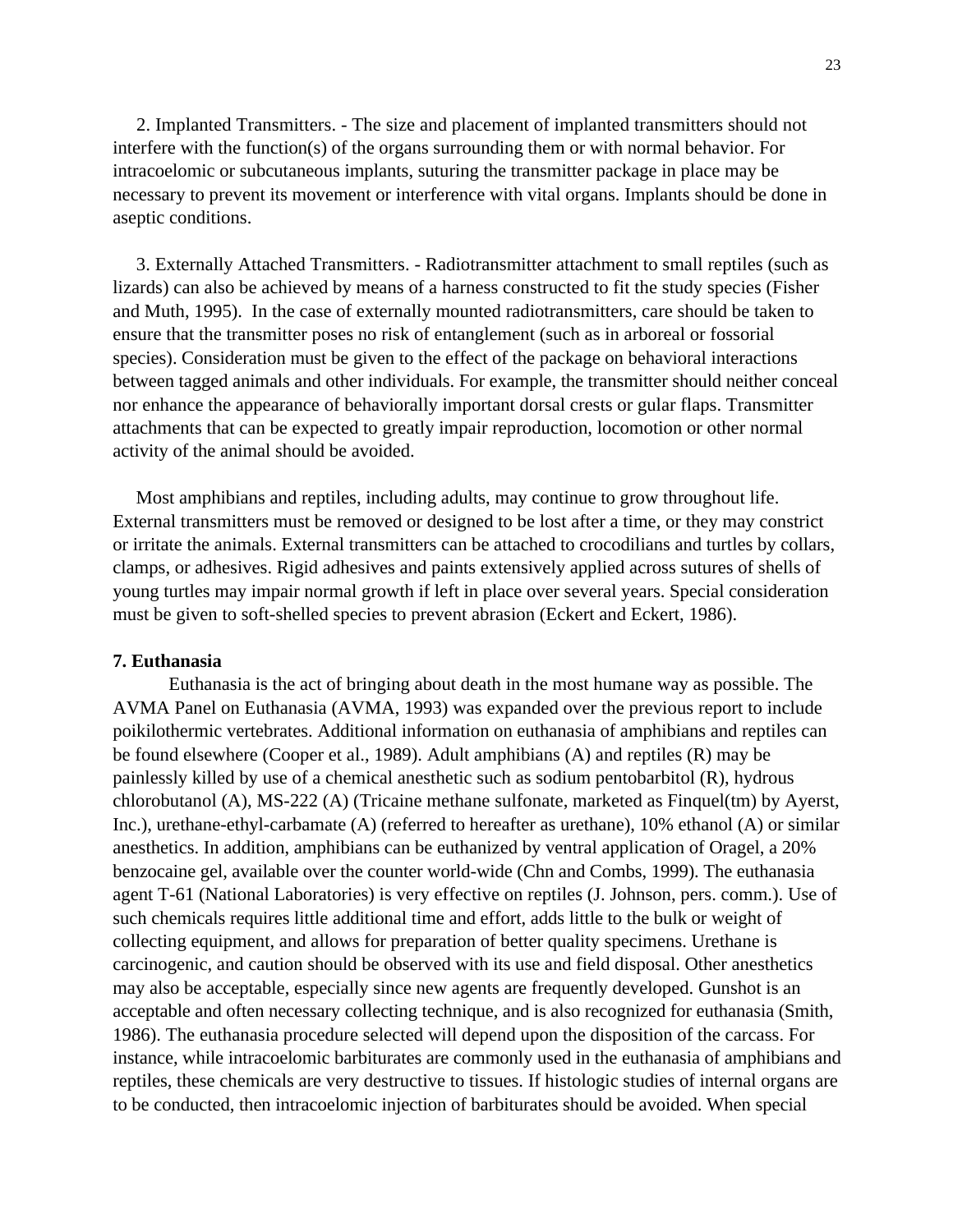2. Implanted Transmitters. - The size and placement of implanted transmitters should not interfere with the function(s) of the organs surrounding them or with normal behavior. For intracoelomic or subcutaneous implants, suturing the transmitter package in place may be necessary to prevent its movement or interference with vital organs. Implants should be done in aseptic conditions.

3. Externally Attached Transmitters. - Radiotransmitter attachment to small reptiles (such as lizards) can also be achieved by means of a harness constructed to fit the study species (Fisher and Muth, 1995). In the case of externally mounted radiotransmitters, care should be taken to ensure that the transmitter poses no risk of entanglement (such as in arboreal or fossorial species). Consideration must be given to the effect of the package on behavioral interactions between tagged animals and other individuals. For example, the transmitter should neither conceal nor enhance the appearance of behaviorally important dorsal crests or gular flaps. Transmitter attachments that can be expected to greatly impair reproduction, locomotion or other normal activity of the animal should be avoided.

Most amphibians and reptiles, including adults, may continue to grow throughout life. External transmitters must be removed or designed to be lost after a time, or they may constrict or irritate the animals. External transmitters can be attached to crocodilians and turtles by collars, clamps, or adhesives. Rigid adhesives and paints extensively applied across sutures of shells of young turtles may impair normal growth if left in place over several years. Special consideration must be given to soft-shelled species to prevent abrasion (Eckert and Eckert, 1986).

**7. Euthanasia**

Euthanasia is the act of bringing about death in the most humane way as possible. The AVMA Panel on Euthanasia (AVMA, 1993) was expanded over the previous report to include poikilothermic vertebrates. Additional information on euthanasia of amphibians and reptiles can be found elsewhere (Cooper et al., 1989). Adult amphibians (A) and reptiles (R) may be painlessly killed by use of a chemical anesthetic such as sodium pentobarbitol (R), hydrous chlorobutanol (A), MS-222 (A) (Tricaine methane sulfonate, marketed as Finquel(tm) by Ayerst, Inc.), urethane-ethyl-carbamate (A) (referred to hereafter as urethane), 10% ethanol (A) or similar anesthetics. In addition, amphibians can be euthanized by ventral application of Oragel, a 20% benzocaine gel, available over the counter world-wide (Chn and Combs, 1999). The euthanasia agent T-61 (National Laboratories) is very effective on reptiles (J. Johnson, pers. comm.). Use of such chemicals requires little additional time and effort, adds little to the bulk or weight of collecting equipment, and allows for preparation of better quality specimens. Urethane is carcinogenic, and caution should be observed with its use and field disposal. Other anesthetics may also be acceptable, especially since new agents are frequently developed. Gunshot is an acceptable and often necessary collecting technique, and is also recognized for euthanasia (Smith, 1986). The euthanasia procedure selected will depend upon the disposition of the carcass. For instance, while intracoelomic barbiturates are commonly used in the euthanasia of amphibians and reptiles, these chemicals are very destructive to tissues. If histologic studies of internal organs are to be conducted, then intracoelomic injection of barbiturates should be avoided. When special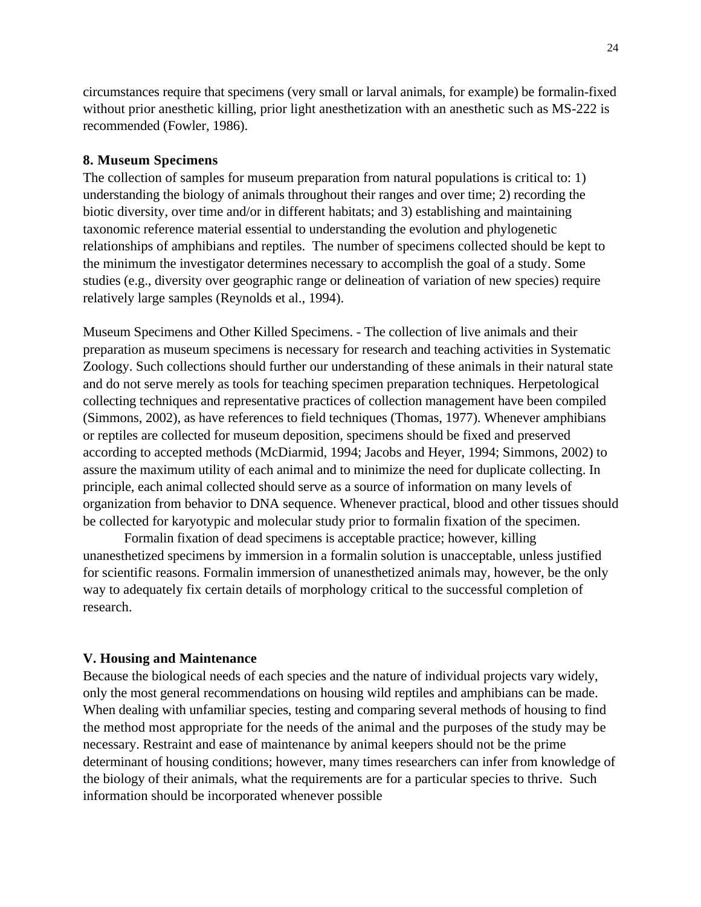circumstances require that specimens (very small or larval animals, for example) be formalin-fixed without prior anesthetic killing, prior light anesthetization with an anesthetic such as MS-222 is recommended (Fowler, 1986).

### 8. Museum Specimens

The collection of samples for museum preparation from natural populations is critical to: 1) understanding the biology of animals throughout their ranges and over time; 2) recording the biotic diversity, over time and/or in different habitats; and 3) establishing and maintaining taxonomic reference material essential to understanding the evolution and phylogenetic relationships of amphibians and reptiles. The number of specimens collected should be kept to the minimum the investigator determines necessary to accomplish the goal of a study. Some studies (e.g., diversity over geographic range or delineation of variation of new species) require relatively large samples (Reynolds et al., 1994).

Museum Specimens and Other Killed Specimens. - The collection of live animals and their preparation as museum specimens is necessary for research and teaching activities in Systematic Zoology. Such collections should further our understanding of these animals in their natural state and do not serve merely as tools for teaching specimen preparation techniques. Herpetological collecting techniques and representative practices of collection management have been compiled (Simmons, 2002), as have references to field techniques (Thomas, 1977). Whenever amphibians or reptiles are collected for museum deposition, specimens should be fixed and preserved according to accepted methods (McDiarmid, 1994; Jacobs and Heyer, 1994; Simmons, 2002) to assure the maximum utility of each animal and to minimize the need for duplicate collecting. In principle, each animal collected should serve as a source of information on many levels of organization from behavior to DNA sequence. Whenever practical, blood and other tissues should be collected for karyotypic and molecular study prior to formalin fixation of the specimen.

Formalin fixation of dead specimens is acceptable practice; however, killing unanesthetized specimens by immersion in a formalin solution is unacceptable, unless justified for scientific reasons. Formalin immersion of unanesthetized animals may, however, be the only way to adequately fix certain details of morphology critical to the successful completion of research.

## V. Housing and Maintenance

Because the biological needs of each species and the nature of individual projects vary widely, only the most general recommendations on housing wild reptiles and amphibians can be made. When dealing with unfamiliar species, testing and comparing several methods of housing to find the method most appropriate for the needs of the animal and the purposes of the study may be necessary. Restraint and ease of maintenance by animal keepers should not be the prime determinant of housing conditions; however, many times researchers can infer from knowledge of the biology of their animals, what the requirements are for a particular species to thrive. Such information should be incorporated whenever possible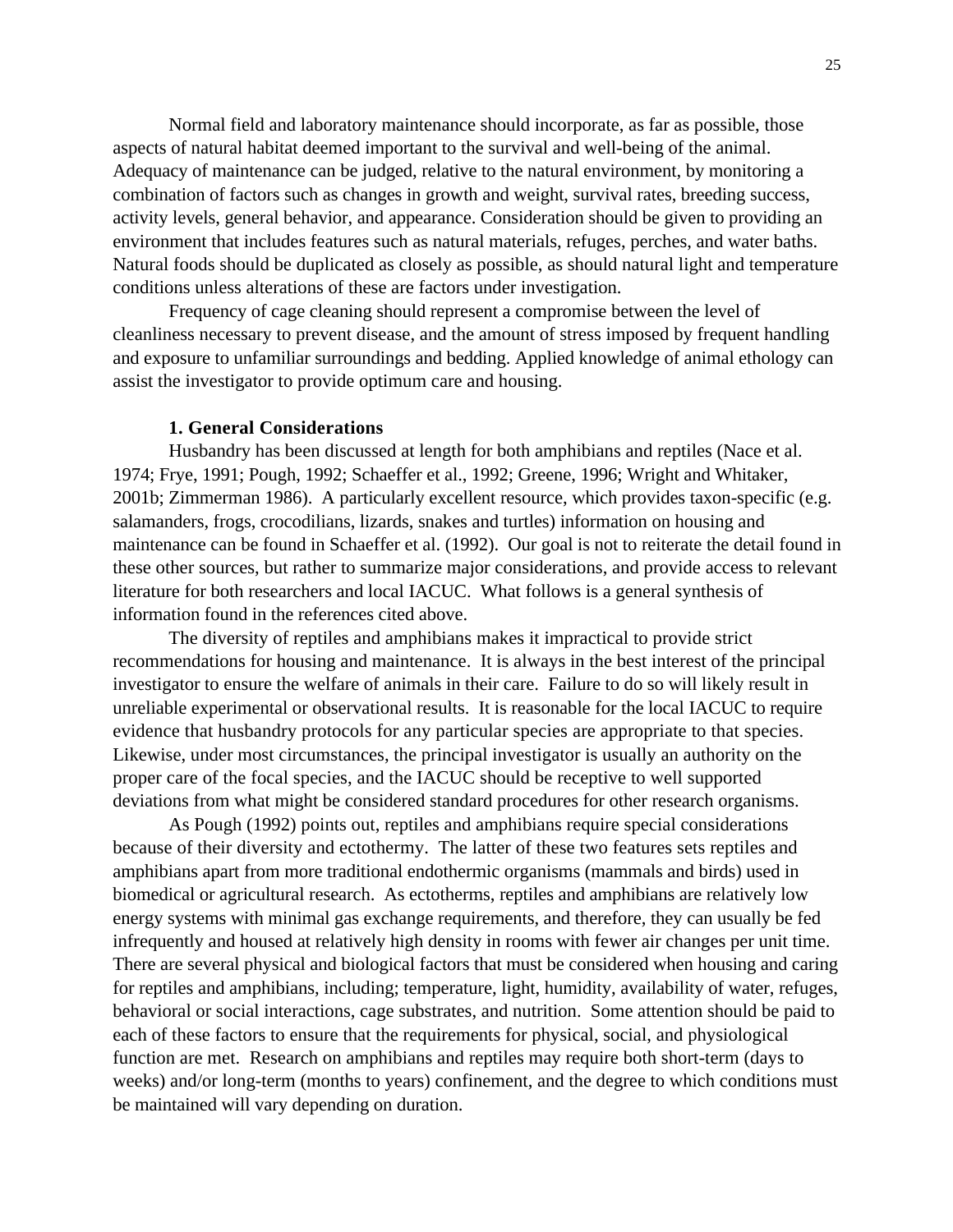Normal field and laboratory maintenance should incorporate, as far as possible, those aspects of natural habitat deemed important to the survival and well-being of the animal. Adequacy of maintenance can be judged, relative to the natural environment, by monitoring a combination of factors such as changes in growth and weight, survival rates, breeding success, activity levels, general behavior, and appearance. Consideration should be given to providing an environment that includes features such as natural materials, refuges, perches, and water baths. Natural foods should be duplicated as closely as possible, as should natural light and temperature conditions unless alterations of these are factors under investigation.

Frequency of cage cleaning should represent a compromise between the level of cleanliness necessary to prevent disease, and the amount of stress imposed by frequent handling and exposure to unfamiliar surroundings and bedding. Applied knowledge of animal ethology can assist the investigator to provide optimum care and housing.

### 1. General Considerations

Husbandry has been discussed at length for both amphibians and reptiles (Nace et al. 1974; Frye, 1991; Pough, 1992; Schaeffer et al., 1992; Greene, 1996; Wright and Whitaker, 2001b; Zimmerman 1986). A particularly excellent resource, which provides taxon-specific (e.g. salamanders, frogs, crocodilians, lizards, snakes and turtles) information on housing and maintenance can be found in Schaeffer et al. (1992). Our goal is not to reiterate the detail found in these other sources, but rather to summarize major considerations, and provide access to relevant literature for both researchers and local IACUC. What follows is a general synthesis of information found in the references cited above.

The diversity of reptiles and amphibians makes it impractical to provide strict recommendations for housing and maintenance. It is always in the best interest of the principal investigator to ensure the welfare of animals in their care. Failure to do so will likely result in unreliable experimental or observational results. It is reasonable for the local IACUC to require evidence that husbandry protocols for any particular species are appropriate to that species. Likewise, under most circumstances, the principal investigator is usually an authority on the proper care of the focal species, and the IACUC should be receptive to well supported deviations from what might be considered standard procedures for other research organisms.

As Pough (1992) points out, reptiles and amphibians require special considerations because of their diversity and ectothermy. The latter of these two features sets reptiles and amphibians apart from more traditional endothermic organisms (mammals and birds) used in biomedical or agricultural research. As ectotherms, reptiles and amphibians are relatively low energy systems with minimal gas exchange requirements, and therefore, they can usually be fed infrequently and housed at relatively high density in rooms with fewer air changes per unit time. There are several physical and biological factors that must be considered when housing and caring for reptiles and amphibians, including; temperature, light, humidity, availability of water, refuges, behavioral or social interactions, cage substrates, and nutrition. Some attention should be paid to each of these factors to ensure that the requirements for physical, social, and physiological function are met. Research on amphibians and reptiles may require both short-term (days to weeks) and/or long-term (months to years) confinement, and the degree to which conditions must be maintained will vary depending on duration.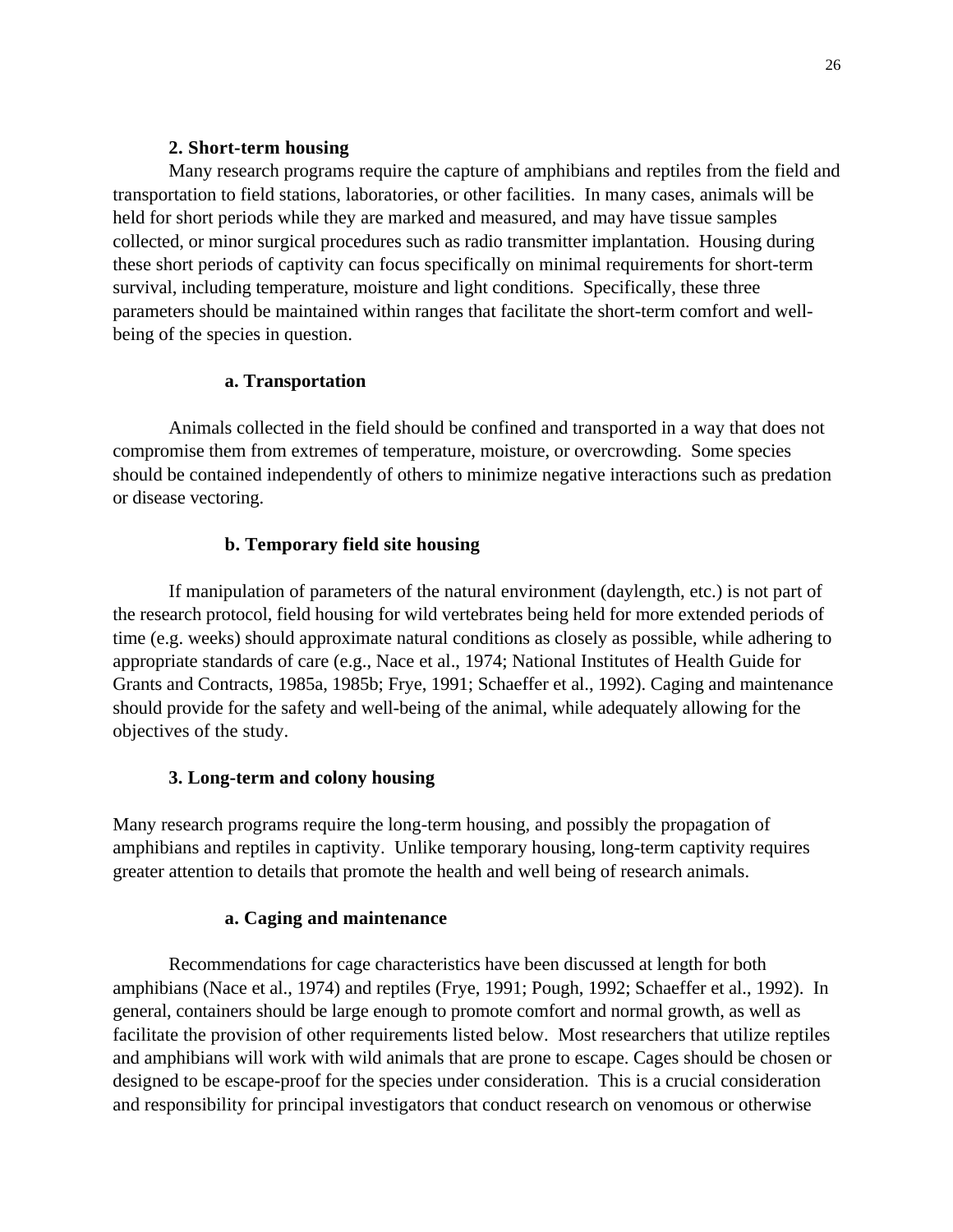### 2. Short-term housing

Many research programs require the capture of amphibians and reptiles from the field and transportation to field stations, laboratories, or other facilities. In many cases, animals will be held for short periods while they are marked and measured, and may have tissue samples collected, or minor surgical procedures such as radio transmitter implantation. Housing during these short periods of captivity can focus specifically on minimal requirements for short-term survival, including temperature, moisture and light conditions. Specifically, these three parameters should be maintained within ranges that facilitate the short-term comfort and well-being of the species in question.

#### a. Transportation

Animals collected in the field should be confined and transported in a way that does not compromise them from extremes of temperature, moisture, or overcrowding. Some species should be contained independently of others to minimize negative interactions such as predation or disease vectoring.

#### b. Temporary field site housing

If manipulation of parameters of the natural environment (daylength, etc.) is not part of the research protocol, field housing for wild vertebrates being held for more extended periods of time (e.g. weeks) should approximate natural conditions as closely as possible, while adhering to appropriate standards of care (e.g., Nace et al., 1974; National Institutes of Health Guide for Grants and Contracts, 1985a, 1985b; Frye, 1991; Schaeffer et al., 1992). Caging and maintenance should provide for the safety and well-being of the animal, while adequately allowing for the objectives of the study.

### 3. Long-term and colony housing

Many research programs require the long-term housing, and possibly the propagation of amphibians and reptiles in captivity. Unlike temporary housing, long-term captivity requires greater attention to details that promote the health and well being of research animals.

#### a. Caging and maintenance

Recommendations for cage characteristics have been discussed at length for both amphibians (Nace et al., 1974) and reptiles (Frye, 1991; Pough, 1992; Schaeffer et al., 1992). In general, containers should be large enough to promote comfort and normal growth, as well as facilitate the provision of other requirements listed below. Most researchers that utilize reptiles and amphibians will work with wild animals that are prone to escape. Cages should be chosen or designed to be escape-proof for the species under consideration. This is a crucial consideration and responsibility for principal investigators that conduct research on venomous or otherwise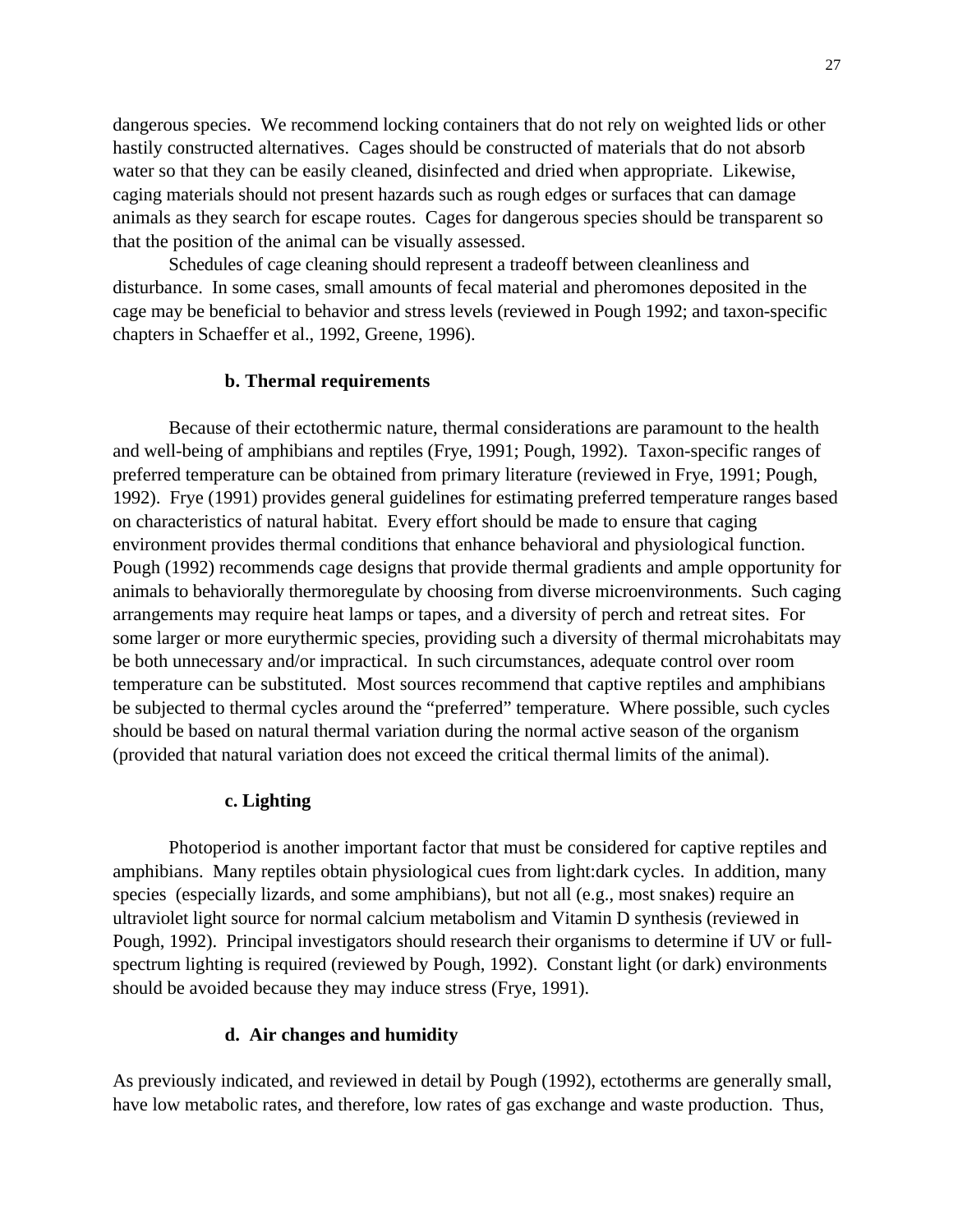dangerous species. We recommend locking containers that do not rely on weighted lids or other hastily constructed alternatives. Cages should be constructed of materials that do not absorb water so that they can be easily cleaned, disinfected and dried when appropriate. Likewise, caging materials should not present hazards such as rough edges or surfaces that can damage animals as they search for escape routes. Cages for dangerous species should be transparent so that the position of the animal can be visually assessed.

Schedules of cage cleaning should represent a tradeoff between cleanliness and disturbance. In some cases, small amounts of fecal material and pheromones deposited in the cage may be beneficial to behavior and stress levels (reviewed in Pough 1992; and taxon-specific chapters in Schaeffer et al., 1992, Greene, 1996).

#### b. Thermal requirements

Because of their ectothermic nature, thermal considerations are paramount to the health and well-being of amphibians and reptiles (Frye, 1991; Pough, 1992). Taxon-specific ranges of preferred temperature can be obtained from primary literature (reviewed in Frye, 1991; Pough, 1992). Frye (1991) provides general guidelines for estimating preferred temperature ranges based on characteristics of natural habitat. Every effort should be made to ensure that caging environment provides thermal conditions that enhance behavioral and physiological function. Pough (1992) recommends cage designs that provide thermal gradients and ample opportunity for animals to behaviorally thermoregulate by choosing from diverse microenvironments. Such caging arrangements may require heat lamps or tapes, and a diversity of perch and retreat sites. For some larger or more eurythermic species, providing such a diversity of thermal microhabitats may be both unnecessary and/or impractical. In such circumstances, adequate control over room temperature can be substituted. Most sources recommend that captive reptiles and amphibians be subjected to thermal cycles around the "preferred" temperature. Where possible, such cycles should be based on natural thermal variation during the normal active season of the organism (provided that natural variation does not exceed the critical thermal limits of the animal).

#### c. Lighting

Photoperiod is another important factor that must be considered for captive reptiles and amphibians. Many reptiles obtain physiological cues from light:dark cycles. In addition, many species (especially lizards, and some amphibians), but not all (e.g., most snakes) require an ultraviolet light source for normal calcium metabolism and Vitamin D synthesis (reviewed in Pough, 1992). Principal investigators should research their organisms to determine if UV or full-spectrum lighting is required (reviewed by Pough, 1992). Constant light (or dark) environments should be avoided because they may induce stress (Frye, 1991).

#### d. Air changes and humidity

As previously indicated, and reviewed in detail by Pough (1992), ectotherms are generally small, have low metabolic rates, and therefore, low rates of gas exchange and waste production. Thus,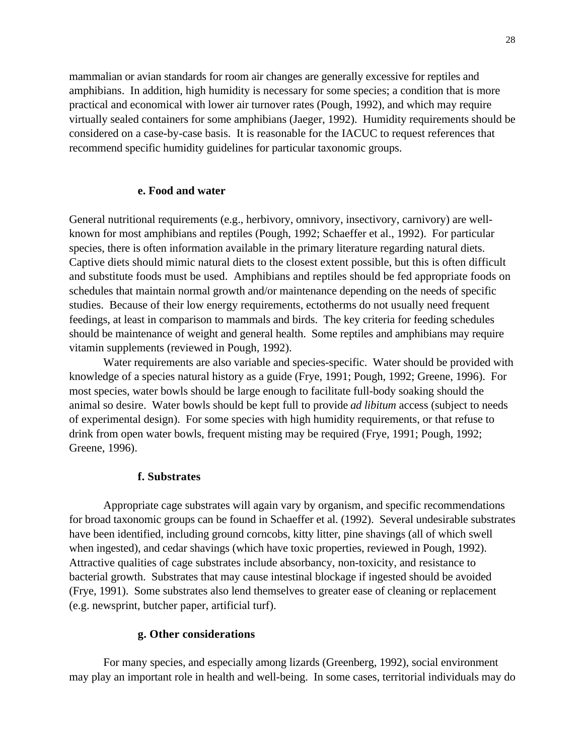mammalian or avian standards for room air changes are generally excessive for reptiles and amphibians. In addition, high humidity is necessary for some species; a condition that is more practical and economical with lower air turnover rates (Pough, 1992), and which may require virtually sealed containers for some amphibians (Jaeger, 1992). Humidity requirements should be considered on a case-by-case basis. It is reasonable for the IACUC to request references that recommend specific humidity guidelines for particular taxonomic groups.

### e. Food and water

General nutritional requirements (e.g., herbivory, omnivory, insectivory, carnivory) are well-known for most amphibians and reptiles (Pough, 1992; Schaeffer et al., 1992). For particular species, there is often information available in the primary literature regarding natural diets. Captive diets should mimic natural diets to the closest extent possible, but this is often difficult and substitute foods must be used. Amphibians and reptiles should be fed appropriate foods on schedules that maintain normal growth and/or maintenance depending on the needs of specific studies. Because of their low energy requirements, ectotherms do not usually need frequent feedings, at least in comparison to mammals and birds. The key criteria for feeding schedules should be maintenance of weight and general health. Some reptiles and amphibians may require vitamin supplements (reviewed in Pough, 1992).

Water requirements are also variable and species-specific. Water should be provided with knowledge of a species natural history as a guide (Frye, 1991; Pough, 1992; Greene, 1996). For most species, water bowls should be large enough to facilitate full-body soaking should the animal so desire. Water bowls should be kept full to provide *ad libitum* access (subject to needs of experimental design). For some species with high humidity requirements, or that refuse to drink from open water bowls, frequent misting may be required (Frye, 1991; Pough, 1992; Greene, 1996).

### f. Substrates

Appropriate cage substrates will again vary by organism, and specific recommendations for broad taxonomic groups can be found in Schaeffer et al. (1992). Several undesirable substrates have been identified, including ground corncobs, kitty litter, pine shavings (all of which swell when ingested), and cedar shavings (which have toxic properties, reviewed in Pough, 1992). Attractive qualities of cage substrates include absorbancy, non-toxicity, and resistance to bacterial growth. Substrates that may cause intestinal blockage if ingested should be avoided (Frye, 1991). Some substrates also lend themselves to greater ease of cleaning or replacement (e.g. newsprint, butcher paper, artificial turf).

### g. Other considerations

For many species, and especially among lizards (Greenberg, 1992), social environment may play an important role in health and well-being. In some cases, territorial individuals may do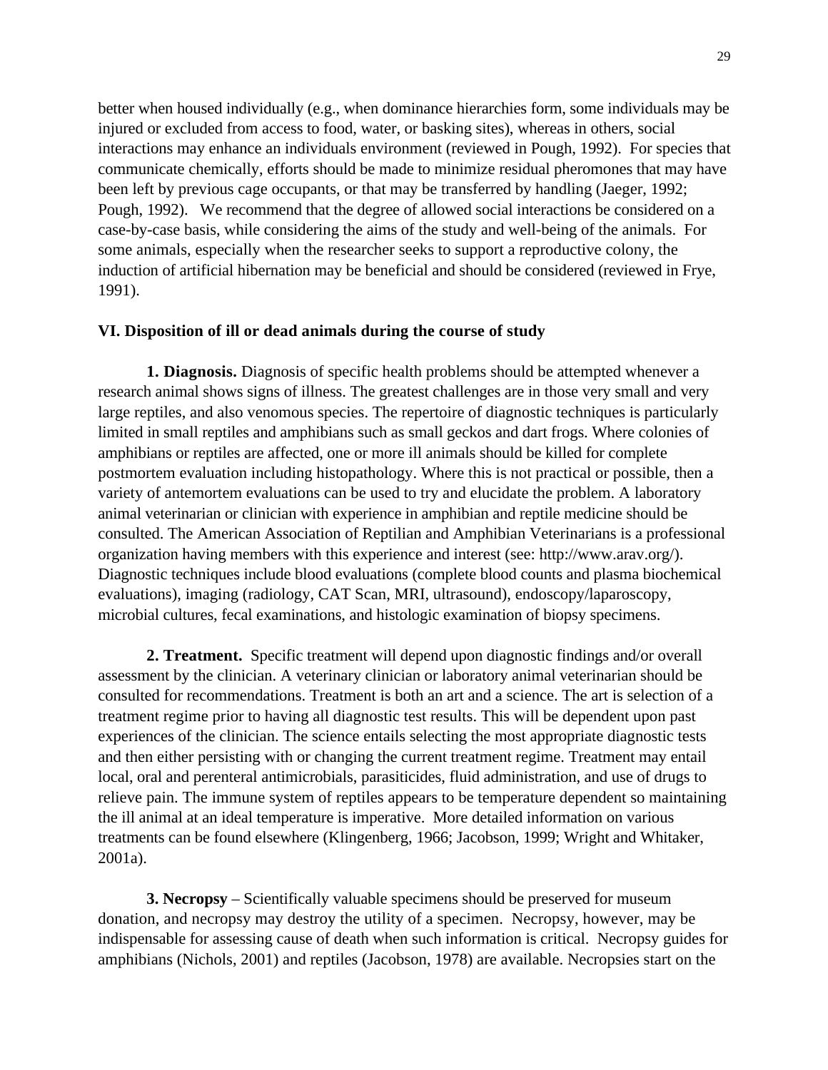better when housed individually (e.g., when dominance hierarchies form, some individuals may be injured or excluded from access to food, water, or basking sites), whereas in others, social interactions may enhance an individuals environment (reviewed in Pough, 1992). For species that communicate chemically, efforts should be made to minimize residual pheromones that may have been left by previous cage occupants, or that may be transferred by handling (Jaeger, 1992; Pough, 1992). We recommend that the degree of allowed social interactions be considered on a case-by-case basis, while considering the aims of the study and well-being of the animals. For some animals, especially when the researcher seeks to support a reproductive colony, the induction of artificial hibernation may be beneficial and should be considered (reviewed in Frye, 1991).

## VI. Disposition of ill or dead animals during the course of study

**1. Diagnosis.** Diagnosis of specific health problems should be attempted whenever a research animal shows signs of illness. The greatest challenges are in those very small and very large reptiles, and also venomous species. The repertoire of diagnostic techniques is particularly limited in small reptiles and amphibians such as small geckos and dart frogs. Where colonies of amphibians or reptiles are affected, one or more ill animals should be killed for complete postmortem evaluation including histopathology. Where this is not practical or possible, then a variety of antemortem evaluations can be used to try and elucidate the problem. A laboratory animal veterinarian or clinician with experience in amphibian and reptile medicine should be consulted. The American Association of Reptilian and Amphibian Veterinarians is a professional organization having members with this experience and interest (see: http://www.arav.org/). Diagnostic techniques include blood evaluations (complete blood counts and plasma biochemical evaluations), imaging (radiology, CAT Scan, MRI, ultrasound), endoscopy/laparoscopy, microbial cultures, fecal examinations, and histologic examination of biopsy specimens.

**2. Treatment.** Specific treatment will depend upon diagnostic findings and/or overall assessment by the clinician. A veterinary clinician or laboratory animal veterinarian should be consulted for recommendations. Treatment is both an art and a science. The art is selection of a treatment regime prior to having all diagnostic test results. This will be dependent upon past experiences of the clinician. The science entails selecting the most appropriate diagnostic tests and then either persisting with or changing the current treatment regime. Treatment may entail local, oral and perenteral antimicrobials, parasiticides, fluid administration, and use of drugs to relieve pain. The immune system of reptiles appears to be temperature dependent so maintaining the ill animal at an ideal temperature is imperative. More detailed information on various treatments can be found elsewhere (Klingenberg, 1966; Jacobson, 1999; Wright and Whitaker, 2001a).

**3. Necropsy** – Scientifically valuable specimens should be preserved for museum donation, and necropsy may destroy the utility of a specimen. Necropsy, however, may be indispensable for assessing cause of death when such information is critical. Necropsy guides for amphibians (Nichols, 2001) and reptiles (Jacobson, 1978) are available. Necropsies start on the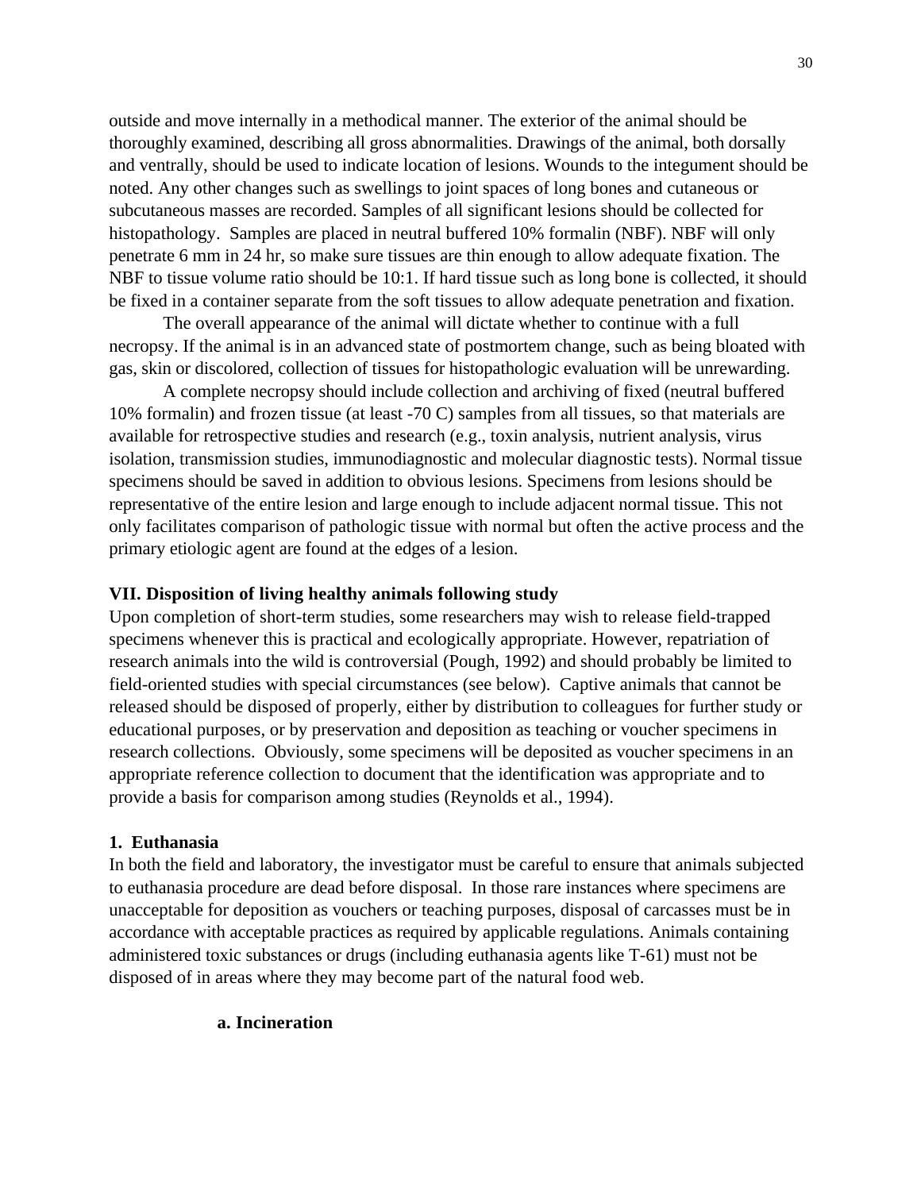outside and move internally in a methodical manner. The exterior of the animal should be thoroughly examined, describing all gross abnormalities. Drawings of the animal, both dorsally and ventrally, should be used to indicate location of lesions. Wounds to the integument should be noted. Any other changes such as swellings to joint spaces of long bones and cutaneous or subcutaneous masses are recorded. Samples of all significant lesions should be collected for histopathology. Samples are placed in neutral buffered 10% formalin (NBF). NBF will only penetrate 6 mm in 24 hr, so make sure tissues are thin enough to allow adequate fixation. The NBF to tissue volume ratio should be 10:1. If hard tissue such as long bone is collected, it should be fixed in a container separate from the soft tissues to allow adequate penetration and fixation.

The overall appearance of the animal will dictate whether to continue with a full necropsy. If the animal is in an advanced state of postmortem change, such as being bloated with gas, skin or discolored, collection of tissues for histopathologic evaluation will be unrewarding.

A complete necropsy should include collection and archiving of fixed (neutral buffered 10% formalin) and frozen tissue (at least -70 C) samples from all tissues, so that materials are available for retrospective studies and research (e.g., toxin analysis, nutrient analysis, virus isolation, transmission studies, immunodiagnostic and molecular diagnostic tests). Normal tissue specimens should be saved in addition to obvious lesions. Specimens from lesions should be representative of the entire lesion and large enough to include adjacent normal tissue. This not only facilitates comparison of pathologic tissue with normal but often the active process and the primary etiologic agent are found at the edges of a lesion.

## VII. Disposition of living healthy animals following study

Upon completion of short-term studies, some researchers may wish to release field-trapped specimens whenever this is practical and ecologically appropriate. However, repatriation of research animals into the wild is controversial (Pough, 1992) and should probably be limited to field-oriented studies with special circumstances (see below). Captive animals that cannot be released should be disposed of properly, either by distribution to colleagues for further study or educational purposes, or by preservation and deposition as teaching or voucher specimens in research collections. Obviously, some specimens will be deposited as voucher specimens in an appropriate reference collection to document that the identification was appropriate and to provide a basis for comparison among studies (Reynolds et al., 1994).

### 1. Euthanasia

In both the field and laboratory, the investigator must be careful to ensure that animals subjected to euthanasia procedure are dead before disposal. In those rare instances where specimens are unacceptable for deposition as vouchers or teaching purposes, disposal of carcasses must be in accordance with acceptable practices as required by applicable regulations. Animals containing administered toxic substances or drugs (including euthanasia agents like T-61) must not be disposed of in areas where they may become part of the natural food web.

#### a. Incineration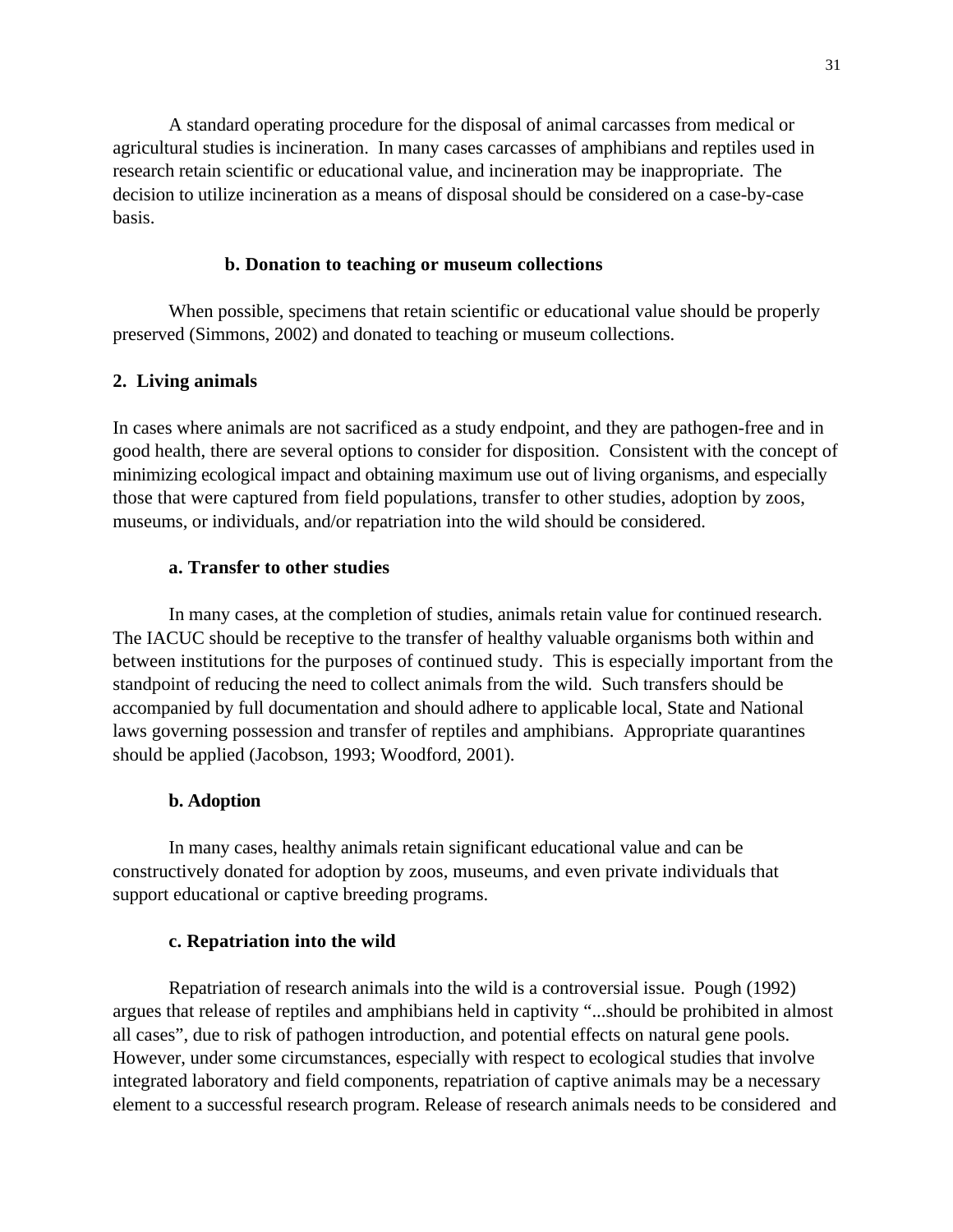A standard operating procedure for the disposal of animal carcasses from medical or agricultural studies is incineration. In many cases carcasses of amphibians and reptiles used in research retain scientific or educational value, and incineration may be inappropriate. The decision to utilize incineration as a means of disposal should be considered on a case-by-case basis.

#### b. Donation to teaching or museum collections

When possible, specimens that retain scientific or educational value should be properly preserved (Simmons, 2002) and donated to teaching or museum collections.

### 2. Living animals

In cases where animals are not sacrificed as a study endpoint, and they are pathogen-free and in good health, there are several options to consider for disposition. Consistent with the concept of minimizing ecological impact and obtaining maximum use out of living organisms, and especially those that were captured from field populations, transfer to other studies, adoption by zoos, museums, or individuals, and/or repatriation into the wild should be considered.

#### a. Transfer to other studies

In many cases, at the completion of studies, animals retain value for continued research. The IACUC should be receptive to the transfer of healthy valuable organisms both within and between institutions for the purposes of continued study. This is especially important from the standpoint of reducing the need to collect animals from the wild. Such transfers should be accompanied by full documentation and should adhere to applicable local, State and National laws governing possession and transfer of reptiles and amphibians. Appropriate quarantines should be applied (Jacobson, 1993; Woodford, 2001).

#### b. Adoption

In many cases, healthy animals retain significant educational value and can be constructively donated for adoption by zoos, museums, and even private individuals that support educational or captive breeding programs.

#### c. Repatriation into the wild

Repatriation of research animals into the wild is a controversial issue. Pough (1992) argues that release of reptiles and amphibians held in captivity "...should be prohibited in almost all cases", due to risk of pathogen introduction, and potential effects on natural gene pools. However, under some circumstances, especially with respect to ecological studies that involve integrated laboratory and field components, repatriation of captive animals may be a necessary element to a successful research program. Release of research animals needs to be considered and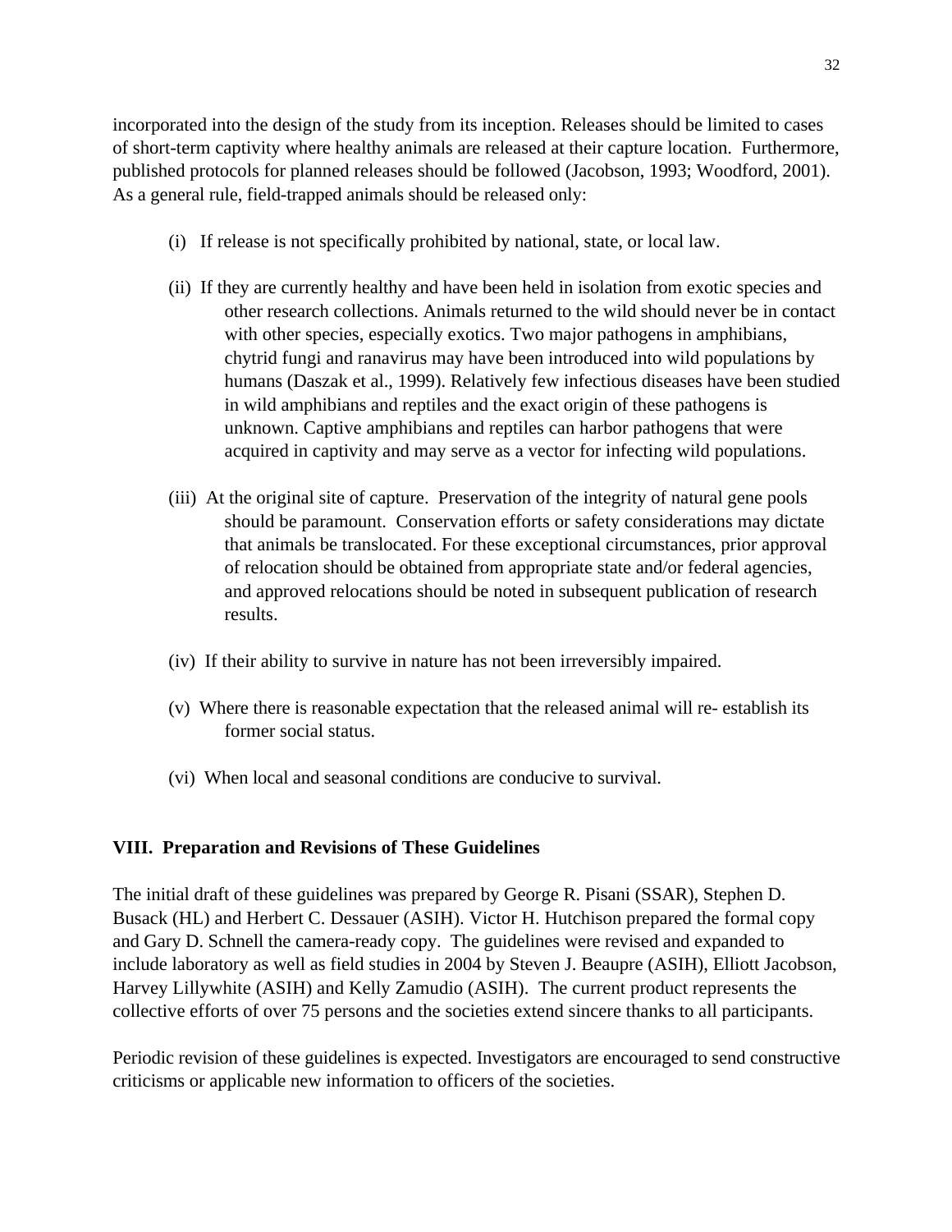incorporated into the design of the study from its inception. Releases should be limited to cases of short-term captivity where healthy animals are released at their capture location. Furthermore, published protocols for planned releases should be followed (Jacobson, 1993; Woodford, 2001). As a general rule, field-trapped animals should be released only:

(i) If release is not specifically prohibited by national, state, or local law.

(ii) If they are currently healthy and have been held in isolation from exotic species and other research collections. Animals returned to the wild should never be in contact with other species, especially exotics. Two major pathogens in amphibians, chytrid fungi and ranavirus may have been introduced into wild populations by humans (Daszak et al., 1999). Relatively few infectious diseases have been studied in wild amphibians and reptiles and the exact origin of these pathogens is unknown. Captive amphibians and reptiles can harbor pathogens that were acquired in captivity and may serve as a vector for infecting wild populations.

(iii) At the original site of capture. Preservation of the integrity of natural gene pools should be paramount. Conservation efforts or safety considerations may dictate that animals be translocated. For these exceptional circumstances, prior approval of relocation should be obtained from appropriate state and/or federal agencies, and approved relocations should be noted in subsequent publication of research results.

(iv) If their ability to survive in nature has not been irreversibly impaired.

(v) Where there is reasonable expectation that the released animal will re- establish its former social status.

(vi) When local and seasonal conditions are conducive to survival.

## VIII. Preparation and Revisions of These Guidelines

The initial draft of these guidelines was prepared by George R. Pisani (SSAR), Stephen D. Busack (HL) and Herbert C. Dessauer (ASIH). Victor H. Hutchison prepared the formal copy and Gary D. Schnell the camera-ready copy. The guidelines were revised and expanded to include laboratory as well as field studies in 2004 by Steven J. Beaupre (ASIH), Elliott Jacobson, Harvey Lillywhite (ASIH) and Kelly Zamudio (ASIH). The current product represents the collective efforts of over 75 persons and the societies extend sincere thanks to all participants.

Periodic revision of these guidelines is expected. Investigators are encouraged to send constructive criticisms or applicable new information to officers of the societies.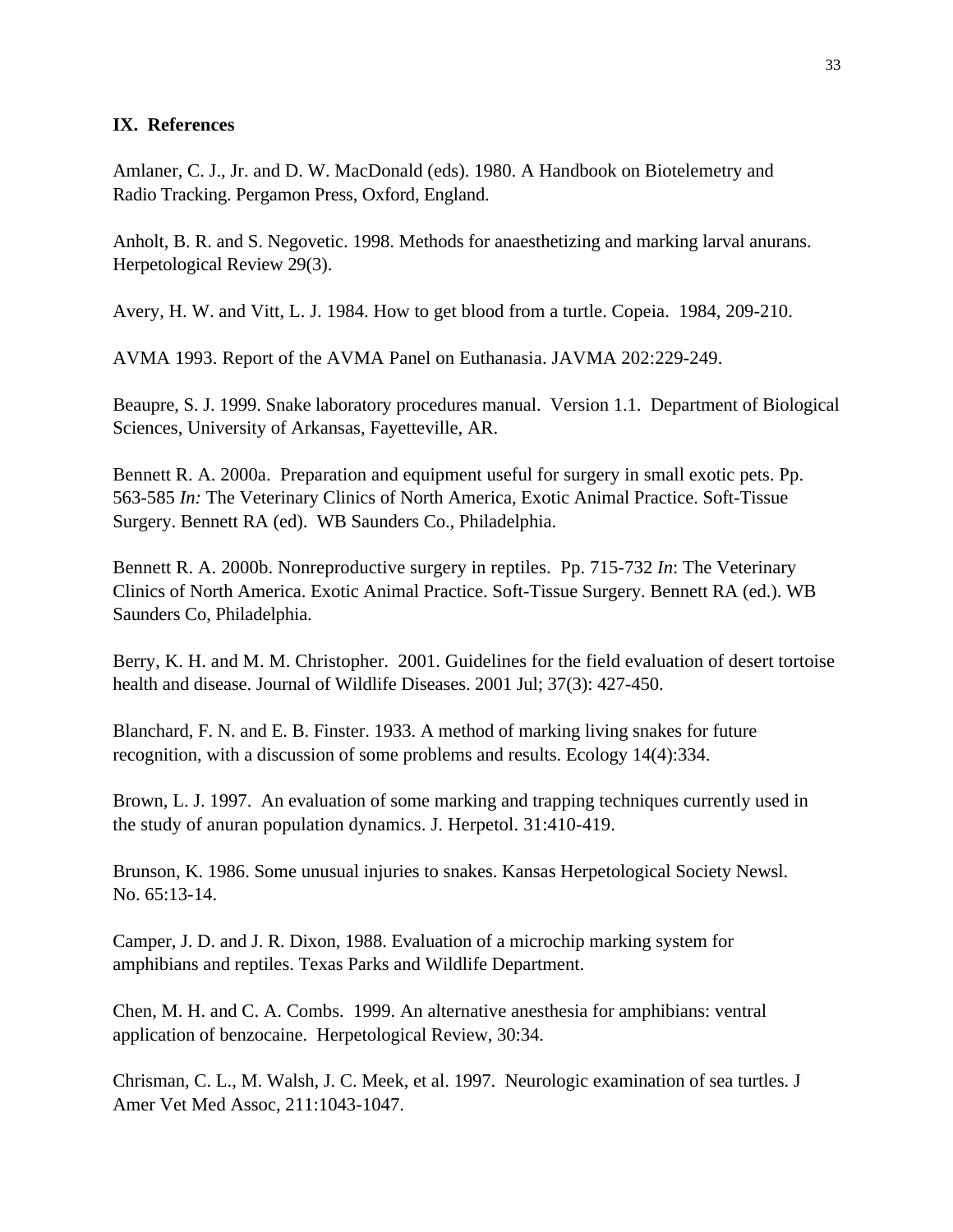## IX. References

Amlaner, C. J., Jr. and D. W. MacDonald (eds). 1980. A Handbook on Biotelemetry and Radio Tracking. Pergamon Press, Oxford, England.

Anholt, B. R. and S. Negovetic. 1998. Methods for anaesthetizing and marking larval anurans. Herpetological Review 29(3).

Avery, H. W. and Vitt, L. J. 1984. How to get blood from a turtle. Copeia. 1984, 209-210.

AVMA 1993. Report of the AVMA Panel on Euthanasia. JAVMA 202:229-249.

Beaupre, S. J. 1999. Snake laboratory procedures manual. Version 1.1. Department of Biological Sciences, University of Arkansas, Fayetteville, AR.

Bennett R. A. 2000a. Preparation and equipment useful for surgery in small exotic pets. Pp. 563-585 *In:* The Veterinary Clinics of North America, Exotic Animal Practice. Soft-Tissue Surgery. Bennett RA (ed). WB Saunders Co., Philadelphia.

Bennett R. A. 2000b. Nonreproductive surgery in reptiles. Pp. 715-732 *In*: The Veterinary Clinics of North America. Exotic Animal Practice. Soft-Tissue Surgery. Bennett RA (ed.). WB Saunders Co, Philadelphia.

Berry, K. H. and M. M. Christopher. 2001. Guidelines for the field evaluation of desert tortoise health and disease. Journal of Wildlife Diseases. 2001 Jul; 37(3): 427-450.

Blanchard, F. N. and E. B. Finster. 1933. A method of marking living snakes for future recognition, with a discussion of some problems and results. Ecology 14(4):334.

Brown, L. J. 1997. An evaluation of some marking and trapping techniques currently used in the study of anuran population dynamics. J. Herpetol. 31:410-419.

Brunson, K. 1986. Some unusual injuries to snakes. Kansas Herpetological Society Newsl. No. 65:13-14.

Camper, J. D. and J. R. Dixon, 1988. Evaluation of a microchip marking system for amphibians and reptiles. Texas Parks and Wildlife Department.

Chen, M. H. and C. A. Combs. 1999. An alternative anesthesia for amphibians: ventral application of benzocaine. Herpetological Review, 30:34.

Chrisman, C. L., M. Walsh, J. C. Meek, et al. 1997. Neurologic examination of sea turtles. J Amer Vet Med Assoc, 211:1043-1047.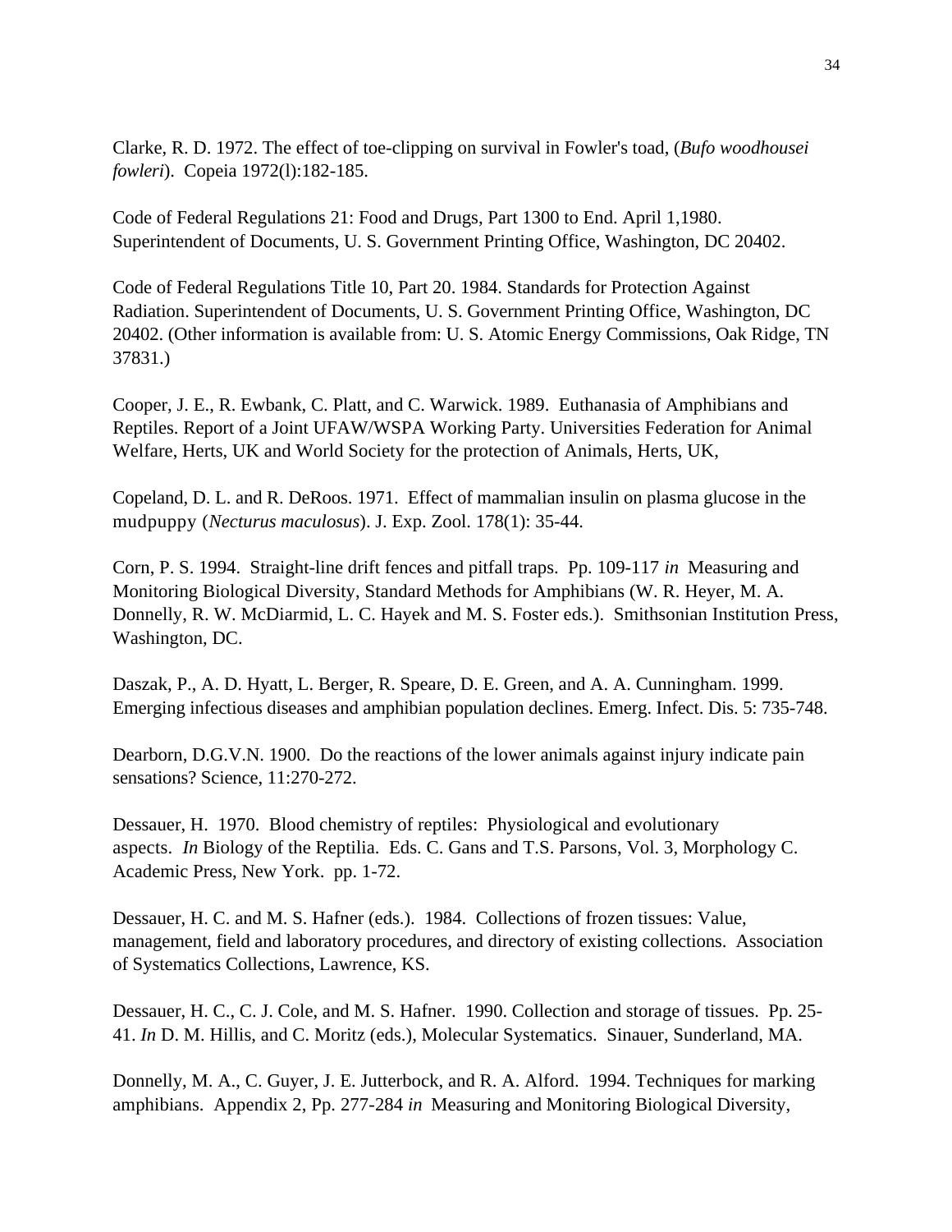Clarke, R. D. 1972. The effect of toe-clipping on survival in Fowler's toad, (*Bufo woodhousei fowleri*). Copeia 1972(l):182-185.

Code of Federal Regulations 21: Food and Drugs, Part 1300 to End. April 1,1980. Superintendent of Documents, U. S. Government Printing Office, Washington, DC 20402.

Code of Federal Regulations Title 10, Part 20. 1984. Standards for Protection Against Radiation. Superintendent of Documents, U. S. Government Printing Office, Washington, DC 20402. (Other information is available from: U. S. Atomic Energy Commissions, Oak Ridge, TN 37831.)

Cooper, J. E., R. Ewbank, C. Platt, and C. Warwick. 1989. Euthanasia of Amphibians and Reptiles. Report of a Joint UFAW/WSPA Working Party. Universities Federation for Animal Welfare, Herts, UK and World Society for the protection of Animals, Herts, UK,

Copeland, D. L. and R. DeRoos. 1971. Effect of mammalian insulin on plasma glucose in the mudpuppy (*Necturus maculosus*). J. Exp. Zool. 178(1): 35-44.

Corn, P. S. 1994. Straight-line drift fences and pitfall traps. Pp. 109-117 *in* Measuring and Monitoring Biological Diversity, Standard Methods for Amphibians (W. R. Heyer, M. A. Donnelly, R. W. McDiarmid, L. C. Hayek and M. S. Foster eds.). Smithsonian Institution Press, Washington, DC.

Daszak, P., A. D. Hyatt, L. Berger, R. Speare, D. E. Green, and A. A. Cunningham. 1999. Emerging infectious diseases and amphibian population declines. Emerg. Infect. Dis. 5: 735-748.

Dearborn, D.G.V.N. 1900. Do the reactions of the lower animals against injury indicate pain sensations? Science, 11:270-272.

Dessauer, H. 1970. Blood chemistry of reptiles: Physiological and evolutionary aspects. *In* Biology of the Reptilia. Eds. C. Gans and T.S. Parsons, Vol. 3, Morphology C. Academic Press, New York. pp. 1-72.

Dessauer, H. C. and M. S. Hafner (eds.). 1984. Collections of frozen tissues: Value, management, field and laboratory procedures, and directory of existing collections. Association of Systematics Collections, Lawrence, KS.

Dessauer, H. C., C. J. Cole, and M. S. Hafner. 1990. Collection and storage of tissues. Pp. 25-41. *In* D. M. Hillis, and C. Moritz (eds.), Molecular Systematics. Sinauer, Sunderland, MA.

Donnelly, M. A., C. Guyer, J. E. Jutterbock, and R. A. Alford. 1994. Techniques for marking amphibians. Appendix 2, Pp. 277-284 *in* Measuring and Monitoring Biological Diversity,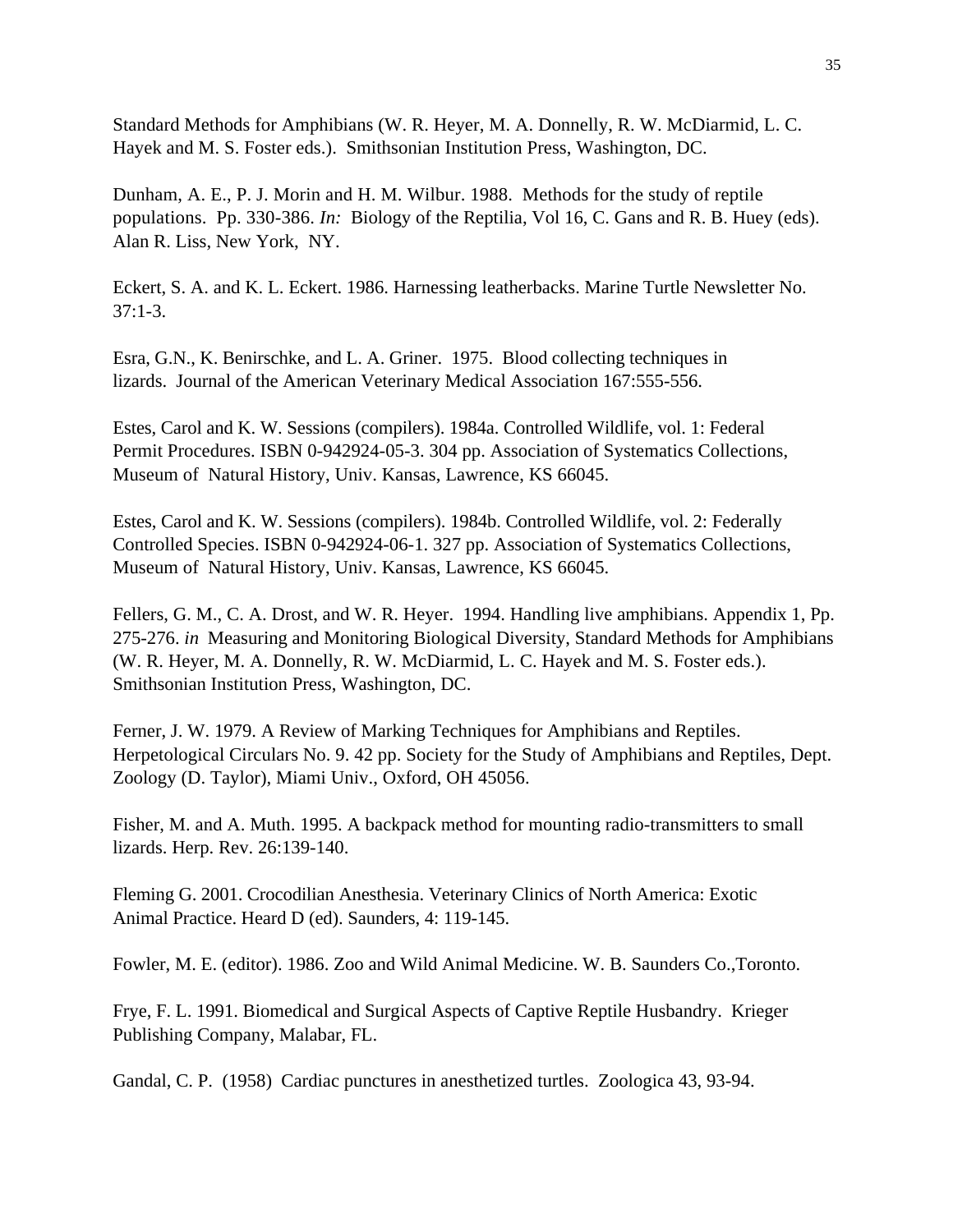Standard Methods for Amphibians (W. R. Heyer, M. A. Donnelly, R. W. McDiarmid, L. C. Hayek and M. S. Foster eds.). Smithsonian Institution Press, Washington, DC.

Dunham, A. E., P. J. Morin and H. M. Wilbur. 1988. Methods for the study of reptile populations. Pp. 330-386. *In:* Biology of the Reptilia, Vol 16, C. Gans and R. B. Huey (eds). Alan R. Liss, New York, NY.

Eckert, S. A. and K. L. Eckert. 1986. Harnessing leatherbacks. Marine Turtle Newsletter No. 37:1-3.

Esra, G.N., K. Benirschke, and L. A. Griner. 1975. Blood collecting techniques in lizards. Journal of the American Veterinary Medical Association 167:555-556.

Estes, Carol and K. W. Sessions (compilers). 1984a. Controlled Wildlife, vol. 1: Federal Permit Procedures. ISBN 0-942924-05-3. 304 pp. Association of Systematics Collections, Museum of Natural History, Univ. Kansas, Lawrence, KS 66045.

Estes, Carol and K. W. Sessions (compilers). 1984b. Controlled Wildlife, vol. 2: Federally Controlled Species. ISBN 0-942924-06-1. 327 pp. Association of Systematics Collections, Museum of Natural History, Univ. Kansas, Lawrence, KS 66045.

Fellers, G. M., C. A. Drost, and W. R. Heyer. 1994. Handling live amphibians. Appendix 1, Pp. 275-276. *in* Measuring and Monitoring Biological Diversity, Standard Methods for Amphibians (W. R. Heyer, M. A. Donnelly, R. W. McDiarmid, L. C. Hayek and M. S. Foster eds.). Smithsonian Institution Press, Washington, DC.

Ferner, J. W. 1979. A Review of Marking Techniques for Amphibians and Reptiles. Herpetological Circulars No. 9. 42 pp. Society for the Study of Amphibians and Reptiles, Dept. Zoology (D. Taylor), Miami Univ., Oxford, OH 45056.

Fisher, M. and A. Muth. 1995. A backpack method for mounting radio-transmitters to small lizards. Herp. Rev. 26:139-140.

Fleming G. 2001. Crocodilian Anesthesia. Veterinary Clinics of North America: Exotic Animal Practice. Heard D (ed). Saunders, 4: 119-145.

Fowler, M. E. (editor). 1986. Zoo and Wild Animal Medicine. W. B. Saunders Co.,Toronto.

Frye, F. L. 1991. Biomedical and Surgical Aspects of Captive Reptile Husbandry. Krieger Publishing Company, Malabar, FL.

Gandal, C. P. (1958) Cardiac punctures in anesthetized turtles. Zoologica 43, 93-94.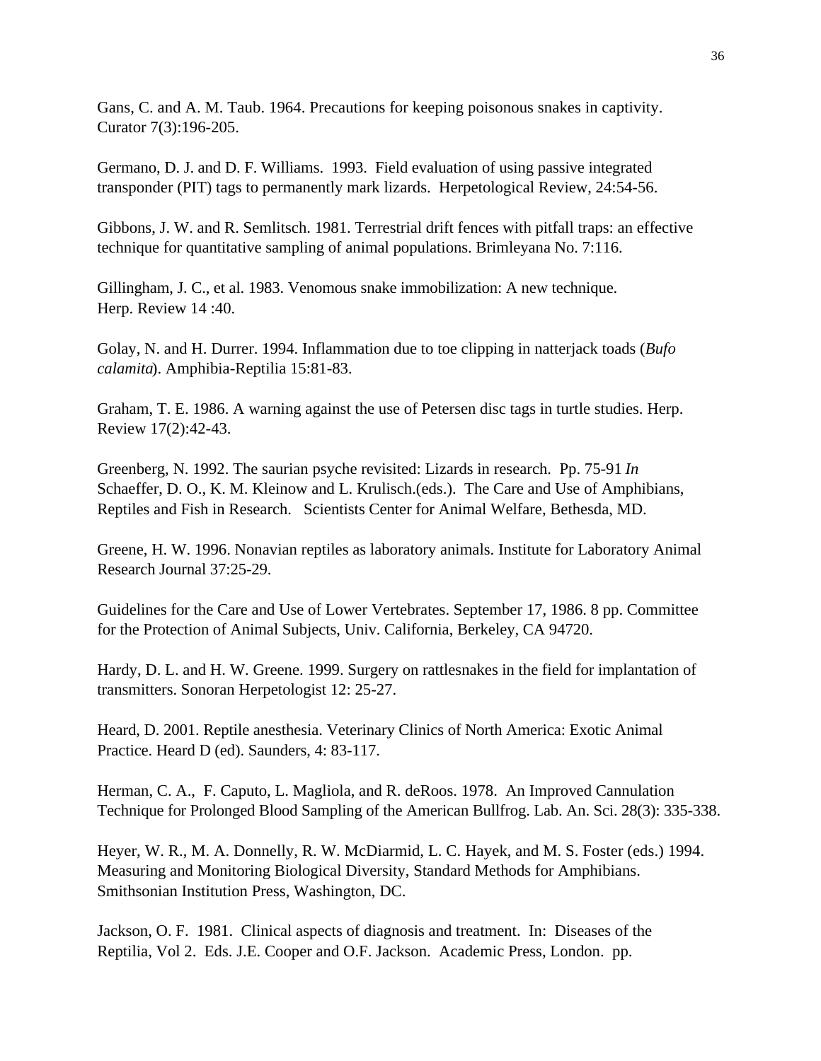Gans, C. and A. M. Taub. 1964. Precautions for keeping poisonous snakes in captivity. Curator 7(3):196-205.

Germano, D. J. and D. F. Williams. 1993. Field evaluation of using passive integrated transponder (PIT) tags to permanently mark lizards. Herpetological Review, 24:54-56.

Gibbons, J. W. and R. Semlitsch. 1981. Terrestrial drift fences with pitfall traps: an effective technique for quantitative sampling of animal populations. Brimleyana No. 7:116.

Gillingham, J. C., et al. 1983. Venomous snake immobilization: A new technique. Herp. Review 14 :40.

Golay, N. and H. Durrer. 1994. Inflammation due to toe clipping in natterjack toads (*Bufo calamita*). Amphibia-Reptilia 15:81-83.

Graham, T. E. 1986. A warning against the use of Petersen disc tags in turtle studies. Herp. Review 17(2):42-43.

Greenberg, N. 1992. The saurian psyche revisited: Lizards in research. Pp. 75-91 *In* Schaeffer, D. O., K. M. Kleinow and L. Krulisch.(eds.). The Care and Use of Amphibians, Reptiles and Fish in Research. Scientists Center for Animal Welfare, Bethesda, MD.

Greene, H. W. 1996. Nonavian reptiles as laboratory animals. Institute for Laboratory Animal Research Journal 37:25-29.

Guidelines for the Care and Use of Lower Vertebrates. September 17, 1986. 8 pp. Committee for the Protection of Animal Subjects, Univ. California, Berkeley, CA 94720.

Hardy, D. L. and H. W. Greene. 1999. Surgery on rattlesnakes in the field for implantation of transmitters. Sonoran Herpetologist 12: 25-27.

Heard, D. 2001. Reptile anesthesia. Veterinary Clinics of North America: Exotic Animal Practice. Heard D (ed). Saunders, 4: 83-117.

Herman, C. A., F. Caputo, L. Magliola, and R. deRoos. 1978. An Improved Cannulation Technique for Prolonged Blood Sampling of the American Bullfrog. Lab. An. Sci. 28(3): 335-338.

Heyer, W. R., M. A. Donnelly, R. W. McDiarmid, L. C. Hayek, and M. S. Foster (eds.) 1994. Measuring and Monitoring Biological Diversity, Standard Methods for Amphibians. Smithsonian Institution Press, Washington, DC.

Jackson, O. F. 1981. Clinical aspects of diagnosis and treatment. In: Diseases of the Reptilia, Vol 2. Eds. J.E. Cooper and O.F. Jackson. Academic Press, London. pp.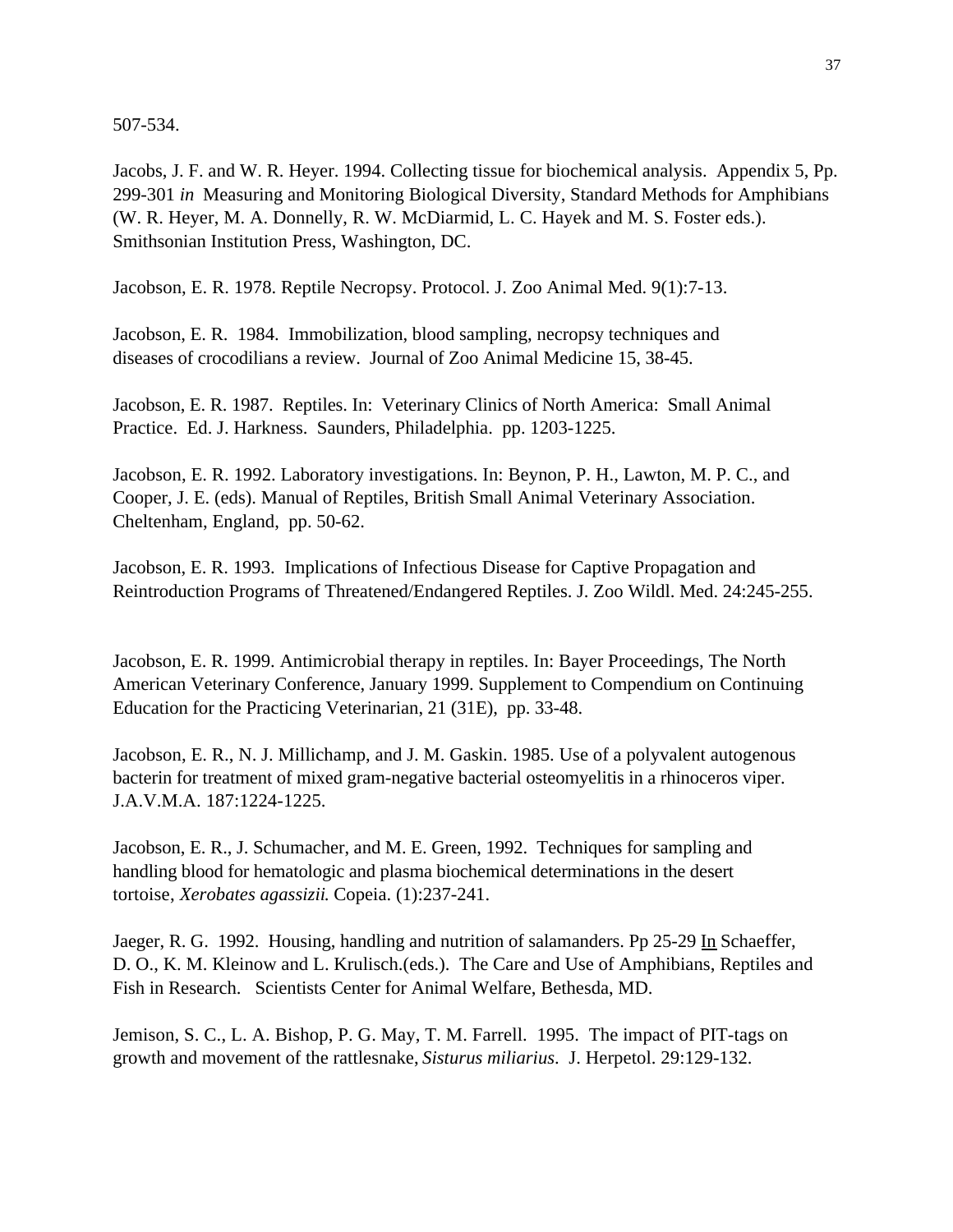507-534.

Jacobs, J. F. and W. R. Heyer. 1994. Collecting tissue for biochemical analysis. Appendix 5, Pp. 299-301 *in* Measuring and Monitoring Biological Diversity, Standard Methods for Amphibians (W. R. Heyer, M. A. Donnelly, R. W. McDiarmid, L. C. Hayek and M. S. Foster eds.). Smithsonian Institution Press, Washington, DC.

Jacobson, E. R. 1978. Reptile Necropsy. Protocol. J. Zoo Animal Med. 9(1):7-13.

Jacobson, E. R. 1984. Immobilization, blood sampling, necropsy techniques and diseases of crocodilians a review. Journal of Zoo Animal Medicine 15, 38-45.

Jacobson, E. R. 1987. Reptiles. In: Veterinary Clinics of North America: Small Animal Practice. Ed. J. Harkness. Saunders, Philadelphia. pp. 1203-1225.

Jacobson, E. R. 1992. Laboratory investigations. In: Beynon, P. H., Lawton, M. P. C., and Cooper, J. E. (eds). Manual of Reptiles, British Small Animal Veterinary Association. Cheltenham, England, pp. 50-62.

Jacobson, E. R. 1993. Implications of Infectious Disease for Captive Propagation and Reintroduction Programs of Threatened/Endangered Reptiles. J. Zoo Wildl. Med. 24:245-255.

Jacobson, E. R. 1999. Antimicrobial therapy in reptiles. In: Bayer Proceedings, The North American Veterinary Conference, January 1999. Supplement to Compendium on Continuing Education for the Practicing Veterinarian, 21 (31E), pp. 33-48.

Jacobson, E. R., N. J. Millichamp, and J. M. Gaskin. 1985. Use of a polyvalent autogenous bacterin for treatment of mixed gram-negative bacterial osteomyelitis in a rhinoceros viper. J.A.V.M.A. 187:1224-1225.

Jacobson, E. R., J. Schumacher, and M. E. Green, 1992. Techniques for sampling and handling blood for hematologic and plasma biochemical determinations in the desert tortoise, *Xerobates agassizii*. Copeia. (1):237-241.

Jaeger, R. G. 1992. Housing, handling and nutrition of salamanders. Pp 25-29 In Schaeffer, D. O., K. M. Kleinow and L. Krulisch.(eds.). The Care and Use of Amphibians, Reptiles and Fish in Research. Scientists Center for Animal Welfare, Bethesda, MD.

Jemison, S. C., L. A. Bishop, P. G. May, T. M. Farrell. 1995. The impact of PIT-tags on growth and movement of the rattlesnake, *Sisturus miliarius*. J. Herpetol. 29:129-132.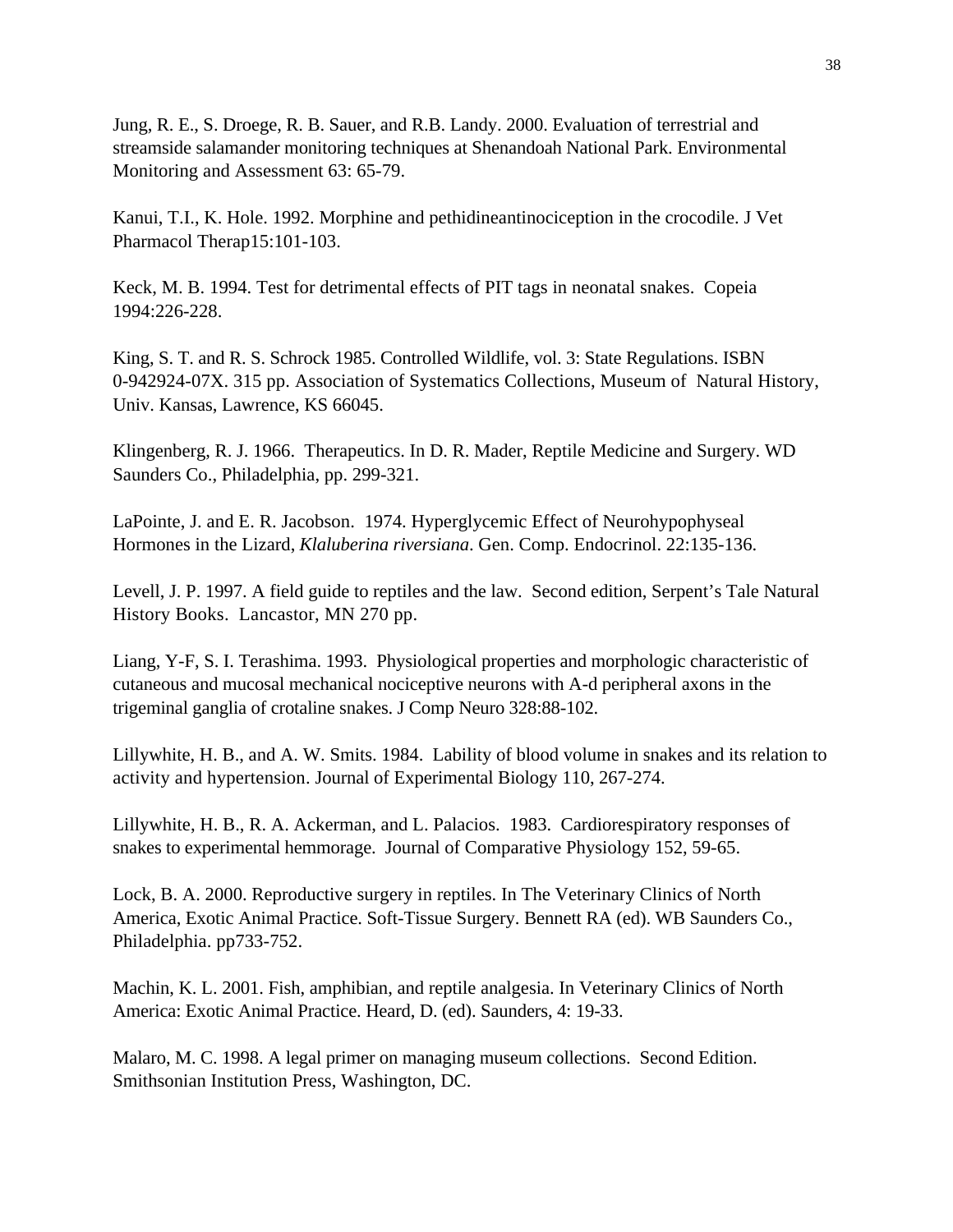Jung, R. E., S. Droege, R. B. Sauer, and R.B. Landy. 2000. Evaluation of terrestrial and streamside salamander monitoring techniques at Shenandoah National Park. Environmental Monitoring and Assessment 63: 65-79.

Kanui, T.I., K. Hole. 1992. Morphine and pethidineantinociception in the crocodile. J Vet Pharmacol Therap15:101-103.

Keck, M. B. 1994. Test for detrimental effects of PIT tags in neonatal snakes. Copeia 1994:226-228.

King, S. T. and R. S. Schrock 1985. Controlled Wildlife, vol. 3: State Regulations. ISBN 0-942924-07X. 315 pp. Association of Systematics Collections, Museum of Natural History, Univ. Kansas, Lawrence, KS 66045.

Klingenberg, R. J. 1966. Therapeutics. In D. R. Mader, Reptile Medicine and Surgery. WD Saunders Co., Philadelphia, pp. 299-321.

LaPointe, J. and E. R. Jacobson. 1974. Hyperglycemic Effect of Neurohypophyseal Hormones in the Lizard, *Klaluberina riversiana*. Gen. Comp. Endocrinol. 22:135-136.

Levell, J. P. 1997. A field guide to reptiles and the law. Second edition, Serpent's Tale Natural History Books. Lancastor, MN 270 pp.

Liang, Y-F, S. I. Terashima. 1993. Physiological properties and morphologic characteristic of cutaneous and mucosal mechanical nociceptive neurons with A-d peripheral axons in the trigeminal ganglia of crotaline snakes. J Comp Neuro 328:88-102.

Lillywhite, H. B., and A. W. Smits. 1984. Lability of blood volume in snakes and its relation to activity and hypertension. Journal of Experimental Biology 110, 267-274.

Lillywhite, H. B., R. A. Ackerman, and L. Palacios. 1983. Cardiorespiratory responses of snakes to experimental hemmorage. Journal of Comparative Physiology 152, 59-65.

Lock, B. A. 2000. Reproductive surgery in reptiles. In The Veterinary Clinics of North America, Exotic Animal Practice. Soft-Tissue Surgery. Bennett RA (ed). WB Saunders Co., Philadelphia. pp733-752.

Machin, K. L. 2001. Fish, amphibian, and reptile analgesia. In Veterinary Clinics of North America: Exotic Animal Practice. Heard, D. (ed). Saunders, 4: 19-33.

Malaro, M. C. 1998. A legal primer on managing museum collections. Second Edition. Smithsonian Institution Press, Washington, DC.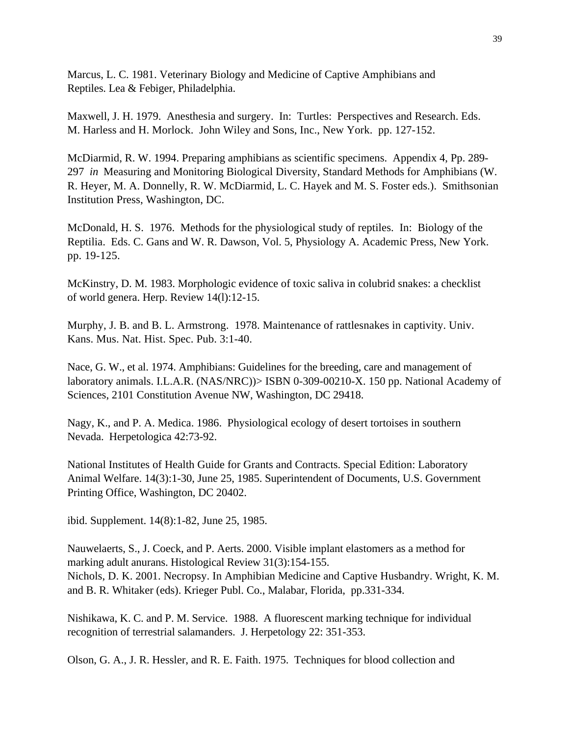Marcus, L. C. 1981. Veterinary Biology and Medicine of Captive Amphibians and Reptiles. Lea & Febiger, Philadelphia.

Maxwell, J. H. 1979. Anesthesia and surgery. In: Turtles: Perspectives and Research. Eds. M. Harless and H. Morlock. John Wiley and Sons, Inc., New York. pp. 127-152.

McDiarmid, R. W. 1994. Preparing amphibians as scientific specimens. Appendix 4, Pp. 289-297 *in* Measuring and Monitoring Biological Diversity, Standard Methods for Amphibians (W. R. Heyer, M. A. Donnelly, R. W. McDiarmid, L. C. Hayek and M. S. Foster eds.). Smithsonian Institution Press, Washington, DC.

McDonald, H. S. 1976. Methods for the physiological study of reptiles. In: Biology of the Reptilia. Eds. C. Gans and W. R. Dawson, Vol. 5, Physiology A. Academic Press, New York. pp. 19-125.

McKinstry, D. M. 1983. Morphologic evidence of toxic saliva in colubrid snakes: a checklist of world genera. Herp. Review 14(l):12-15.

Murphy, J. B. and B. L. Armstrong. 1978. Maintenance of rattlesnakes in captivity. Univ. Kans. Mus. Nat. Hist. Spec. Pub. 3:1-40.

Nace, G. W., et al. 1974. Amphibians: Guidelines for the breeding, care and management of laboratory animals. I.L.A.R. (NAS/NRC))> ISBN 0-309-00210-X. 150 pp. National Academy of Sciences, 2101 Constitution Avenue NW, Washington, DC 29418.

Nagy, K., and P. A. Medica. 1986. Physiological ecology of desert tortoises in southern Nevada. Herpetologica 42:73-92.

National Institutes of Health Guide for Grants and Contracts. Special Edition: Laboratory Animal Welfare. 14(3):1-30, June 25, 1985. Superintendent of Documents, U.S. Government Printing Office, Washington, DC 20402.

ibid. Supplement. 14(8):1-82, June 25, 1985.

Nauwelaerts, S., J. Coeck, and P. Aerts. 2000. Visible implant elastomers as a method for marking adult anurans. Histological Review 31(3):154-155.

Nichols, D. K. 2001. Necropsy. In Amphibian Medicine and Captive Husbandry. Wright, K. M. and B. R. Whitaker (eds). Krieger Publ. Co., Malabar, Florida, pp.331-334.

Nishikawa, K. C. and P. M. Service. 1988. A fluorescent marking technique for individual recognition of terrestrial salamanders. J. Herpetology 22: 351-353.

Olson, G. A., J. R. Hessler, and R. E. Faith. 1975. Techniques for blood collection and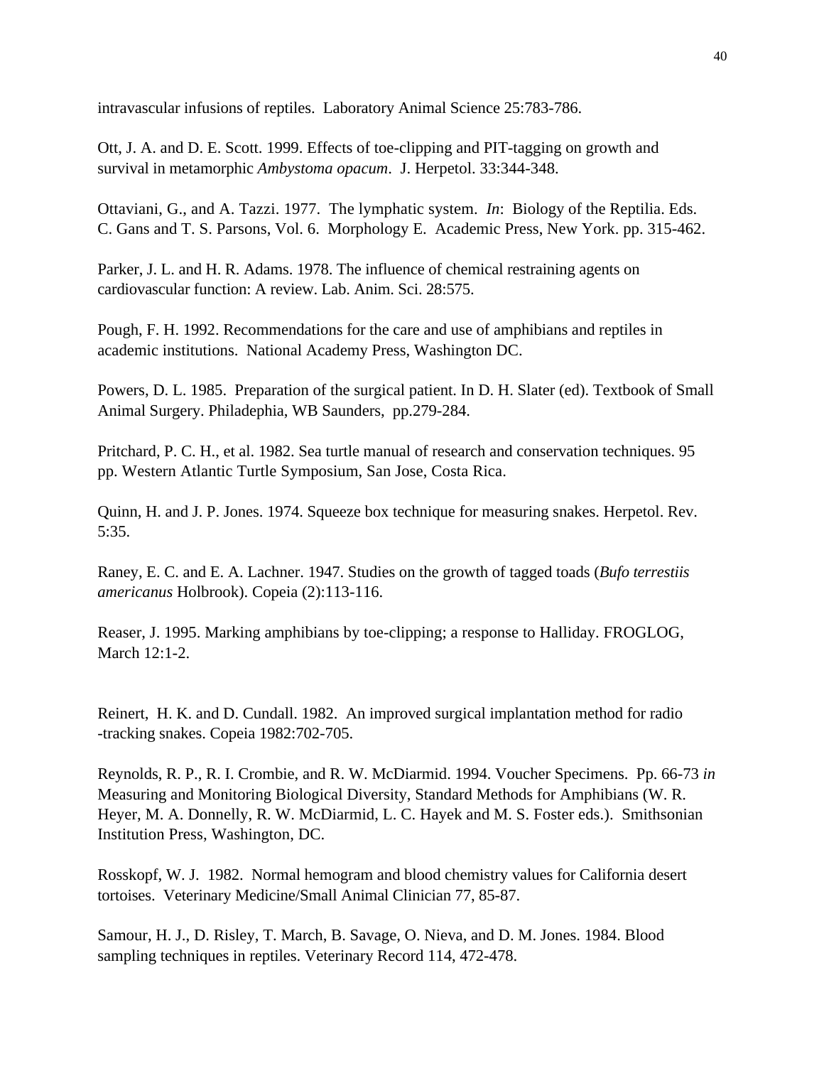intravascular infusions of reptiles. Laboratory Animal Science 25:783-786.

Ott, J. A. and D. E. Scott. 1999. Effects of toe-clipping and PIT-tagging on growth and survival in metamorphic *Ambystoma opacum*. J. Herpetol. 33:344-348.

Ottaviani, G., and A. Tazzi. 1977. The lymphatic system. *In*: Biology of the Reptilia. Eds. C. Gans and T. S. Parsons, Vol. 6. Morphology E. Academic Press, New York. pp. 315-462.

Parker, J. L. and H. R. Adams. 1978. The influence of chemical restraining agents on cardiovascular function: A review. Lab. Anim. Sci. 28:575.

Pough, F. H. 1992. Recommendations for the care and use of amphibians and reptiles in academic institutions. National Academy Press, Washington DC.

Powers, D. L. 1985. Preparation of the surgical patient. In D. H. Slater (ed). Textbook of Small Animal Surgery. Philadephia, WB Saunders, pp.279-284.

Pritchard, P. C. H., et al. 1982. Sea turtle manual of research and conservation techniques. 95 pp. Western Atlantic Turtle Symposium, San Jose, Costa Rica.

Quinn, H. and J. P. Jones. 1974. Squeeze box technique for measuring snakes. Herpetol. Rev. 5:35.

Raney, E. C. and E. A. Lachner. 1947. Studies on the growth of tagged toads (*Bufo terrestiis americanus* Holbrook). Copeia (2):113-116.

Reaser, J. 1995. Marking amphibians by toe-clipping; a response to Halliday. FROGLOG, March 12:1-2.

Reinert, H. K. and D. Cundall. 1982. An improved surgical implantation method for radio -tracking snakes. Copeia 1982:702-705.

Reynolds, R. P., R. I. Crombie, and R. W. McDiarmid. 1994. Voucher Specimens. Pp. 66-73 *in* Measuring and Monitoring Biological Diversity, Standard Methods for Amphibians (W. R. Heyer, M. A. Donnelly, R. W. McDiarmid, L. C. Hayek and M. S. Foster eds.). Smithsonian Institution Press, Washington, DC.

Rosskopf, W. J. 1982. Normal hemogram and blood chemistry values for California desert tortoises. Veterinary Medicine/Small Animal Clinician 77, 85-87.

Samour, H. J., D. Risley, T. March, B. Savage, O. Nieva, and D. M. Jones. 1984. Blood sampling techniques in reptiles. Veterinary Record 114, 472-478.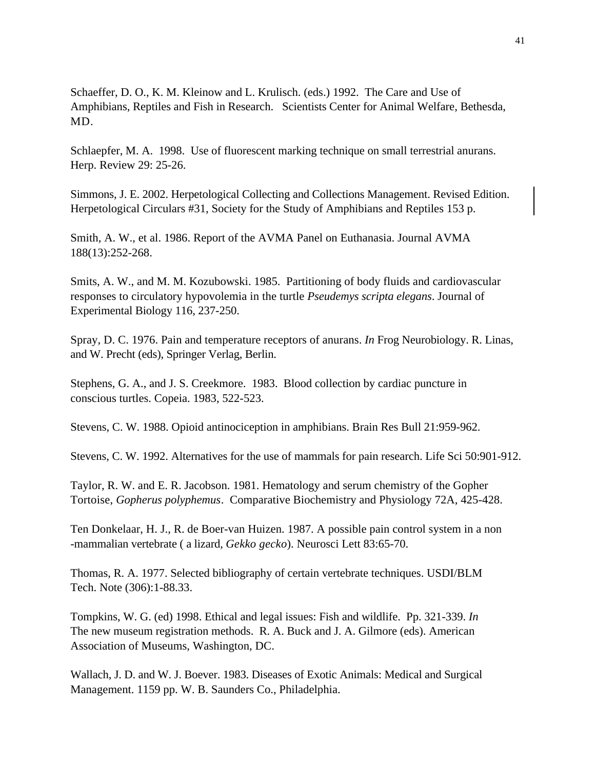Schaeffer, D. O., K. M. Kleinow and L. Krulisch. (eds.) 1992. The Care and Use of Amphibians, Reptiles and Fish in Research. Scientists Center for Animal Welfare, Bethesda, MD.

Schlaepfer, M. A. 1998. Use of fluorescent marking technique on small terrestrial anurans. Herp. Review 29: 25-26.

Simmons, J. E. 2002. Herpetological Collecting and Collections Management. Revised Edition. Herpetological Circulars #31, Society for the Study of Amphibians and Reptiles 153 p.

Smith, A. W., et al. 1986. Report of the AVMA Panel on Euthanasia. Journal AVMA 188(13):252-268.

Smits, A. W., and M. M. Kozubowski. 1985. Partitioning of body fluids and cardiovascular responses to circulatory hypovolemia in the turtle *Pseudemys scripta elegans*. Journal of Experimental Biology 116, 237-250.

Spray, D. C. 1976. Pain and temperature receptors of anurans. *In* Frog Neurobiology. R. Linas, and W. Precht (eds), Springer Verlag, Berlin.

Stephens, G. A., and J. S. Creekmore. 1983. Blood collection by cardiac puncture in conscious turtles. Copeia. 1983, 522-523.

Stevens, C. W. 1988. Opioid antinociception in amphibians. Brain Res Bull 21:959-962.

Stevens, C. W. 1992. Alternatives for the use of mammals for pain research. Life Sci 50:901-912.

Taylor, R. W. and E. R. Jacobson. 1981. Hematology and serum chemistry of the Gopher Tortoise, *Gopherus polyphemus*. Comparative Biochemistry and Physiology 72A, 425-428.

Ten Donkelaar, H. J., R. de Boer-van Huizen. 1987. A possible pain control system in a non -mammalian vertebrate ( a lizard, *Gekko gecko*). Neurosci Lett 83:65-70.

Thomas, R. A. 1977. Selected bibliography of certain vertebrate techniques. USDI/BLM Tech. Note (306):1-88.33.

Tompkins, W. G. (ed) 1998. Ethical and legal issues: Fish and wildlife. Pp. 321-339. *In* The new museum registration methods. R. A. Buck and J. A. Gilmore (eds). American Association of Museums, Washington, DC.

Wallach, J. D. and W. J. Boever. 1983. Diseases of Exotic Animals: Medical and Surgical Management. 1159 pp. W. B. Saunders Co., Philadelphia.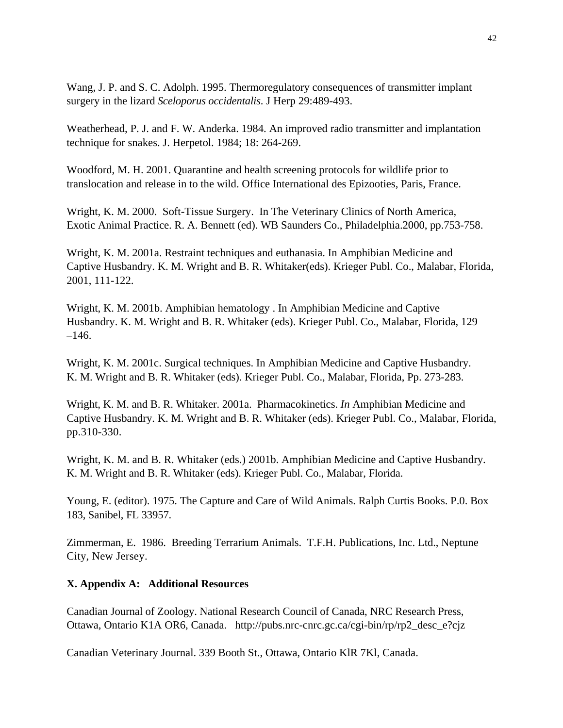Wang, J. P. and S. C. Adolph. 1995. Thermoregulatory consequences of transmitter implant surgery in the lizard *Sceloporus occidentalis*. J Herp 29:489-493.

Weatherhead, P. J. and F. W. Anderka. 1984. An improved radio transmitter and implantation technique for snakes. J. Herpetol. 1984; 18: 264-269.

Woodford, M. H. 2001. Quarantine and health screening protocols for wildlife prior to translocation and release in to the wild. Office International des Epizooties, Paris, France.

Wright, K. M. 2000. Soft-Tissue Surgery. In The Veterinary Clinics of North America, Exotic Animal Practice. R. A. Bennett (ed). WB Saunders Co., Philadelphia.2000, pp.753-758.

Wright, K. M. 2001a. Restraint techniques and euthanasia. In Amphibian Medicine and Captive Husbandry. K. M. Wright and B. R. Whitaker(eds). Krieger Publ. Co., Malabar, Florida, 2001, 111-122.

Wright, K. M. 2001b. Amphibian hematology . In Amphibian Medicine and Captive Husbandry. K. M. Wright and B. R. Whitaker (eds). Krieger Publ. Co., Malabar, Florida, 129 –146.

Wright, K. M. 2001c. Surgical techniques. In Amphibian Medicine and Captive Husbandry. K. M. Wright and B. R. Whitaker (eds). Krieger Publ. Co., Malabar, Florida, Pp. 273-283.

Wright, K. M. and B. R. Whitaker. 2001a. Pharmacokinetics. *In* Amphibian Medicine and Captive Husbandry. K. M. Wright and B. R. Whitaker (eds). Krieger Publ. Co., Malabar, Florida, pp.310-330.

Wright, K. M. and B. R. Whitaker (eds.) 2001b. Amphibian Medicine and Captive Husbandry. K. M. Wright and B. R. Whitaker (eds). Krieger Publ. Co., Malabar, Florida.

Young, E. (editor). 1975. The Capture and Care of Wild Animals. Ralph Curtis Books. P.0. Box 183, Sanibel, FL 33957.

Zimmerman, E. 1986. Breeding Terrarium Animals. T.F.H. Publications, Inc. Ltd., Neptune City, New Jersey.

## X. Appendix A: Additional Resources

Canadian Journal of Zoology. National Research Council of Canada, NRC Research Press, Ottawa, Ontario K1A OR6, Canada. http://pubs.nrc-cnrc.gc.ca/cgi-bin/rp/rp2_desc_e?cjz

Canadian Veterinary Journal. 339 Booth St., Ottawa, Ontario KlR 7Kl, Canada.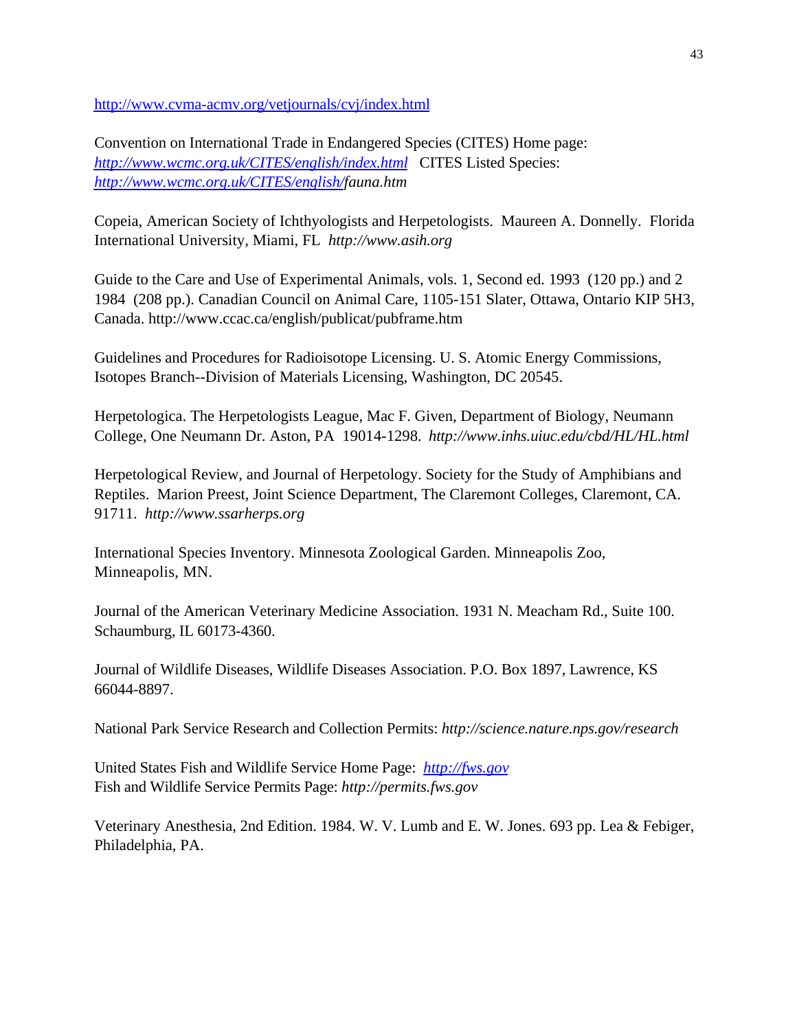http://www.cvma-acmv.org/vetjournals/cvj/index.html

Convention on International Trade in Endangered Species (CITES) Home page: *http://www.wcmc.org.uk/CITES/english/index.html* CITES Listed Species: *http://www.wcmc.org.uk/CITES/english/fauna.htm*

Copeia, American Society of Ichthyologists and Herpetologists. Maureen A. Donnelly. Florida International University, Miami, FL *http://www.asih.org*

Guide to the Care and Use of Experimental Animals, vols. 1, Second ed. 1993 (120 pp.) and 2 1984 (208 pp.). Canadian Council on Animal Care, 1105-151 Slater, Ottawa, Ontario KIP 5H3, Canada. http://www.ccac.ca/english/publicat/pubframe.htm

Guidelines and Procedures for Radioisotope Licensing. U. S. Atomic Energy Commissions, Isotopes Branch--Division of Materials Licensing, Washington, DC 20545.

Herpetologica. The Herpetologists League, Mac F. Given, Department of Biology, Neumann College, One Neumann Dr. Aston, PA 19014-1298. *http://www.inhs.uiuc.edu/cbd/HL/HL.html*

Herpetological Review, and Journal of Herpetology. Society for the Study of Amphibians and Reptiles. Marion Preest, Joint Science Department, The Claremont Colleges, Claremont, CA. 91711. *http://www.ssarherps.org*

International Species Inventory. Minnesota Zoological Garden. Minneapolis Zoo, Minneapolis, MN.

Journal of the American Veterinary Medicine Association. 1931 N. Meacham Rd., Suite 100. Schaumburg, IL 60173-4360.

Journal of Wildlife Diseases, Wildlife Diseases Association. P.O. Box 1897, Lawrence, KS 66044-8897.

National Park Service Research and Collection Permits: *http://science.nature.nps.gov/research*

United States Fish and Wildlife Service Home Page: *http://fws.gov*
Fish and Wildlife Service Permits Page: *http://permits.fws.gov*

Veterinary Anesthesia, 2nd Edition. 1984. W. V. Lumb and E. W. Jones. 693 pp. Lea & Febiger, Philadelphia, PA.